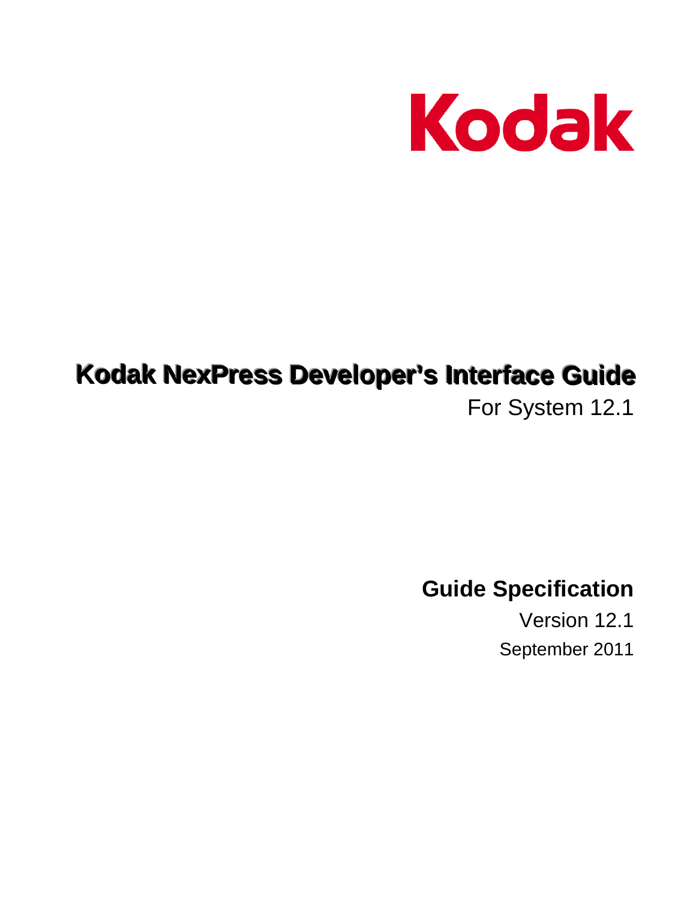Kodak

# Kodak NexPress Developer's Interface Guide

For System 12.1

## Guide Specification

Version 12.1

September 2011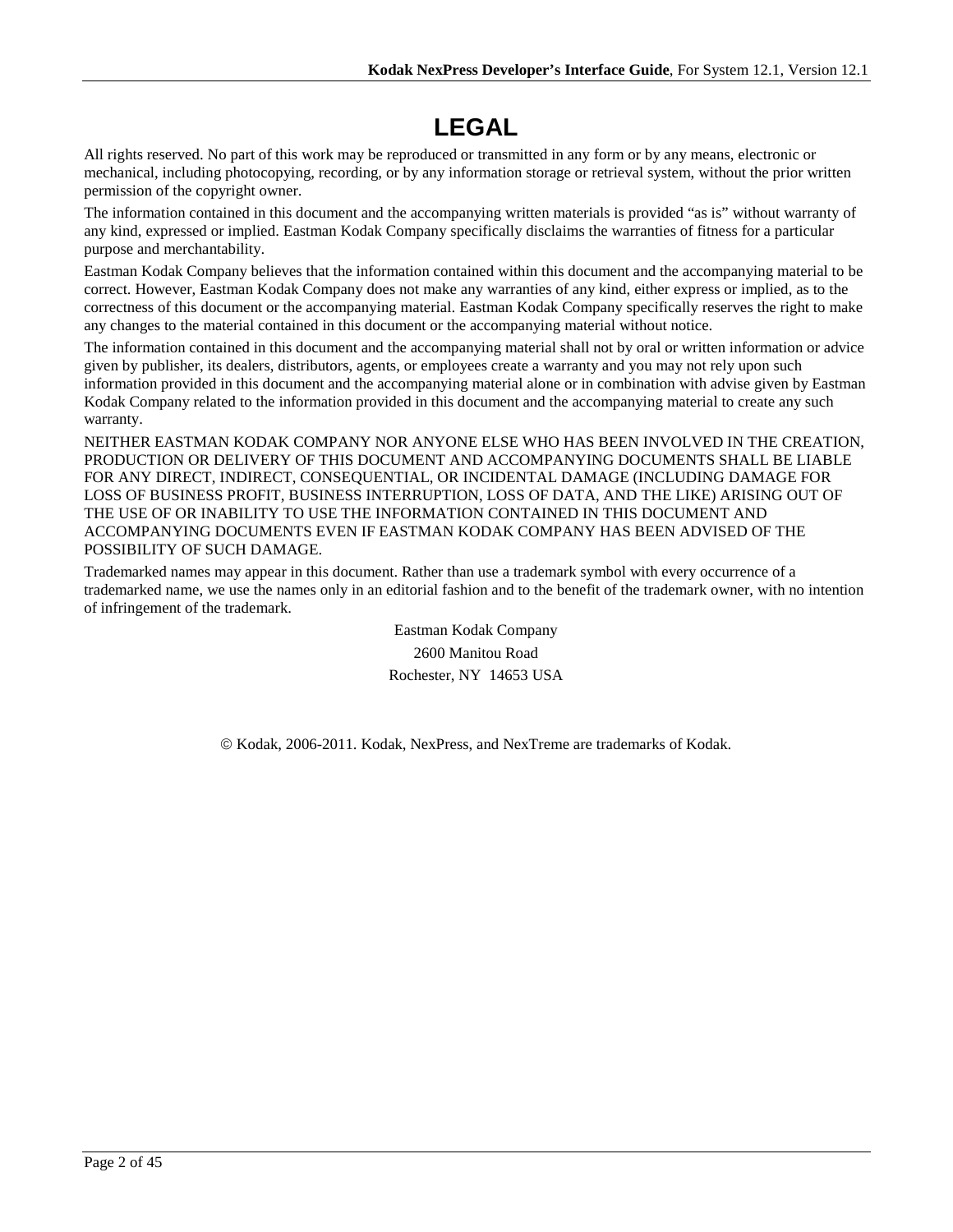# LEGAL

All rights reserved. No part of this work may be reproduced or transmitted in any form or by any means, electronic or mechanical, including photocopying, recording, or by any information storage or retrieval system, without the prior written permission of the copyright owner.

The information contained in this document and the accompanying written materials is provided “as is” without warranty of any kind, expressed or implied. Eastman Kodak Company specifically disclaims the warranties of fitness for a particular purpose and merchantability.

Eastman Kodak Company believes that the information contained within this document and the accompanying material to be correct. However, Eastman Kodak Company does not make any warranties of any kind, either express or implied, as to the correctness of this document or the accompanying material. Eastman Kodak Company specifically reserves the right to make any changes to the material contained in this document or the accompanying material without notice.

The information contained in this document and the accompanying material shall not by oral or written information or advice given by publisher, its dealers, distributors, agents, or employees create a warranty and you may not rely upon such information provided in this document and the accompanying material alone or in combination with advise given by Eastman Kodak Company related to the information provided in this document and the accompanying material to create any such warranty.

NEITHER EASTMAN KODAK COMPANY NOR ANYONE ELSE WHO HAS BEEN INVOLVED IN THE CREATION, PRODUCTION OR DELIVERY OF THIS DOCUMENT AND ACCOMPANYING DOCUMENTS SHALL BE LIABLE FOR ANY DIRECT, INDIRECT, CONSEQUENTIAL, OR INCIDENTAL DAMAGE (INCLUDING DAMAGE FOR LOSS OF BUSINESS PROFIT, BUSINESS INTERRUPTION, LOSS OF DATA, AND THE LIKE) ARISING OUT OF THE USE OF OR INABILITY TO USE THE INFORMATION CONTAINED IN THIS DOCUMENT AND ACCOMPANYING DOCUMENTS EVEN IF EASTMAN KODAK COMPANY HAS BEEN ADVISED OF THE POSSIBILITY OF SUCH DAMAGE.

Trademarked names may appear in this document. Rather than use a trademark symbol with every occurrence of a trademarked name, we use the names only in an editorial fashion and to the benefit of the trademark owner, with no intention of infringement of the trademark.

Eastman Kodak Company

2600 Manitou Road

Rochester, NY 14653 USA

© Kodak, 2006-2011. Kodak, NexPress, and NexTreme are trademarks of Kodak.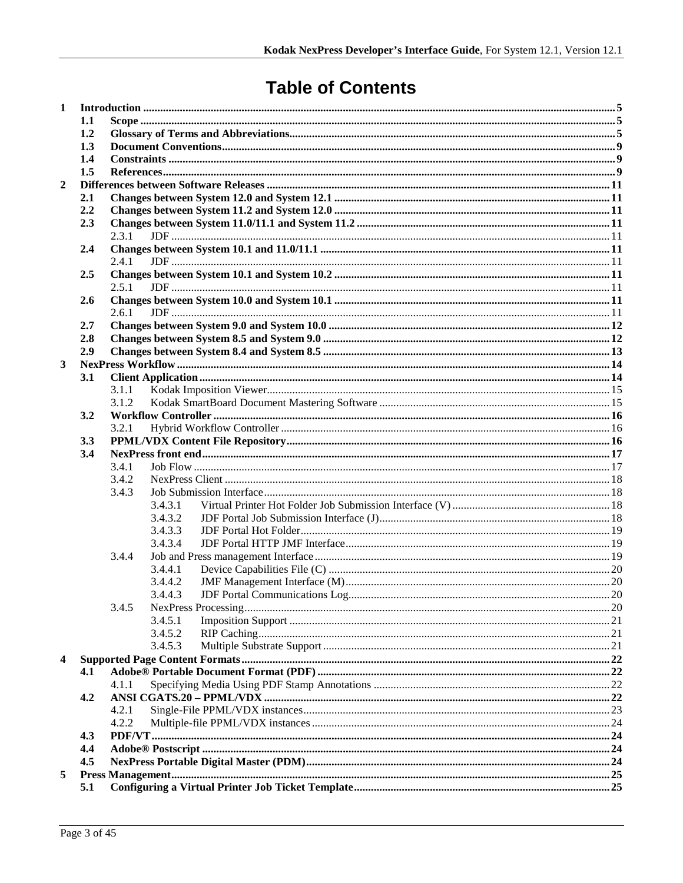# Table of Contents

- **1 Introduction** ..... 5
  - **1.1 Scope** ..... 5
  - **1.2 Glossary of Terms and Abbreviations** ..... 5
  - **1.3 Document Conventions** ..... 9
  - **1.4 Constraints** ..... 9
  - **1.5 References** ..... 9
- **2 Differences between Software Releases** ..... 11
  - **2.1 Changes between System 12.0 and System 12.1** ..... 11
  - **2.2 Changes between System 11.2 and System 12.0** ..... 11
  - **2.3 Changes between System 11.0/11.1 and System 11.2** ..... 11
    - 2.3.1 JDF ..... 11
  - **2.4 Changes between System 10.1 and 11.0/11.1** ..... 11
    - 2.4.1 JDF ..... 11
  - **2.5 Changes between System 10.1 and System 10.2** ..... 11
    - 2.5.1 JDF ..... 11
  - **2.6 Changes between System 10.0 and System 10.1** ..... 11
    - 2.6.1 JDF ..... 11
  - **2.7 Changes between System 9.0 and System 10.0** ..... 12
  - **2.8 Changes between System 8.5 and System 9.0** ..... 12
  - **2.9 Changes between System 8.4 and System 8.5** ..... 13
- **3 NexPress Workflow** ..... 14
  - **3.1 Client Application** ..... 14
    - 3.1.1 Kodak Imposition Viewer ..... 15
    - 3.1.2 Kodak SmartBoard Document Mastering Software ..... 15
  - **3.2 Workflow Controller** ..... 16
    - 3.2.1 Hybrid Workflow Controller ..... 16
  - **3.3 PPML/VDX Content File Repository** ..... 16
  - **3.4 NexPress front end** ..... 17
    - 3.4.1 Job Flow ..... 17
    - 3.4.2 NexPress Client ..... 18
    - 3.4.3 Job Submission Interface ..... 18
      - 3.4.3.1 Virtual Printer Hot Folder Job Submission Interface (V) ..... 18
      - 3.4.3.2 JDF Portal Job Submission Interface (J) ..... 18
      - 3.4.3.3 JDF Portal Hot Folder ..... 19
      - 3.4.3.4 JDF Portal HTTP JMF Interface ..... 19
    - 3.4.4 Job and Press management Interface ..... 19
      - 3.4.4.1 Device Capabilities File (C) ..... 20
      - 3.4.4.2 JMF Management Interface (M) ..... 20
      - 3.4.4.3 JDF Portal Communications Log ..... 20
    - 3.4.5 NexPress Processing ..... 20
      - 3.4.5.1 Imposition Support ..... 21
      - 3.4.5.2 RIP Caching ..... 21
      - 3.4.5.3 Multiple Substrate Support ..... 21
- **4 Supported Page Content Formats** ..... 22
  - **4.1 Adobe® Portable Document Format (PDF)** ..... 22
    - 4.1.1 Specifying Media Using PDF Stamp Annotations ..... 22
  - **4.2 ANSI CGATS.20 – PPML/VDX** ..... 22
    - 4.2.1 Single-File PPML/VDX instances ..... 23
    - 4.2.2 Multiple-file PPML/VDX instances ..... 24
  - **4.3 PDF/VT** ..... 24
  - **4.4 Adobe® Postscript** ..... 24
  - **4.5 NexPress Portable Digital Master (PDM)** ..... 24
- **5 Press Management** ..... 25
  - **5.1 Configuring a Virtual Printer Job Ticket Template** ..... 25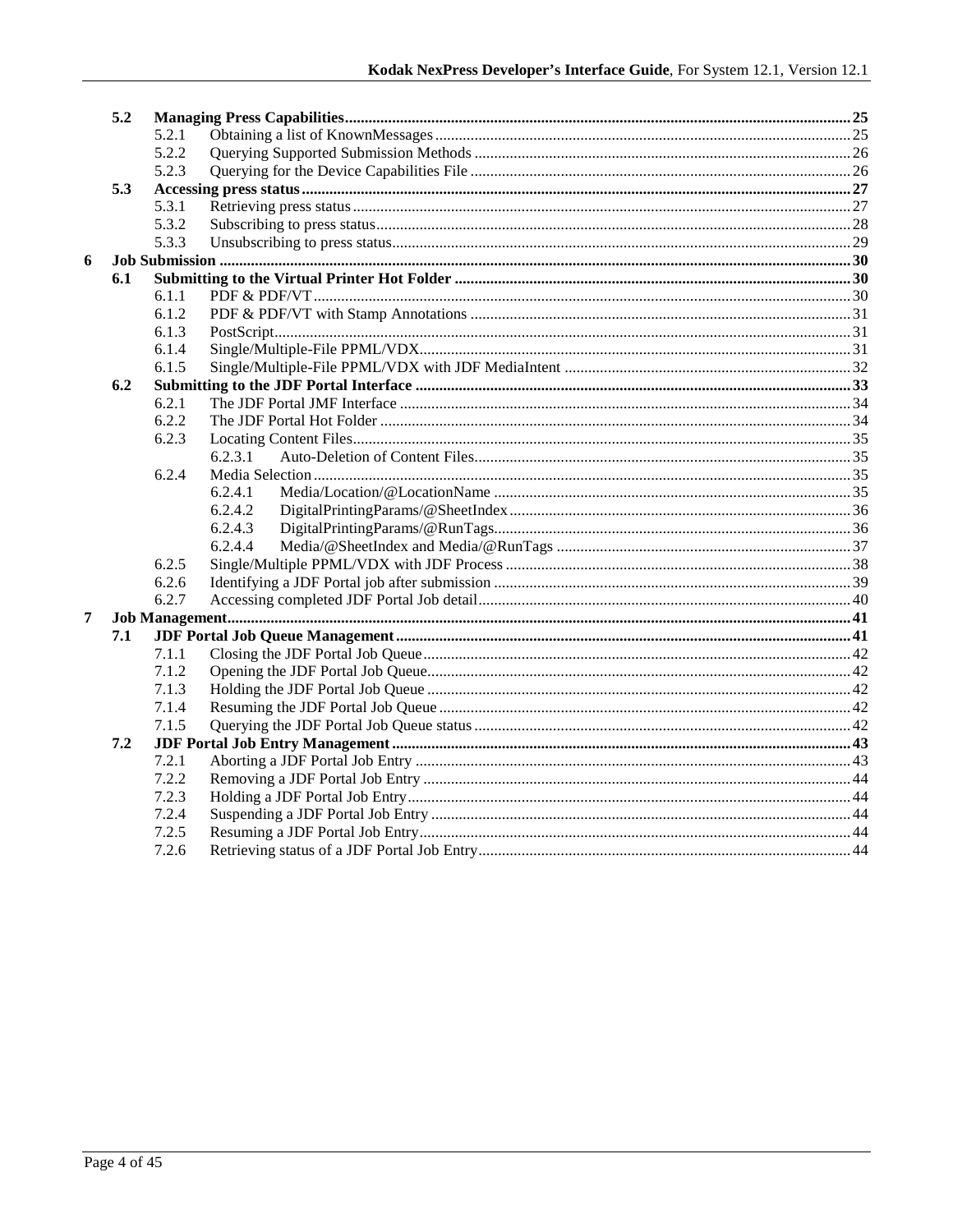- **5.2 Managing Press Capabilities** ..... 25
  - 5.2.1 Obtaining a list of KnownMessages ..... 25
  - 5.2.2 Querying Supported Submission Methods ..... 26
  - 5.2.3 Querying for the Device Capabilities File ..... 26
- **5.3 Accessing press status** ..... 27
  - 5.3.1 Retrieving press status ..... 27
  - 5.3.2 Subscribing to press status ..... 28
  - 5.3.3 Unsubscribing to press status ..... 29

**6 Job Submission** ..... 30

- **6.1 Submitting to the Virtual Printer Hot Folder** ..... 30
  - 6.1.1 PDF & PDF/VT ..... 30
  - 6.1.2 PDF & PDF/VT with Stamp Annotations ..... 31
  - 6.1.3 PostScript ..... 31
  - 6.1.4 Single/Multiple-File PPML/VDX ..... 31
  - 6.1.5 Single/Multiple-File PPML/VDX with JDF MediaIntent ..... 32
- **6.2 Submitting to the JDF Portal Interface** ..... 33
  - 6.2.1 The JDF Portal JMF Interface ..... 34
  - 6.2.2 The JDF Portal Hot Folder ..... 34
  - 6.2.3 Locating Content Files ..... 35
    - 6.2.3.1 Auto-Deletion of Content Files ..... 35
  - 6.2.4 Media Selection ..... 35
    - 6.2.4.1 Media/Location/@LocationName ..... 35
    - 6.2.4.2 DigitalPrintingParams/@SheetIndex ..... 36
    - 6.2.4.3 DigitalPrintingParams/@RunTags ..... 36
    - 6.2.4.4 Media/@SheetIndex and Media/@RunTags ..... 37
  - 6.2.5 Single/Multiple PPML/VDX with JDF Process ..... 38
  - 6.2.6 Identifying a JDF Portal job after submission ..... 39
  - 6.2.7 Accessing completed JDF Portal Job detail ..... 40

**7 Job Management** ..... 41

- **7.1 JDF Portal Job Queue Management** ..... 41
  - 7.1.1 Closing the JDF Portal Job Queue ..... 42
  - 7.1.2 Opening the JDF Portal Job Queue ..... 42
  - 7.1.3 Holding the JDF Portal Job Queue ..... 42
  - 7.1.4 Resuming the JDF Portal Job Queue ..... 42
  - 7.1.5 Querying the JDF Portal Job Queue status ..... 42
- **7.2 JDF Portal Job Entry Management** ..... 43
  - 7.2.1 Aborting a JDF Portal Job Entry ..... 43
  - 7.2.2 Removing a JDF Portal Job Entry ..... 44
  - 7.2.3 Holding a JDF Portal Job Entry ..... 44
  - 7.2.4 Suspending a JDF Portal Job Entry ..... 44
  - 7.2.5 Resuming a JDF Portal Job Entry ..... 44
  - 7.2.6 Retrieving status of a JDF Portal Job Entry ..... 44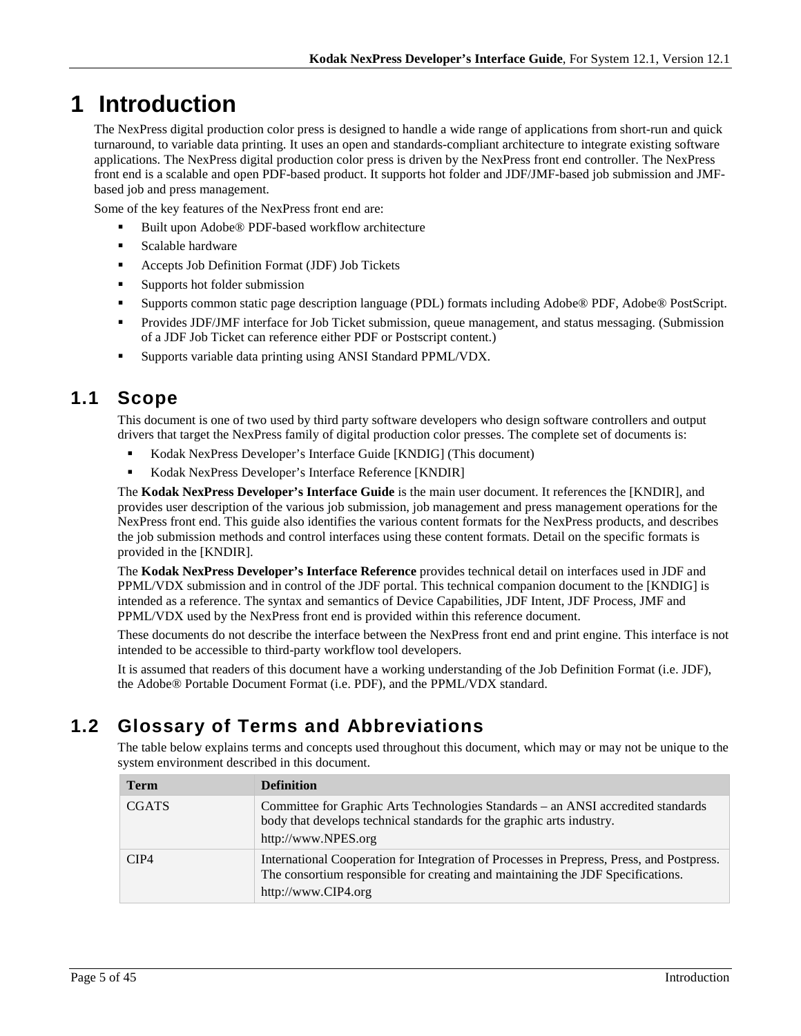# 1 Introduction

The NexPress digital production color press is designed to handle a wide range of applications from short-run and quick turnaround, to variable data printing. It uses an open and standards-compliant architecture to integrate existing software applications. The NexPress digital production color press is driven by the NexPress front end controller. The NexPress front end is a scalable and open PDF-based product. It supports hot folder and JDF/JMF-based job submission and JMF-based job and press management.

Some of the key features of the NexPress front end are:

- Built upon Adobe® PDF-based workflow architecture
- Scalable hardware
- Accepts Job Definition Format (JDF) Job Tickets
- Supports hot folder submission
- Supports common static page description language (PDL) formats including Adobe® PDF, Adobe® PostScript.
- Provides JDF/JMF interface for Job Ticket submission, queue management, and status messaging. (Submission of a JDF Job Ticket can reference either PDF or Postscript content.)
- Supports variable data printing using ANSI Standard PPML/VDX.

## 1.1 Scope

This document is one of two used by third party software developers who design software controllers and output drivers that target the NexPress family of digital production color presses. The complete set of documents is:

- Kodak NexPress Developer's Interface Guide [KNDIG] (This document)
- Kodak NexPress Developer's Interface Reference [KNDIR]

The **Kodak NexPress Developer's Interface Guide** is the main user document. It references the [KNDIR], and provides user description of the various job submission, job management and press management operations for the NexPress front end. This guide also identifies the various content formats for the NexPress products, and describes the job submission methods and control interfaces using these content formats. Detail on the specific formats is provided in the [KNDIR].

The **Kodak NexPress Developer's Interface Reference** provides technical detail on interfaces used in JDF and PPML/VDX submission and in control of the JDF portal. This technical companion document to the [KNDIG] is intended as a reference. The syntax and semantics of Device Capabilities, JDF Intent, JDF Process, JMF and PPML/VDX used by the NexPress front end is provided within this reference document.

These documents do not describe the interface between the NexPress front end and print engine. This interface is not intended to be accessible to third-party workflow tool developers.

It is assumed that readers of this document have a working understanding of the Job Definition Format (i.e. JDF), the Adobe® Portable Document Format (i.e. PDF), and the PPML/VDX standard.

## 1.2 Glossary of Terms and Abbreviations

The table below explains terms and concepts used throughout this document, which may or may not be unique to the system environment described in this document.

| Term | Definition |
|---|---|
| CGATS | Committee for Graphic Arts Technologies Standards – an ANSI accredited standards body that develops technical standards for the graphic arts industry.<br>http://www.NPES.org |
| CIP4 | International Cooperation for Integration of Processes in Prepress, Press, and Postpress. The consortium responsible for creating and maintaining the JDF Specifications.<br>http://www.CIP4.org |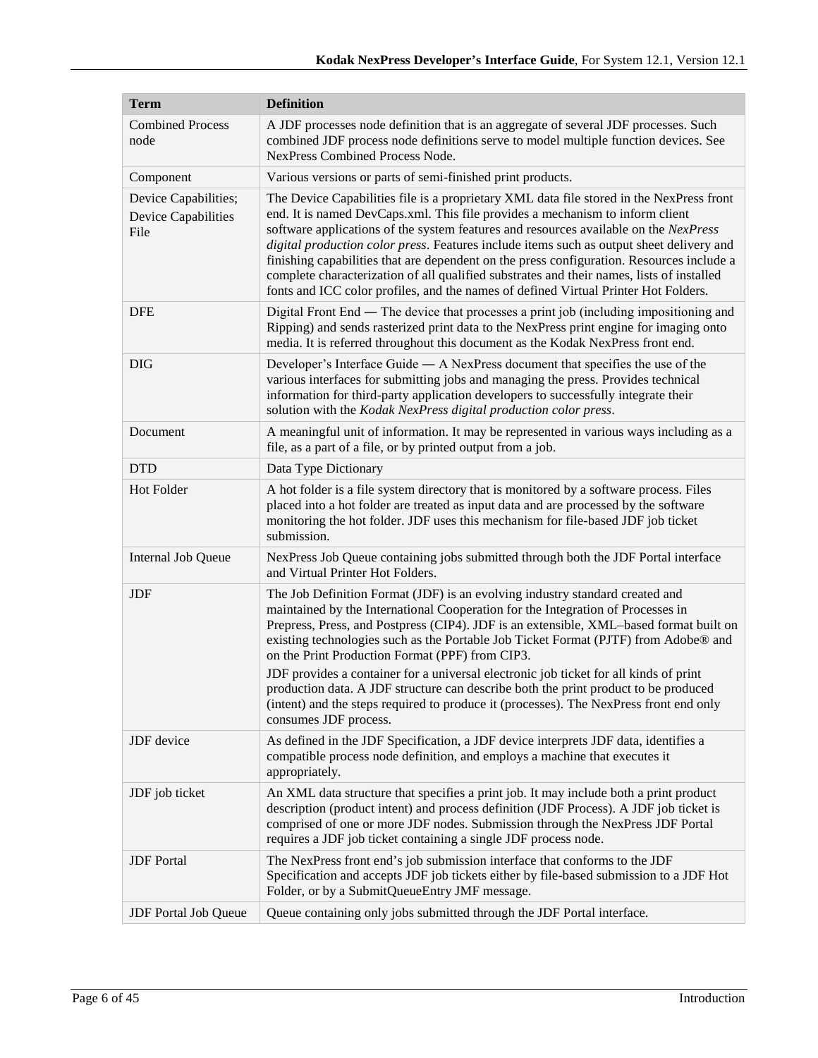| Term | Definition |
| --- | --- |
| Combined Process node | A JDF processes node definition that is an aggregate of several JDF processes. Such combined JDF process node definitions serve to model multiple function devices. See NexPress Combined Process Node. |
| Component | Various versions or parts of semi-finished print products. |
| Device Capabilities; Device Capabilities File | The Device Capabilities file is a proprietary XML data file stored in the NexPress front end. It is named DevCaps.xml. This file provides a mechanism to inform client software applications of the system features and resources available on the *NexPress digital production color press*. Features include items such as output sheet delivery and finishing capabilities that are dependent on the press configuration. Resources include a complete characterization of all qualified substrates and their names, lists of installed fonts and ICC color profiles, and the names of defined Virtual Printer Hot Folders. |
| DFE | Digital Front End — The device that processes a print job (including impositioning and Ripping) and sends rasterized print data to the NexPress print engine for imaging onto media. It is referred throughout this document as the Kodak NexPress front end. |
| DIG | Developer's Interface Guide — A NexPress document that specifies the use of the various interfaces for submitting jobs and managing the press. Provides technical information for third-party application developers to successfully integrate their solution with the *Kodak NexPress digital production color press*. |
| Document | A meaningful unit of information. It may be represented in various ways including as a file, as a part of a file, or by printed output from a job. |
| DTD | Data Type Dictionary |
| Hot Folder | A hot folder is a file system directory that is monitored by a software process. Files placed into a hot folder are treated as input data and are processed by the software monitoring the hot folder. JDF uses this mechanism for file-based JDF job ticket submission. |
| Internal Job Queue | NexPress Job Queue containing jobs submitted through both the JDF Portal interface and Virtual Printer Hot Folders. |
| JDF | The Job Definition Format (JDF) is an evolving industry standard created and maintained by the International Cooperation for the Integration of Processes in Prepress, Press, and Postpress (CIP4). JDF is an extensible, XML–based format built on existing technologies such as the Portable Job Ticket Format (PJTF) from Adobe® and on the Print Production Format (PPF) from CIP3.<br>JDF provides a container for a universal electronic job ticket for all kinds of print production data. A JDF structure can describe both the print product to be produced (intent) and the steps required to produce it (processes). The NexPress front end only consumes JDF process. |
| JDF device | As defined in the JDF Specification, a JDF device interprets JDF data, identifies a compatible process node definition, and employs a machine that executes it appropriately. |
| JDF job ticket | An XML data structure that specifies a print job. It may include both a print product description (product intent) and process definition (JDF Process). A JDF job ticket is comprised of one or more JDF nodes. Submission through the NexPress JDF Portal requires a JDF job ticket containing a single JDF process node. |
| JDF Portal | The NexPress front end's job submission interface that conforms to the JDF Specification and accepts JDF job tickets either by file-based submission to a JDF Hot Folder, or by a SubmitQueueEntry JMF message. |
| JDF Portal Job Queue | Queue containing only jobs submitted through the JDF Portal interface. |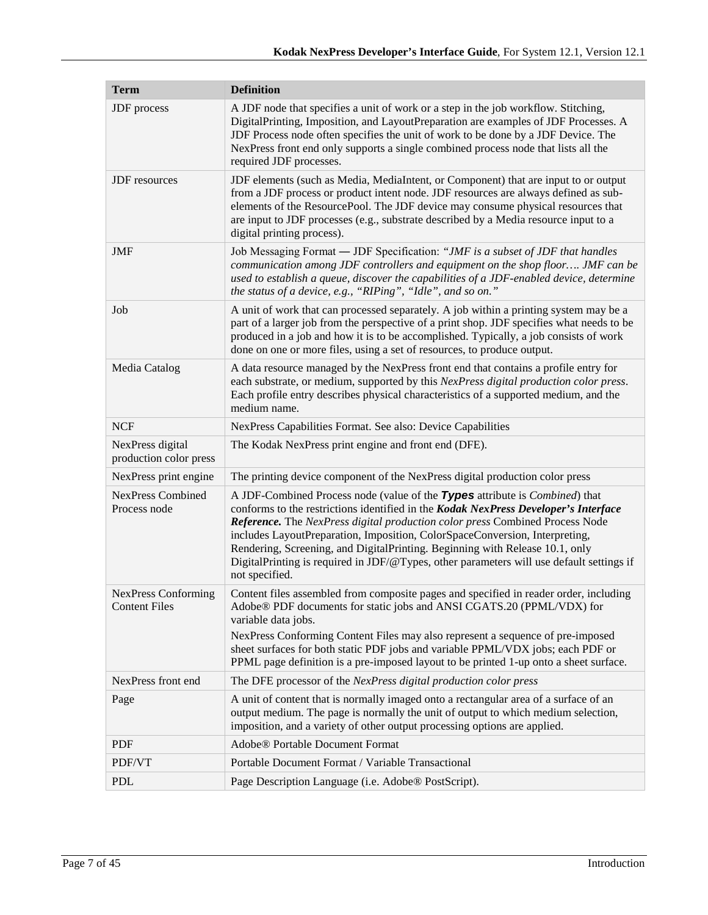| Term | Definition |
|---|---|
| JDF process | A JDF node that specifies a unit of work or a step in the job workflow. Stitching, DigitalPrinting, Imposition, and LayoutPreparation are examples of JDF Processes. A JDF Process node often specifies the unit of work to be done by a JDF Device. The NexPress front end only supports a single combined process node that lists all the required JDF processes. |
| JDF resources | JDF elements (such as Media, MediaIntent, or Component) that are input to or output from a JDF process or product intent node. JDF resources are always defined as sub-elements of the ResourcePool. The JDF device may consume physical resources that are input to JDF processes (e.g., substrate described by a Media resource input to a digital printing process). |
| JMF | Job Messaging Format — JDF Specification: *"JMF is a subset of JDF that handles communication among JDF controllers and equipment on the shop floor…. JMF can be used to establish a queue, discover the capabilities of a JDF-enabled device, determine the status of a device, e.g., "RIPing", "Idle", and so on."* |
| Job | A unit of work that can processed separately. A job within a printing system may be a part of a larger job from the perspective of a print shop. JDF specifies what needs to be produced in a job and how it is to be accomplished. Typically, a job consists of work done on one or more files, using a set of resources, to produce output. |
| Media Catalog | A data resource managed by the NexPress front end that contains a profile entry for each substrate, or medium, supported by this *NexPress digital production color press*. Each profile entry describes physical characteristics of a supported medium, and the medium name. |
| NCF | NexPress Capabilities Format. See also: Device Capabilities |
| NexPress digital production color press | The Kodak NexPress print engine and front end (DFE). |
| NexPress print engine | The printing device component of the NexPress digital production color press |
| NexPress Combined Process node | A JDF-Combined Process node (value of the ***Types*** attribute is *Combined*) that conforms to the restrictions identified in the ***Kodak NexPress Developer's Interface Reference.*** The *NexPress digital production color press* Combined Process Node includes LayoutPreparation, Imposition, ColorSpaceConversion, Interpreting, Rendering, Screening, and DigitalPrinting. Beginning with Release 10.1, only DigitalPrinting is required in JDF/@Types, other parameters will use default settings if not specified. |
| NexPress Conforming Content Files | Content files assembled from composite pages and specified in reader order, including Adobe® PDF documents for static jobs and ANSI CGATS.20 (PPML/VDX) for variable data jobs.<br>NexPress Conforming Content Files may also represent a sequence of pre-imposed sheet surfaces for both static PDF jobs and variable PPML/VDX jobs; each PDF or PPML page definition is a pre-imposed layout to be printed 1-up onto a sheet surface. |
| NexPress front end | The DFE processor of the *NexPress digital production color press* |
| Page | A unit of content that is normally imaged onto a rectangular area of a surface of an output medium. The page is normally the unit of output to which medium selection, imposition, and a variety of other output processing options are applied. |
| PDF | Adobe® Portable Document Format |
| PDF/VT | Portable Document Format / Variable Transactional |
| PDL | Page Description Language (i.e. Adobe® PostScript). |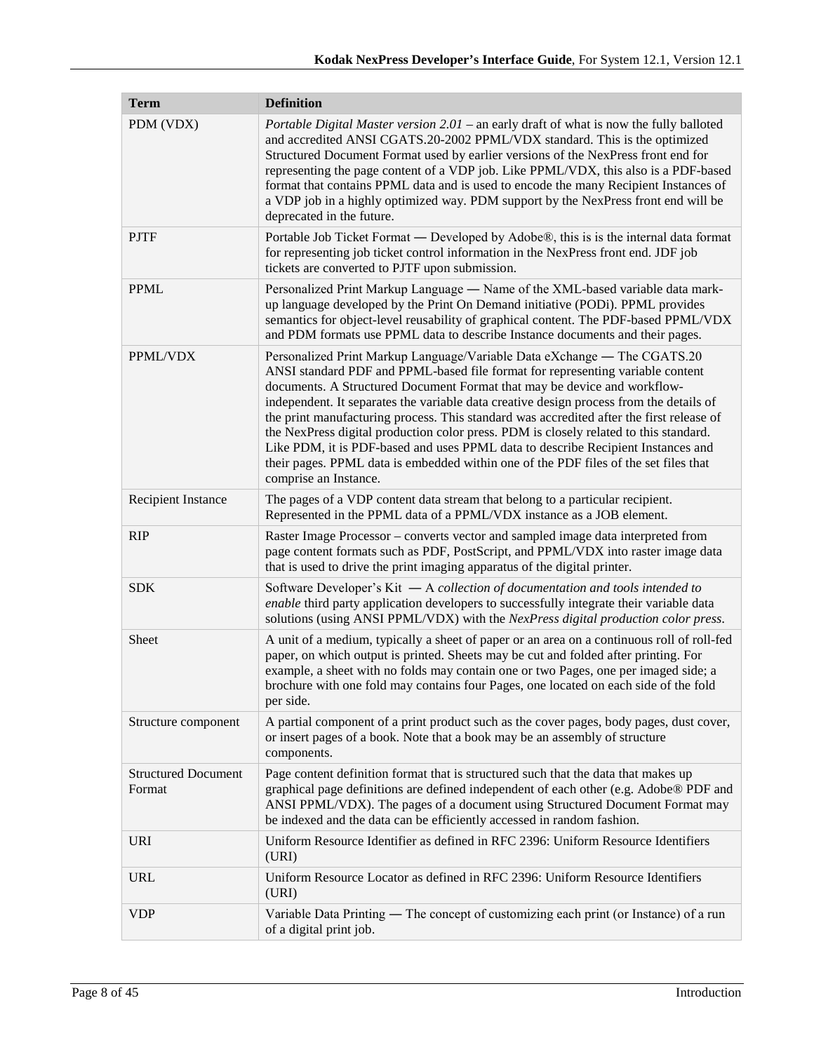| Term | Definition |
| --- | --- |
| PDM (VDX) | *Portable Digital Master version 2.01* – an early draft of what is now the fully balloted and accredited ANSI CGATS.20-2002 PPML/VDX standard. This is the optimized Structured Document Format used by earlier versions of the NexPress front end for representing the page content of a VDP job. Like PPML/VDX, this also is a PDF-based format that contains PPML data and is used to encode the many Recipient Instances of a VDP job in a highly optimized way. PDM support by the NexPress front end will be deprecated in the future. |
| PJTF | Portable Job Ticket Format — Developed by Adobe®, this is is the internal data format for representing job ticket control information in the NexPress front end. JDF job tickets are converted to PJTF upon submission. |
| PPML | Personalized Print Markup Language — Name of the XML-based variable data mark-up language developed by the Print On Demand initiative (PODi). PPML provides semantics for object-level reusability of graphical content. The PDF-based PPML/VDX and PDM formats use PPML data to describe Instance documents and their pages. |
| PPML/VDX | Personalized Print Markup Language/Variable Data eXchange — The CGATS.20 ANSI standard PDF and PPML-based file format for representing variable content documents. A Structured Document Format that may be device and workflow-independent. It separates the variable data creative design process from the details of the print manufacturing process. This standard was accredited after the first release of the NexPress digital production color press. PDM is closely related to this standard. Like PDM, it is PDF-based and uses PPML data to describe Recipient Instances and their pages. PPML data is embedded within one of the PDF files of the set files that comprise an Instance. |
| Recipient Instance | The pages of a VDP content data stream that belong to a particular recipient. Represented in the PPML data of a PPML/VDX instance as a JOB element. |
| RIP | Raster Image Processor – converts vector and sampled image data interpreted from page content formats such as PDF, PostScript, and PPML/VDX into raster image data that is used to drive the print imaging apparatus of the digital printer. |
| SDK | Software Developer's Kit — A *collection of documentation and tools intended to enable* third party application developers to successfully integrate their variable data solutions (using ANSI PPML/VDX) with the *NexPress digital production color press*. |
| Sheet | A unit of a medium, typically a sheet of paper or an area on a continuous roll of roll-fed paper, on which output is printed. Sheets may be cut and folded after printing. For example, a sheet with no folds may contain one or two Pages, one per imaged side; a brochure with one fold may contains four Pages, one located on each side of the fold per side. |
| Structure component | A partial component of a print product such as the cover pages, body pages, dust cover, or insert pages of a book. Note that a book may be an assembly of structure components. |
| Structured Document Format | Page content definition format that is structured such that the data that makes up graphical page definitions are defined independent of each other (e.g. Adobe® PDF and ANSI PPML/VDX). The pages of a document using Structured Document Format may be indexed and the data can be efficiently accessed in random fashion. |
| URI | Uniform Resource Identifier as defined in RFC 2396: Uniform Resource Identifiers (URI) |
| URL | Uniform Resource Locator as defined in RFC 2396: Uniform Resource Identifiers (URI) |
| VDP | Variable Data Printing — The concept of customizing each print (or Instance) of a run of a digital print job. |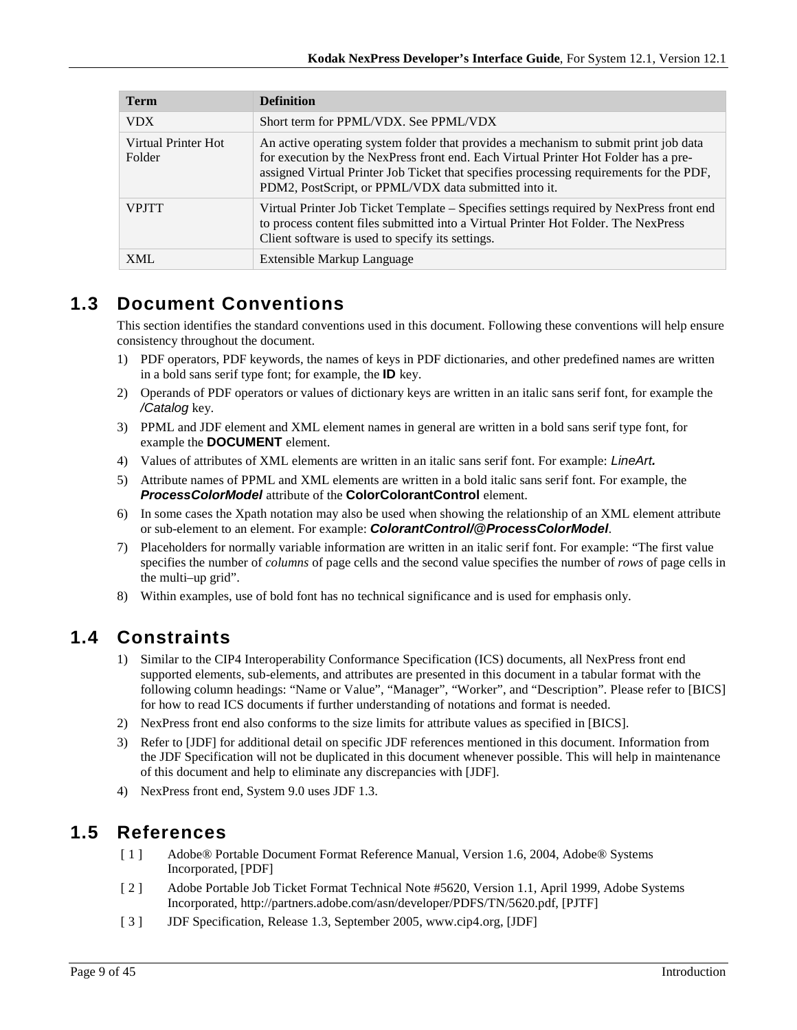| Term | Definition |
| --- | --- |
| VDX | Short term for PPML/VDX. See PPML/VDX |
| Virtual Printer Hot Folder | An active operating system folder that provides a mechanism to submit print job data for execution by the NexPress front end. Each Virtual Printer Hot Folder has a pre-assigned Virtual Printer Job Ticket that specifies processing requirements for the PDF, PDM2, PostScript, or PPML/VDX data submitted into it. |
| VPJTT | Virtual Printer Job Ticket Template – Specifies settings required by NexPress front end to process content files submitted into a Virtual Printer Hot Folder. The NexPress Client software is used to specify its settings. |
| XML | Extensible Markup Language |

## 1.3 Document Conventions

This section identifies the standard conventions used in this document. Following these conventions will help ensure consistency throughout the document.

1) PDF operators, PDF keywords, the names of keys in PDF dictionaries, and other predefined names are written in a bold sans serif type font; for example, the **ID** key.
2) Operands of PDF operators or values of dictionary keys are written in an italic sans serif font, for example the */Catalog* key.
3) PPML and JDF element and XML element names in general are written in a bold sans serif type font, for example the **DOCUMENT** element.
4) Values of attributes of XML elements are written in an italic sans serif font. For example: *LineArt.*
5) Attribute names of PPML and XML elements are written in a bold italic sans serif font. For example, the ***ProcessColorModel*** attribute of the **ColorColorantControl** element.
6) In some cases the Xpath notation may also be used when showing the relationship of an XML element attribute or sub-element to an element. For example: ***ColorantControl/@ProcessColorModel***.
7) Placeholders for normally variable information are written in an italic serif font. For example: "The first value specifies the number of *columns* of page cells and the second value specifies the number of *rows* of page cells in the multi–up grid".
8) Within examples, use of bold font has no technical significance and is used for emphasis only.

## 1.4 Constraints

1) Similar to the CIP4 Interoperability Conformance Specification (ICS) documents, all NexPress front end supported elements, sub-elements, and attributes are presented in this document in a tabular format with the following column headings: "Name or Value", "Manager", "Worker", and "Description". Please refer to [BICS] for how to read ICS documents if further understanding of notations and format is needed.
2) NexPress front end also conforms to the size limits for attribute values as specified in [BICS].
3) Refer to [JDF] for additional detail on specific JDF references mentioned in this document. Information from the JDF Specification will not be duplicated in this document whenever possible. This will help in maintenance of this document and help to eliminate any discrepancies with [JDF].
4) NexPress front end, System 9.0 uses JDF 1.3.

## 1.5 References

[ 1 ] Adobe® Portable Document Format Reference Manual, Version 1.6, 2004, Adobe® Systems Incorporated, [PDF]

[ 2 ] Adobe Portable Job Ticket Format Technical Note #5620, Version 1.1, April 1999, Adobe Systems Incorporated, http://partners.adobe.com/asn/developer/PDFS/TN/5620.pdf, [PJTF]

[ 3 ] JDF Specification, Release 1.3, September 2005, www.cip4.org, [JDF]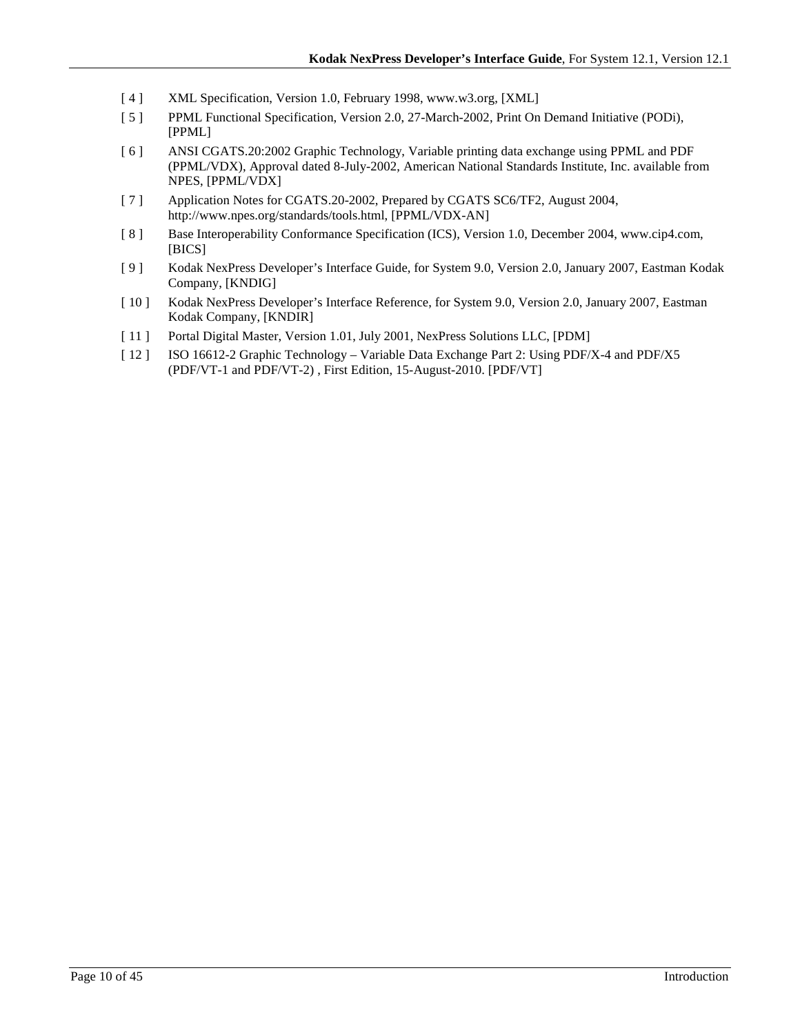[ 4 ] XML Specification, Version 1.0, February 1998, www.w3.org, [XML]

[ 5 ] PPML Functional Specification, Version 2.0, 27-March-2002, Print On Demand Initiative (PODi), [PPML]

[ 6 ] ANSI CGATS.20:2002 Graphic Technology, Variable printing data exchange using PPML and PDF (PPML/VDX), Approval dated 8-July-2002, American National Standards Institute, Inc. available from NPES, [PPML/VDX]

[ 7 ] Application Notes for CGATS.20-2002, Prepared by CGATS SC6/TF2, August 2004, http://www.npes.org/standards/tools.html, [PPML/VDX-AN]

[ 8 ] Base Interoperability Conformance Specification (ICS), Version 1.0, December 2004, www.cip4.com, [BICS]

[ 9 ] Kodak NexPress Developer's Interface Guide, for System 9.0, Version 2.0, January 2007, Eastman Kodak Company, [KNDIG]

[ 10 ] Kodak NexPress Developer's Interface Reference, for System 9.0, Version 2.0, January 2007, Eastman Kodak Company, [KNDIR]

[ 11 ] Portal Digital Master, Version 1.01, July 2001, NexPress Solutions LLC, [PDM]

[ 12 ] ISO 16612-2 Graphic Technology – Variable Data Exchange Part 2: Using PDF/X-4 and PDF/X5 (PDF/VT-1 and PDF/VT-2) , First Edition, 15-August-2010. [PDF/VT]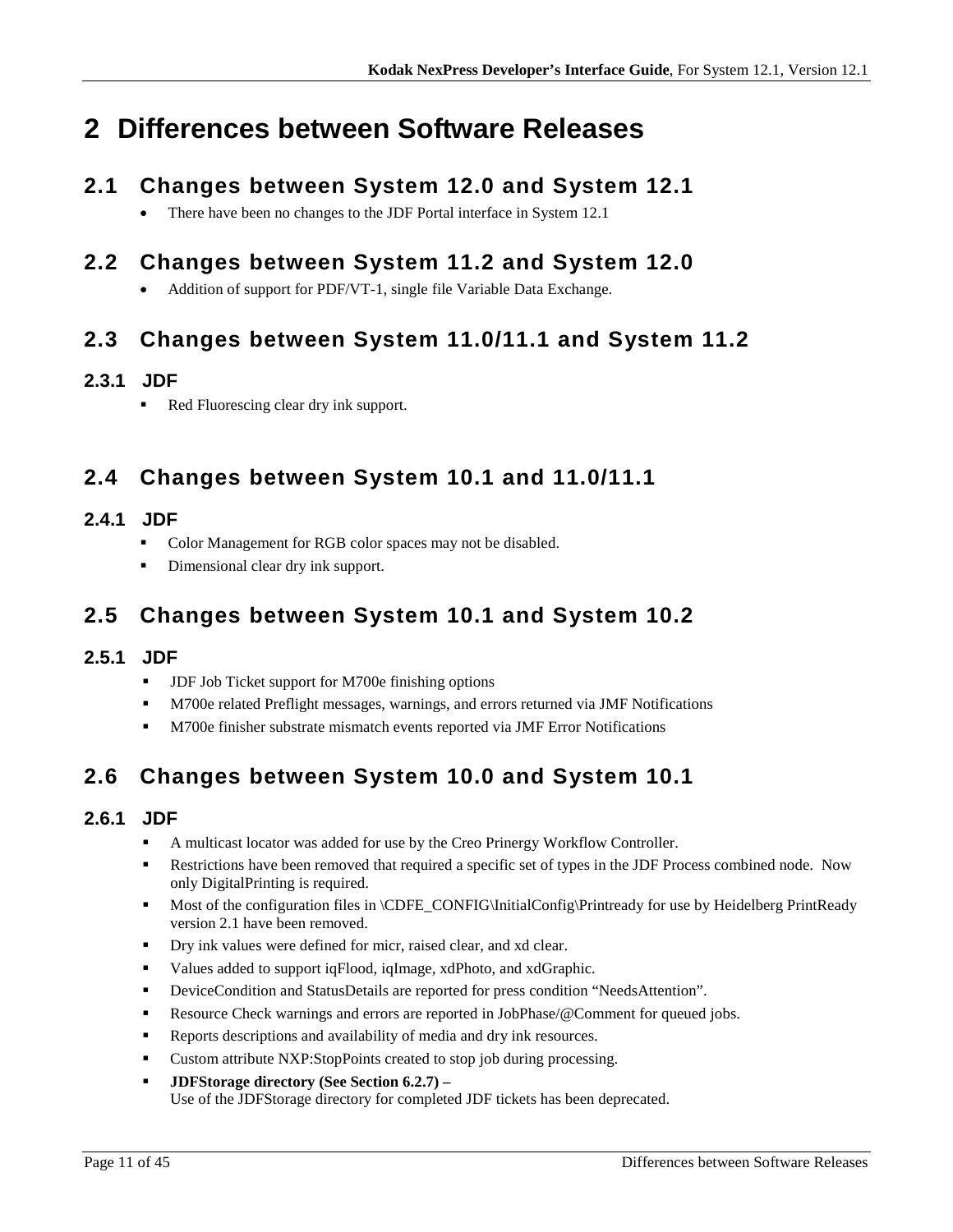# 2 Differences between Software Releases

## 2.1 Changes between System 12.0 and System 12.1

- There have been no changes to the JDF Portal interface in System 12.1

## 2.2 Changes between System 11.2 and System 12.0

- Addition of support for PDF/VT-1, single file Variable Data Exchange.

## 2.3 Changes between System 11.0/11.1 and System 11.2

### 2.3.1 JDF

- Red Fluorescing clear dry ink support.

## 2.4 Changes between System 10.1 and 11.0/11.1

### 2.4.1 JDF

- Color Management for RGB color spaces may not be disabled.
- Dimensional clear dry ink support.

## 2.5 Changes between System 10.1 and System 10.2

### 2.5.1 JDF

- JDF Job Ticket support for M700e finishing options
- M700e related Preflight messages, warnings, and errors returned via JMF Notifications
- M700e finisher substrate mismatch events reported via JMF Error Notifications

## 2.6 Changes between System 10.0 and System 10.1

### 2.6.1 JDF

- A multicast locator was added for use by the Creo Prinergy Workflow Controller.
- Restrictions have been removed that required a specific set of types in the JDF Process combined node. Now only DigitalPrinting is required.
- Most of the configuration files in \CDFE_CONFIG\InitialConfig\Printready for use by Heidelberg PrintReady version 2.1 have been removed.
- Dry ink values were defined for micr, raised clear, and xd clear.
- Values added to support iqFlood, iqImage, xdPhoto, and xdGraphic.
- DeviceCondition and StatusDetails are reported for press condition “NeedsAttention”.
- Resource Check warnings and errors are reported in JobPhase/@Comment for queued jobs.
- Reports descriptions and availability of media and dry ink resources.
- Custom attribute NXP:StopPoints created to stop job during processing.
- **JDFStorage directory (See Section 6.2.7) –**
  Use of the JDFStorage directory for completed JDF tickets has been deprecated.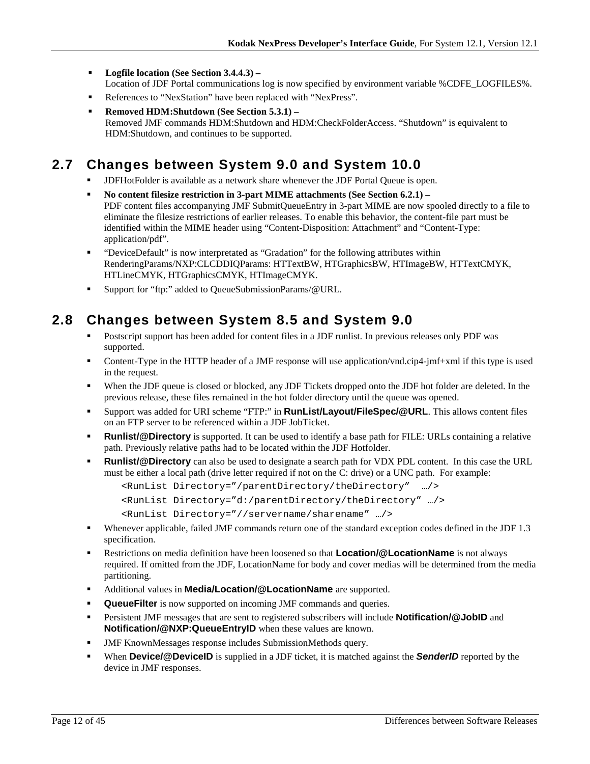- **Logfile location (See Section 3.4.4.3) –**
  Location of JDF Portal communications log is now specified by environment variable %CDFE_LOGFILES%.
- References to "NexStation" have been replaced with "NexPress".
- **Removed HDM:Shutdown (See Section 5.3.1) –**
  Removed JMF commands HDM:Shutdown and HDM:CheckFolderAccess. "Shutdown" is equivalent to HDM:Shutdown, and continues to be supported.

## 2.7 Changes between System 9.0 and System 10.0

- JDFHotFolder is available as a network share whenever the JDF Portal Queue is open.
- **No content filesize restriction in 3-part MIME attachments (See Section 6.2.1) –**
  PDF content files accompanying JMF SubmitQueueEntry in 3-part MIME are now spooled directly to a file to eliminate the filesize restrictions of earlier releases. To enable this behavior, the content-file part must be identified within the MIME header using "Content-Disposition: Attachment" and "Content-Type: application/pdf".
- "DeviceDefault" is now interpretated as "Gradation" for the following attributes within RenderingParams/NXP:CLCDDIQParams: HTTextBW, HTGraphicsBW, HTImageBW, HTTextCMYK, HTLineCMYK, HTGraphicsCMYK, HTImageCMYK.
- Support for "ftp:" added to QueueSubmissionParams/@URL.

## 2.8 Changes between System 8.5 and System 9.0

- Postscript support has been added for content files in a JDF runlist. In previous releases only PDF was supported.
- Content-Type in the HTTP header of a JMF response will use application/vnd.cip4-jmf+xml if this type is used in the request.
- When the JDF queue is closed or blocked, any JDF Tickets dropped onto the JDF hot folder are deleted. In the previous release, these files remained in the hot folder directory until the queue was opened.
- Support was added for URI scheme "FTP:" in **RunList/Layout/FileSpec/@URL**. This allows content files on an FTP server to be referenced within a JDF JobTicket.
- **Runlist/@Directory** is supported. It can be used to identify a base path for FILE: URLs containing a relative path. Previously relative paths had to be located within the JDF Hotfolder.
- **Runlist/@Directory** can also be used to designate a search path for VDX PDL content. In this case the URL must be either a local path (drive letter required if not on the C: drive) or a UNC path. For example:

```
<RunList Directory="/parentDirectory/theDirectory"  …/>
<RunList Directory="d:/parentDirectory/theDirectory" …/>
<RunList Directory="//servername/sharename" …/>
```

- Whenever applicable, failed JMF commands return one of the standard exception codes defined in the JDF 1.3 specification.
- Restrictions on media definition have been loosened so that **Location/@LocationName** is not always required. If omitted from the JDF, LocationName for body and cover medias will be determined from the media partitioning.
- Additional values in **Media/Location/@LocationName** are supported.
- **QueueFilter** is now supported on incoming JMF commands and queries.
- Persistent JMF messages that are sent to registered subscribers will include **Notification/@JobID** and **Notification/@NXP:QueueEntryID** when these values are known.
- JMF KnownMessages response includes SubmissionMethods query.
- When **Device/@DeviceID** is supplied in a JDF ticket, it is matched against the ***SenderID*** reported by the device in JMF responses.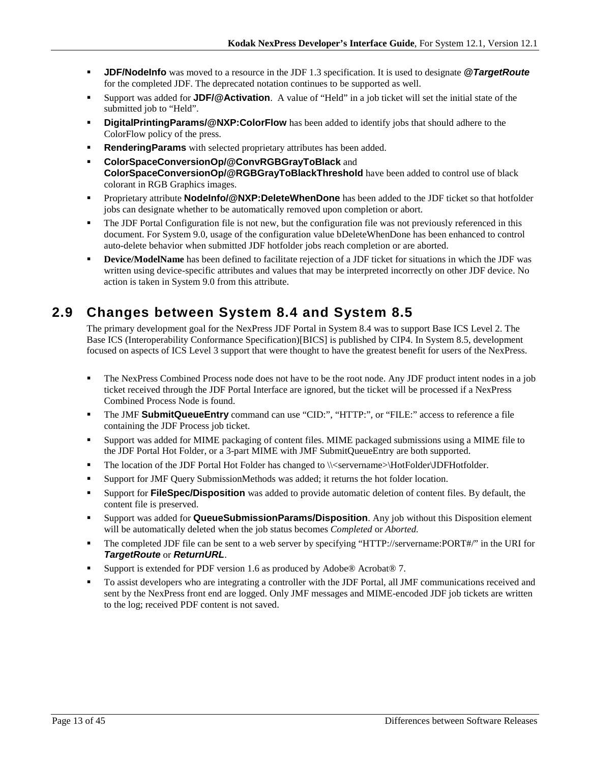- **JDF/NodeInfo** was moved to a resource in the JDF 1.3 specification. It is used to designate ***@TargetRoute*** for the completed JDF. The deprecated notation continues to be supported as well.
- Support was added for **JDF/@Activation**. A value of "Held" in a job ticket will set the initial state of the submitted job to "Held".
- **DigitalPrintingParams/@NXP:ColorFlow** has been added to identify jobs that should adhere to the ColorFlow policy of the press.
- **RenderingParams** with selected proprietary attributes has been added.
- **ColorSpaceConversionOp/@ConvRGBGrayToBlack** and **ColorSpaceConversionOp/@RGBGrayToBlackThreshold** have been added to control use of black colorant in RGB Graphics images.
- Proprietary attribute **NodeInfo/@NXP:DeleteWhenDone** has been added to the JDF ticket so that hotfolder jobs can designate whether to be automatically removed upon completion or abort.
- The JDF Portal Configuration file is not new, but the configuration file was not previously referenced in this document. For System 9.0, usage of the configuration value bDeleteWhenDone has been enhanced to control auto-delete behavior when submitted JDF hotfolder jobs reach completion or are aborted.
- **Device/ModelName** has been defined to facilitate rejection of a JDF ticket for situations in which the JDF was written using device-specific attributes and values that may be interpreted incorrectly on other JDF device. No action is taken in System 9.0 from this attribute.

## 2.9 Changes between System 8.4 and System 8.5

The primary development goal for the NexPress JDF Portal in System 8.4 was to support Base ICS Level 2. The Base ICS (Interoperability Conformance Specification)[BICS] is published by CIP4. In System 8.5, development focused on aspects of ICS Level 3 support that were thought to have the greatest benefit for users of the NexPress.

- The NexPress Combined Process node does not have to be the root node. Any JDF product intent nodes in a job ticket received through the JDF Portal Interface are ignored, but the ticket will be processed if a NexPress Combined Process Node is found.
- The JMF **SubmitQueueEntry** command can use "CID:", "HTTP:", or "FILE:" access to reference a file containing the JDF Process job ticket.
- Support was added for MIME packaging of content files. MIME packaged submissions using a MIME file to the JDF Portal Hot Folder, or a 3-part MIME with JMF SubmitQueueEntry are both supported.
- The location of the JDF Portal Hot Folder has changed to \\<servername>\HotFolder\JDFHotfolder.
- Support for JMF Query SubmissionMethods was added; it returns the hot folder location.
- Support for **FileSpec/Disposition** was added to provide automatic deletion of content files. By default, the content file is preserved.
- Support was added for **QueueSubmissionParams/Disposition**. Any job without this Disposition element will be automatically deleted when the job status becomes *Completed* or *Aborted.*
- The completed JDF file can be sent to a web server by specifying "HTTP://servername:PORT#/" in the URI for ***TargetRoute*** or ***ReturnURL***.
- Support is extended for PDF version 1.6 as produced by Adobe® Acrobat® 7.
- To assist developers who are integrating a controller with the JDF Portal, all JMF communications received and sent by the NexPress front end are logged. Only JMF messages and MIME-encoded JDF job tickets are written to the log; received PDF content is not saved.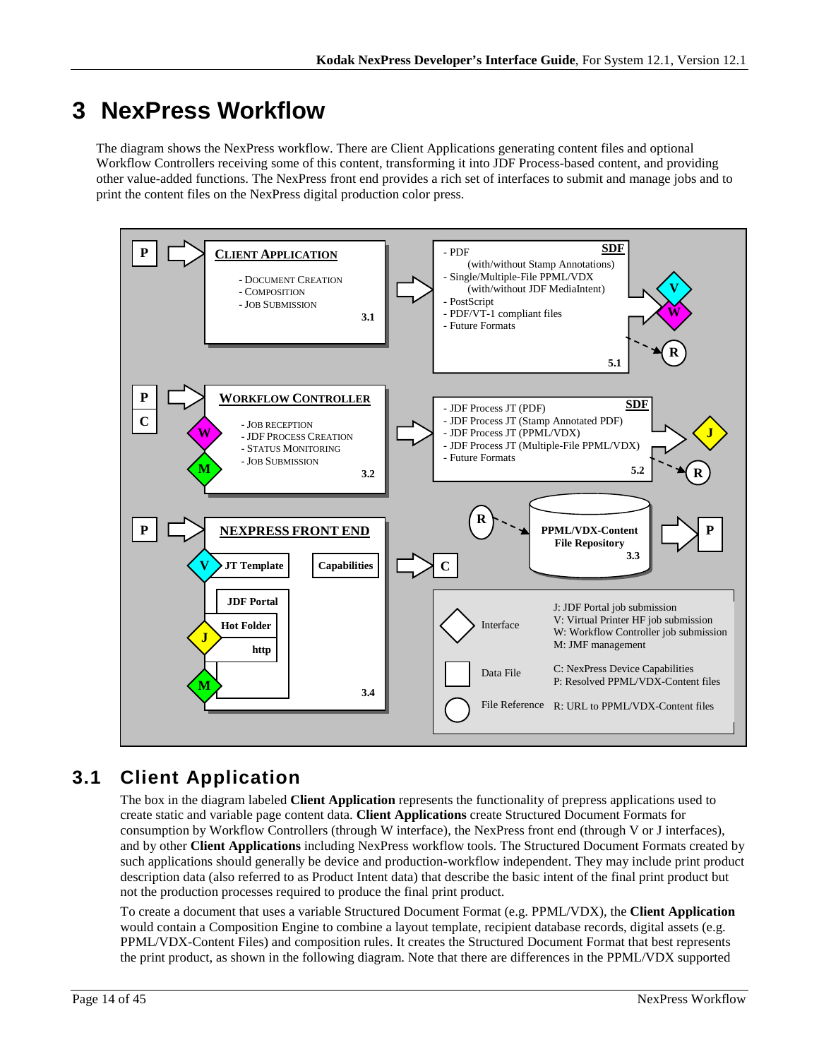# 3 NexPress Workflow

The diagram shows the NexPress workflow. There are Client Applications generating content files and optional Workflow Controllers receiving some of this content, transforming it into JDF Process-based content, and providing other value-added functions. The NexPress front end provides a rich set of interfaces to submit and manage jobs and to print the content files on the NexPress digital production color press.

P → **CLIENT APPLICATION**
- DOCUMENT CREATION
- COMPOSITION
- JOB SUBMISSION

3.1

**SDF**
- PDF (with/without Stamp Annotations)
- Single/Multiple-File PPML/VDX (with/without JDF MediaIntent)
- PostScript
- PDF/VT-1 compliant files
- Future Formats

5.1

P, C → **WORKFLOW CONTROLLER** (W, M)
- JOB RECEPTION
- JDF PROCESS CREATION
- STATUS MONITORING
- JOB SUBMISSION

3.2

**SDF**
- JDF Process JT (PDF)
- JDF Process JT (Stamp Annotated PDF)
- JDF Process JT (PPML/VDX)
- JDF Process JT (Multiple-File PPML/VDX)
- Future Formats

5.2

P → **NEXPRESS FRONT END**
- JT Template (V)
- Capabilities
- JDF Portal
- Hot Folder (J)
- http (M)

3.4

**PPML/VDX-Content File Repository** 3.3

| Symbol | Type | Meaning |
|---|---|---|
| Diamond | Interface | J: JDF Portal job submission<br>V: Virtual Printer HF job submission<br>W: Workflow Controller job submission<br>M: JMF management |
| Square | Data File | C: NexPress Device Capabilities<br>P: Resolved PPML/VDX-Content files |
| Circle | File Reference | R: URL to PPML/VDX-Content files |

## 3.1 Client Application

The box in the diagram labeled **Client Application** represents the functionality of prepress applications used to create static and variable page content data. **Client Applications** create Structured Document Formats for consumption by Workflow Controllers (through W interface), the NexPress front end (through V or J interfaces), and by other **Client Applications** including NexPress workflow tools. The Structured Document Formats created by such applications should generally be device and production-workflow independent. They may include print product description data (also referred to as Product Intent data) that describe the basic intent of the final print product but not the production processes required to produce the final print product.

To create a document that uses a variable Structured Document Format (e.g. PPML/VDX), the **Client Application** would contain a Composition Engine to combine a layout template, recipient database records, digital assets (e.g. PPML/VDX-Content Files) and composition rules. It creates the Structured Document Format that best represents the print product, as shown in the following diagram. Note that there are differences in the PPML/VDX supported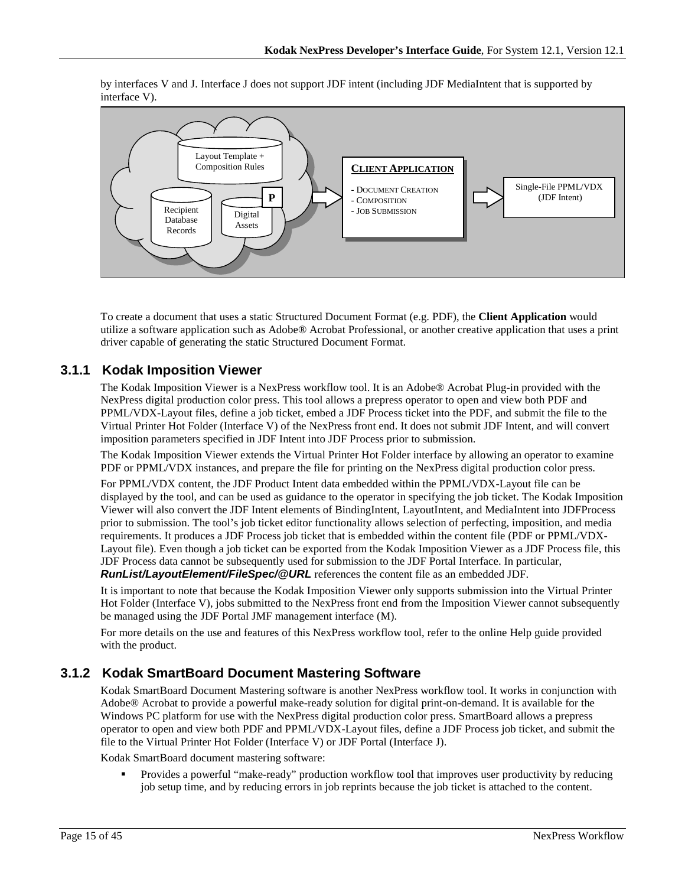by interfaces V and J. Interface J does not support JDF intent (including JDF MediaIntent that is supported by interface V).

Layout Template + Composition Rules

Recipient Database Records

Digital Assets

P

**CLIENT APPLICATION**

- DOCUMENT CREATION
- COMPOSITION
- JOB SUBMISSION

Single-File PPML/VDX (JDF Intent)

To create a document that uses a static Structured Document Format (e.g. PDF), the **Client Application** would utilize a software application such as Adobe® Acrobat Professional, or another creative application that uses a print driver capable of generating the static Structured Document Format.

### 3.1.1 Kodak Imposition Viewer

The Kodak Imposition Viewer is a NexPress workflow tool. It is an Adobe® Acrobat Plug-in provided with the NexPress digital production color press. This tool allows a prepress operator to open and view both PDF and PPML/VDX-Layout files, define a job ticket, embed a JDF Process ticket into the PDF, and submit the file to the Virtual Printer Hot Folder (Interface V) of the NexPress front end. It does not submit JDF Intent, and will convert imposition parameters specified in JDF Intent into JDF Process prior to submission.

The Kodak Imposition Viewer extends the Virtual Printer Hot Folder interface by allowing an operator to examine PDF or PPML/VDX instances, and prepare the file for printing on the NexPress digital production color press.

For PPML/VDX content, the JDF Product Intent data embedded within the PPML/VDX-Layout file can be displayed by the tool, and can be used as guidance to the operator in specifying the job ticket. The Kodak Imposition Viewer will also convert the JDF Intent elements of BindingIntent, LayoutIntent, and MediaIntent into JDFProcess prior to submission. The tool's job ticket editor functionality allows selection of perfecting, imposition, and media requirements. It produces a JDF Process job ticket that is embedded within the content file (PDF or PPML/VDX-Layout file). Even though a job ticket can be exported from the Kodak Imposition Viewer as a JDF Process file, this JDF Process data cannot be subsequently used for submission to the JDF Portal Interface. In particular, ***RunList/LayoutElement/FileSpec/@URL*** references the content file as an embedded JDF.

It is important to note that because the Kodak Imposition Viewer only supports submission into the Virtual Printer Hot Folder (Interface V), jobs submitted to the NexPress front end from the Imposition Viewer cannot subsequently be managed using the JDF Portal JMF management interface (M).

For more details on the use and features of this NexPress workflow tool, refer to the online Help guide provided with the product.

### 3.1.2 Kodak SmartBoard Document Mastering Software

Kodak SmartBoard Document Mastering software is another NexPress workflow tool. It works in conjunction with Adobe® Acrobat to provide a powerful make-ready solution for digital print-on-demand. It is available for the Windows PC platform for use with the NexPress digital production color press. SmartBoard allows a prepress operator to open and view both PDF and PPML/VDX-Layout files, define a JDF Process job ticket, and submit the file to the Virtual Printer Hot Folder (Interface V) or JDF Portal (Interface J).

Kodak SmartBoard document mastering software:

- Provides a powerful "make-ready" production workflow tool that improves user productivity by reducing job setup time, and by reducing errors in job reprints because the job ticket is attached to the content.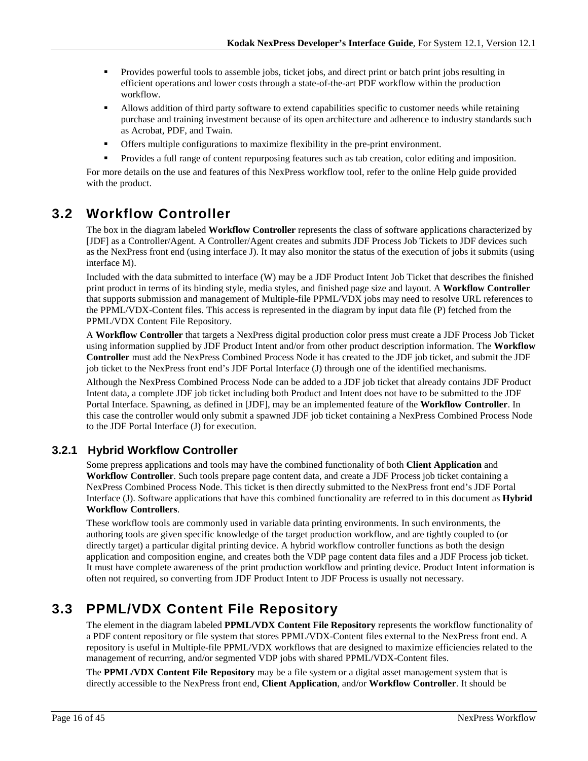- Provides powerful tools to assemble jobs, ticket jobs, and direct print or batch print jobs resulting in efficient operations and lower costs through a state-of-the-art PDF workflow within the production workflow.
- Allows addition of third party software to extend capabilities specific to customer needs while retaining purchase and training investment because of its open architecture and adherence to industry standards such as Acrobat, PDF, and Twain.
- Offers multiple configurations to maximize flexibility in the pre-print environment.
- Provides a full range of content repurposing features such as tab creation, color editing and imposition.

For more details on the use and features of this NexPress workflow tool, refer to the online Help guide provided with the product.

## 3.2 Workflow Controller

The box in the diagram labeled **Workflow Controller** represents the class of software applications characterized by [JDF] as a Controller/Agent. A Controller/Agent creates and submits JDF Process Job Tickets to JDF devices such as the NexPress front end (using interface J). It may also monitor the status of the execution of jobs it submits (using interface M).

Included with the data submitted to interface (W) may be a JDF Product Intent Job Ticket that describes the finished print product in terms of its binding style, media styles, and finished page size and layout. A **Workflow Controller** that supports submission and management of Multiple-file PPML/VDX jobs may need to resolve URL references to the PPML/VDX-Content files. This access is represented in the diagram by input data file (P) fetched from the PPML/VDX Content File Repository.

A **Workflow Controller** that targets a NexPress digital production color press must create a JDF Process Job Ticket using information supplied by JDF Product Intent and/or from other product description information. The **Workflow Controller** must add the NexPress Combined Process Node it has created to the JDF job ticket, and submit the JDF job ticket to the NexPress front end's JDF Portal Interface (J) through one of the identified mechanisms.

Although the NexPress Combined Process Node can be added to a JDF job ticket that already contains JDF Product Intent data, a complete JDF job ticket including both Product and Intent does not have to be submitted to the JDF Portal Interface. Spawning, as defined in [JDF], may be an implemented feature of the **Workflow Controller**. In this case the controller would only submit a spawned JDF job ticket containing a NexPress Combined Process Node to the JDF Portal Interface (J) for execution.

### 3.2.1 Hybrid Workflow Controller

Some prepress applications and tools may have the combined functionality of both **Client Application** and **Workflow Controller**. Such tools prepare page content data, and create a JDF Process job ticket containing a NexPress Combined Process Node. This ticket is then directly submitted to the NexPress front end's JDF Portal Interface (J). Software applications that have this combined functionality are referred to in this document as **Hybrid Workflow Controllers**.

These workflow tools are commonly used in variable data printing environments. In such environments, the authoring tools are given specific knowledge of the target production workflow, and are tightly coupled to (or directly target) a particular digital printing device. A hybrid workflow controller functions as both the design application and composition engine, and creates both the VDP page content data files and a JDF Process job ticket. It must have complete awareness of the print production workflow and printing device. Product Intent information is often not required, so converting from JDF Product Intent to JDF Process is usually not necessary.

## 3.3 PPML/VDX Content File Repository

The element in the diagram labeled **PPML/VDX Content File Repository** represents the workflow functionality of a PDF content repository or file system that stores PPML/VDX-Content files external to the NexPress front end. A repository is useful in Multiple-file PPML/VDX workflows that are designed to maximize efficiencies related to the management of recurring, and/or segmented VDP jobs with shared PPML/VDX-Content files.

The **PPML/VDX Content File Repository** may be a file system or a digital asset management system that is directly accessible to the NexPress front end, **Client Application**, and/or **Workflow Controller**. It should be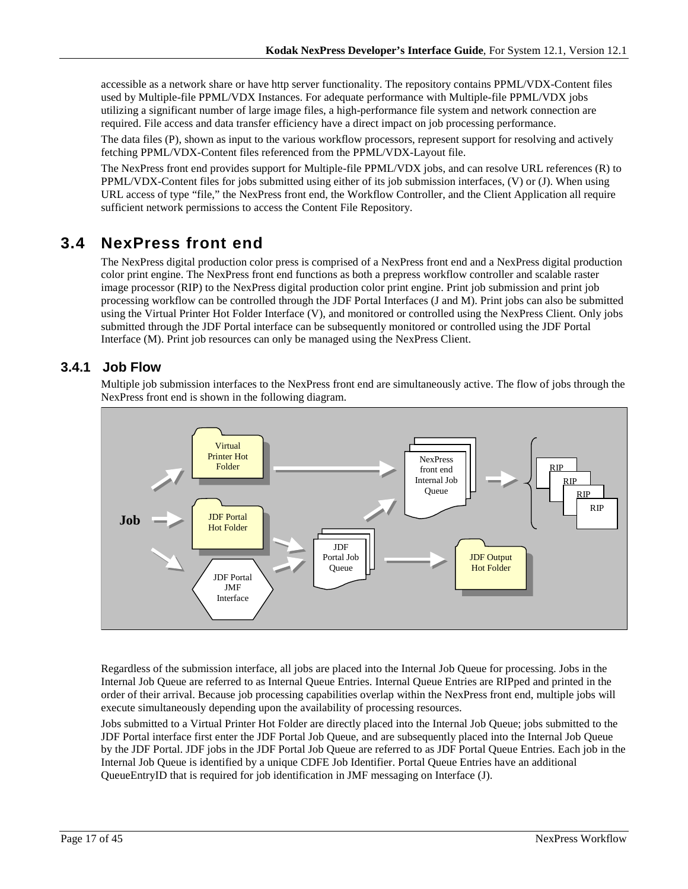accessible as a network share or have http server functionality. The repository contains PPML/VDX-Content files used by Multiple-file PPML/VDX Instances. For adequate performance with Multiple-file PPML/VDX jobs utilizing a significant number of large image files, a high-performance file system and network connection are required. File access and data transfer efficiency have a direct impact on job processing performance.

The data files (P), shown as input to the various workflow processors, represent support for resolving and actively fetching PPML/VDX-Content files referenced from the PPML/VDX-Layout file.

The NexPress front end provides support for Multiple-file PPML/VDX jobs, and can resolve URL references (R) to PPML/VDX-Content files for jobs submitted using either of its job submission interfaces, (V) or (J). When using URL access of type "file," the NexPress front end, the Workflow Controller, and the Client Application all require sufficient network permissions to access the Content File Repository.

## 3.4 NexPress front end

The NexPress digital production color press is comprised of a NexPress front end and a NexPress digital production color print engine. The NexPress front end functions as both a prepress workflow controller and scalable raster image processor (RIP) to the NexPress digital production color print engine. Print job submission and print job processing workflow can be controlled through the JDF Portal Interfaces (J and M). Print jobs can also be submitted using the Virtual Printer Hot Folder Interface (V), and monitored or controlled using the NexPress Client. Only jobs submitted through the JDF Portal interface can be subsequently monitored or controlled using the JDF Portal Interface (M). Print job resources can only be managed using the NexPress Client.

### 3.4.1 Job Flow

Multiple job submission interfaces to the NexPress front end are simultaneously active. The flow of jobs through the NexPress front end is shown in the following diagram.

Job → Virtual Printer Hot Folder → NexPress front end Internal Job Queue → RIP / RIP / RIP / RIP

Job → JDF Portal Hot Folder → JDF Portal Job Queue → NexPress front end Internal Job Queue

Job → JDF Portal JMF Interface → JDF Portal Job Queue → JDF Output Hot Folder

Regardless of the submission interface, all jobs are placed into the Internal Job Queue for processing. Jobs in the Internal Job Queue are referred to as Internal Queue Entries. Internal Queue Entries are RIPped and printed in the order of their arrival. Because job processing capabilities overlap within the NexPress front end, multiple jobs will execute simultaneously depending upon the availability of processing resources.

Jobs submitted to a Virtual Printer Hot Folder are directly placed into the Internal Job Queue; jobs submitted to the JDF Portal interface first enter the JDF Portal Job Queue, and are subsequently placed into the Internal Job Queue by the JDF Portal. JDF jobs in the JDF Portal Job Queue are referred to as JDF Portal Queue Entries. Each job in the Internal Job Queue is identified by a unique CDFE Job Identifier. Portal Queue Entries have an additional QueueEntryID that is required for job identification in JMF messaging on Interface (J).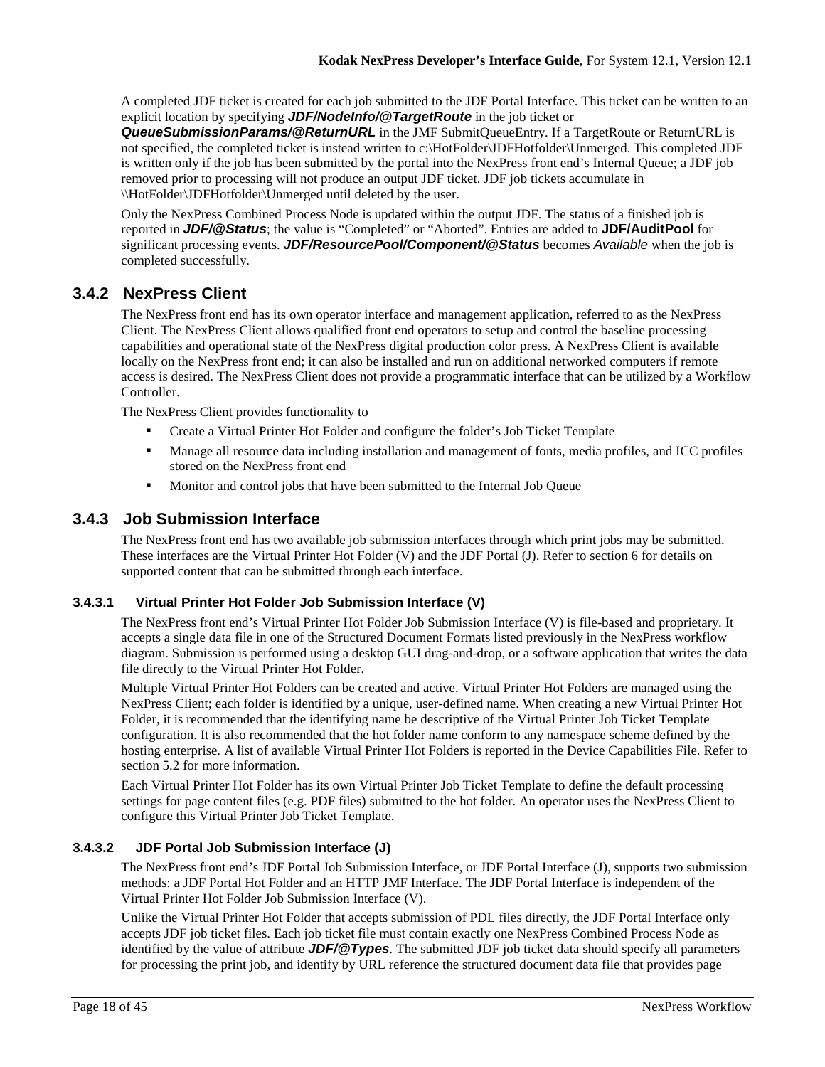A completed JDF ticket is created for each job submitted to the JDF Portal Interface. This ticket can be written to an explicit location by specifying ***JDF/NodeInfo/@TargetRoute*** in the job ticket or ***QueueSubmissionParams/@ReturnURL*** in the JMF SubmitQueueEntry. If a TargetRoute or ReturnURL is not specified, the completed ticket is instead written to c:\HotFolder\JDFHotfolder\Unmerged. This completed JDF is written only if the job has been submitted by the portal into the NexPress front end's Internal Queue; a JDF job removed prior to processing will not produce an output JDF ticket. JDF job tickets accumulate in \\HotFolder\JDFHotfolder\Unmerged until deleted by the user.

Only the NexPress Combined Process Node is updated within the output JDF. The status of a finished job is reported in ***JDF/@Status***; the value is "Completed" or "Aborted". Entries are added to **JDF/AuditPool** for significant processing events. ***JDF/ResourcePool/Component/@Status*** becomes *Available* when the job is completed successfully.

## 3.4.2 NexPress Client

The NexPress front end has its own operator interface and management application, referred to as the NexPress Client. The NexPress Client allows qualified front end operators to setup and control the baseline processing capabilities and operational state of the NexPress digital production color press. A NexPress Client is available locally on the NexPress front end; it can also be installed and run on additional networked computers if remote access is desired. The NexPress Client does not provide a programmatic interface that can be utilized by a Workflow Controller.

The NexPress Client provides functionality to

- Create a Virtual Printer Hot Folder and configure the folder's Job Ticket Template
- Manage all resource data including installation and management of fonts, media profiles, and ICC profiles stored on the NexPress front end
- Monitor and control jobs that have been submitted to the Internal Job Queue

## 3.4.3 Job Submission Interface

The NexPress front end has two available job submission interfaces through which print jobs may be submitted. These interfaces are the Virtual Printer Hot Folder (V) and the JDF Portal (J). Refer to section 6 for details on supported content that can be submitted through each interface.

### 3.4.3.1 Virtual Printer Hot Folder Job Submission Interface (V)

The NexPress front end's Virtual Printer Hot Folder Job Submission Interface (V) is file-based and proprietary. It accepts a single data file in one of the Structured Document Formats listed previously in the NexPress workflow diagram. Submission is performed using a desktop GUI drag-and-drop, or a software application that writes the data file directly to the Virtual Printer Hot Folder.

Multiple Virtual Printer Hot Folders can be created and active. Virtual Printer Hot Folders are managed using the NexPress Client; each folder is identified by a unique, user-defined name. When creating a new Virtual Printer Hot Folder, it is recommended that the identifying name be descriptive of the Virtual Printer Job Ticket Template configuration. It is also recommended that the hot folder name conform to any namespace scheme defined by the hosting enterprise. A list of available Virtual Printer Hot Folders is reported in the Device Capabilities File. Refer to section 5.2 for more information.

Each Virtual Printer Hot Folder has its own Virtual Printer Job Ticket Template to define the default processing settings for page content files (e.g. PDF files) submitted to the hot folder. An operator uses the NexPress Client to configure this Virtual Printer Job Ticket Template.

### 3.4.3.2 JDF Portal Job Submission Interface (J)

The NexPress front end's JDF Portal Job Submission Interface, or JDF Portal Interface (J), supports two submission methods: a JDF Portal Hot Folder and an HTTP JMF Interface. The JDF Portal Interface is independent of the Virtual Printer Hot Folder Job Submission Interface (V).

Unlike the Virtual Printer Hot Folder that accepts submission of PDL files directly, the JDF Portal Interface only accepts JDF job ticket files. Each job ticket file must contain exactly one NexPress Combined Process Node as identified by the value of attribute ***JDF/@Types***. The submitted JDF job ticket data should specify all parameters for processing the print job, and identify by URL reference the structured document data file that provides page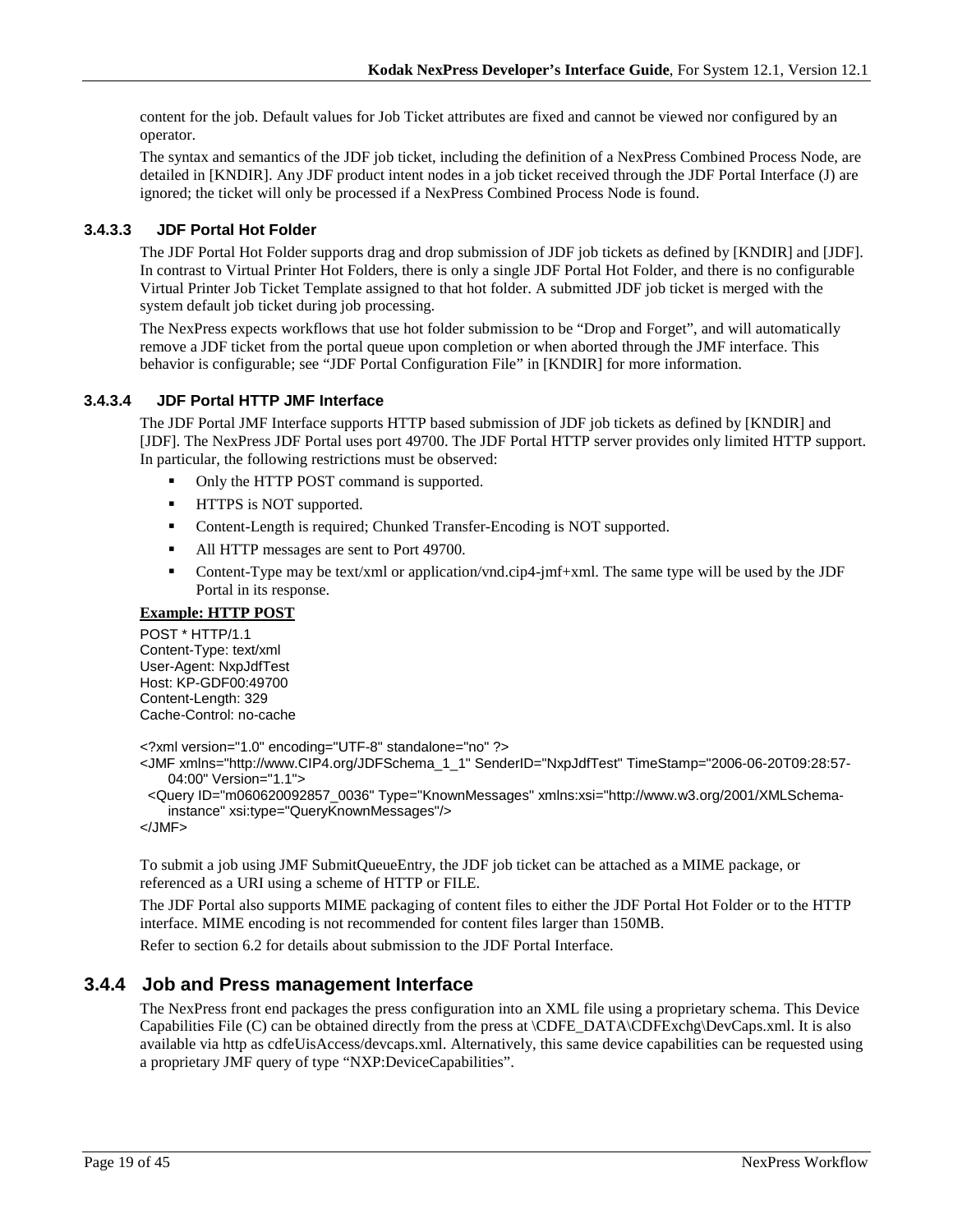content for the job. Default values for Job Ticket attributes are fixed and cannot be viewed nor configured by an operator.

The syntax and semantics of the JDF job ticket, including the definition of a NexPress Combined Process Node, are detailed in [KNDIR]. Any JDF product intent nodes in a job ticket received through the JDF Portal Interface (J) are ignored; the ticket will only be processed if a NexPress Combined Process Node is found.

#### 3.4.3.3 JDF Portal Hot Folder

The JDF Portal Hot Folder supports drag and drop submission of JDF job tickets as defined by [KNDIR] and [JDF]. In contrast to Virtual Printer Hot Folders, there is only a single JDF Portal Hot Folder, and there is no configurable Virtual Printer Job Ticket Template assigned to that hot folder. A submitted JDF job ticket is merged with the system default job ticket during job processing.

The NexPress expects workflows that use hot folder submission to be “Drop and Forget”, and will automatically remove a JDF ticket from the portal queue upon completion or when aborted through the JMF interface. This behavior is configurable; see “JDF Portal Configuration File” in [KNDIR] for more information.

#### 3.4.3.4 JDF Portal HTTP JMF Interface

The JDF Portal JMF Interface supports HTTP based submission of JDF job tickets as defined by [KNDIR] and [JDF]. The NexPress JDF Portal uses port 49700. The JDF Portal HTTP server provides only limited HTTP support. In particular, the following restrictions must be observed:

- Only the HTTP POST command is supported.
- HTTPS is NOT supported.
- Content-Length is required; Chunked Transfer-Encoding is NOT supported.
- All HTTP messages are sent to Port 49700.
- Content-Type may be text/xml or application/vnd.cip4-jmf+xml. The same type will be used by the JDF Portal in its response.

**Example: HTTP POST**

```
POST * HTTP/1.1
Content-Type: text/xml
User-Agent: NxpJdfTest
Host: KP-GDF00:49700
Content-Length: 329
Cache-Control: no-cache

<?xml version="1.0" encoding="UTF-8" standalone="no" ?>
<JMF xmlns="http://www.CIP4.org/JDFSchema_1_1" SenderID="NxpJdfTest" TimeStamp="2006-06-20T09:28:57-
    04:00" Version="1.1">
  <Query ID="m060620092857_0036" Type="KnownMessages" xmlns:xsi="http://www.w3.org/2001/XMLSchema-
    instance" xsi:type="QueryKnownMessages"/>
</JMF>
```

To submit a job using JMF SubmitQueueEntry, the JDF job ticket can be attached as a MIME package, or referenced as a URI using a scheme of HTTP or FILE.

The JDF Portal also supports MIME packaging of content files to either the JDF Portal Hot Folder or to the HTTP interface. MIME encoding is not recommended for content files larger than 150MB.

Refer to section 6.2 for details about submission to the JDF Portal Interface.

### 3.4.4 Job and Press management Interface

The NexPress front end packages the press configuration into an XML file using a proprietary schema. This Device Capabilities File (C) can be obtained directly from the press at \CDFE_DATA\CDFExchg\DevCaps.xml. It is also available via http as cdfeUisAccess/devcaps.xml. Alternatively, this same device capabilities can be requested using a proprietary JMF query of type “NXP:DeviceCapabilities”.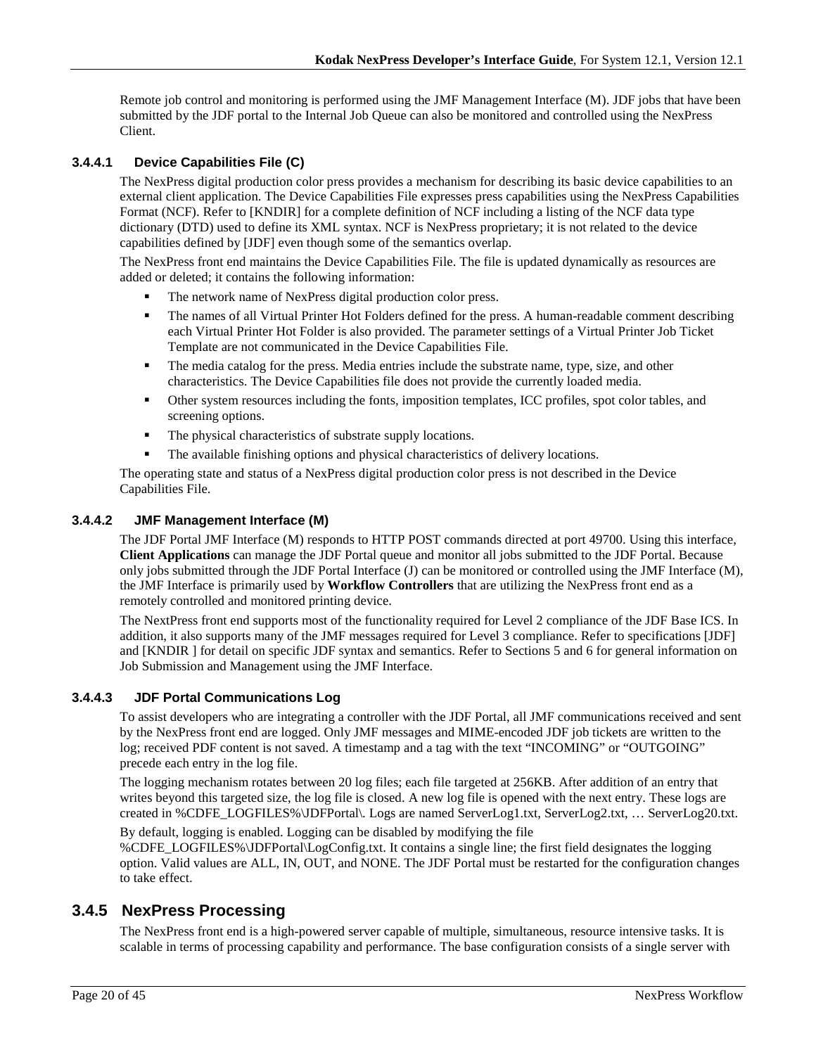Remote job control and monitoring is performed using the JMF Management Interface (M). JDF jobs that have been submitted by the JDF portal to the Internal Job Queue can also be monitored and controlled using the NexPress Client.

#### 3.4.4.1 Device Capabilities File (C)

The NexPress digital production color press provides a mechanism for describing its basic device capabilities to an external client application. The Device Capabilities File expresses press capabilities using the NexPress Capabilities Format (NCF). Refer to [KNDIR] for a complete definition of NCF including a listing of the NCF data type dictionary (DTD) used to define its XML syntax. NCF is NexPress proprietary; it is not related to the device capabilities defined by [JDF] even though some of the semantics overlap.

The NexPress front end maintains the Device Capabilities File. The file is updated dynamically as resources are added or deleted; it contains the following information:

- The network name of NexPress digital production color press.
- The names of all Virtual Printer Hot Folders defined for the press. A human-readable comment describing each Virtual Printer Hot Folder is also provided. The parameter settings of a Virtual Printer Job Ticket Template are not communicated in the Device Capabilities File.
- The media catalog for the press. Media entries include the substrate name, type, size, and other characteristics. The Device Capabilities file does not provide the currently loaded media.
- Other system resources including the fonts, imposition templates, ICC profiles, spot color tables, and screening options.
- The physical characteristics of substrate supply locations.
- The available finishing options and physical characteristics of delivery locations.

The operating state and status of a NexPress digital production color press is not described in the Device Capabilities File.

#### 3.4.4.2 JMF Management Interface (M)

The JDF Portal JMF Interface (M) responds to HTTP POST commands directed at port 49700. Using this interface, **Client Applications** can manage the JDF Portal queue and monitor all jobs submitted to the JDF Portal. Because only jobs submitted through the JDF Portal Interface (J) can be monitored or controlled using the JMF Interface (M), the JMF Interface is primarily used by **Workflow Controllers** that are utilizing the NexPress front end as a remotely controlled and monitored printing device.

The NextPress front end supports most of the functionality required for Level 2 compliance of the JDF Base ICS. In addition, it also supports many of the JMF messages required for Level 3 compliance. Refer to specifications [JDF] and [KNDIR ] for detail on specific JDF syntax and semantics. Refer to Sections 5 and 6 for general information on Job Submission and Management using the JMF Interface.

#### 3.4.4.3 JDF Portal Communications Log

To assist developers who are integrating a controller with the JDF Portal, all JMF communications received and sent by the NexPress front end are logged. Only JMF messages and MIME-encoded JDF job tickets are written to the log; received PDF content is not saved. A timestamp and a tag with the text "INCOMING" or "OUTGOING" precede each entry in the log file.

The logging mechanism rotates between 20 log files; each file targeted at 256KB. After addition of an entry that writes beyond this targeted size, the log file is closed. A new log file is opened with the next entry. These logs are created in %CDFE_LOGFILES%\JDFPortal\. Logs are named ServerLog1.txt, ServerLog2.txt, … ServerLog20.txt.

By default, logging is enabled. Logging can be disabled by modifying the file %CDFE_LOGFILES%\JDFPortal\LogConfig.txt. It contains a single line; the first field designates the logging option. Valid values are ALL, IN, OUT, and NONE. The JDF Portal must be restarted for the configuration changes to take effect.

### 3.4.5 NexPress Processing

The NexPress front end is a high-powered server capable of multiple, simultaneous, resource intensive tasks. It is scalable in terms of processing capability and performance. The base configuration consists of a single server with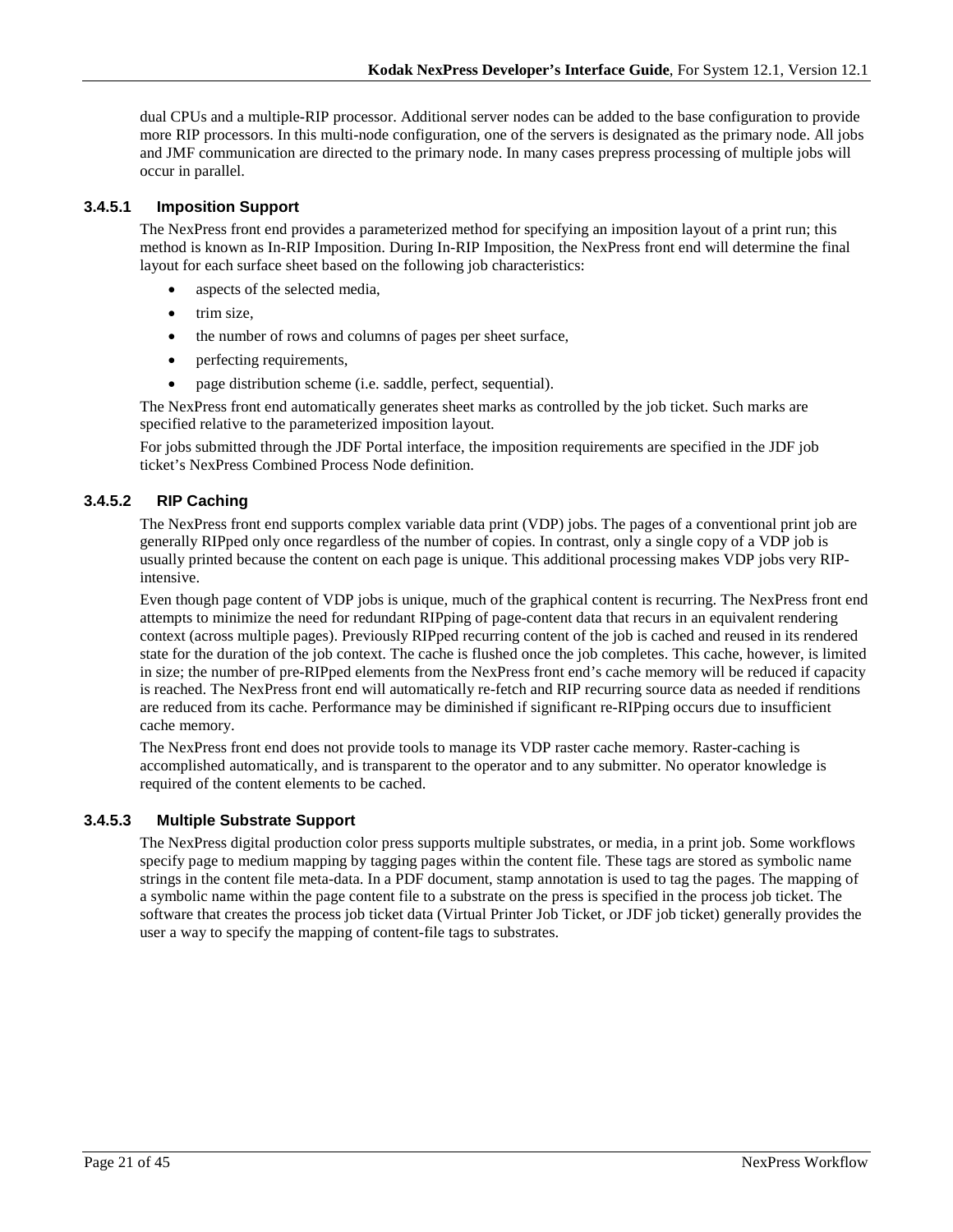dual CPUs and a multiple-RIP processor. Additional server nodes can be added to the base configuration to provide more RIP processors. In this multi-node configuration, one of the servers is designated as the primary node. All jobs and JMF communication are directed to the primary node. In many cases prepress processing of multiple jobs will occur in parallel.

#### 3.4.5.1 Imposition Support

The NexPress front end provides a parameterized method for specifying an imposition layout of a print run; this method is known as In-RIP Imposition. During In-RIP Imposition, the NexPress front end will determine the final layout for each surface sheet based on the following job characteristics:

- aspects of the selected media,
- trim size,
- the number of rows and columns of pages per sheet surface,
- perfecting requirements,
- page distribution scheme (i.e. saddle, perfect, sequential).

The NexPress front end automatically generates sheet marks as controlled by the job ticket. Such marks are specified relative to the parameterized imposition layout.

For jobs submitted through the JDF Portal interface, the imposition requirements are specified in the JDF job ticket's NexPress Combined Process Node definition.

#### 3.4.5.2 RIP Caching

The NexPress front end supports complex variable data print (VDP) jobs. The pages of a conventional print job are generally RIPped only once regardless of the number of copies. In contrast, only a single copy of a VDP job is usually printed because the content on each page is unique. This additional processing makes VDP jobs very RIP-intensive.

Even though page content of VDP jobs is unique, much of the graphical content is recurring. The NexPress front end attempts to minimize the need for redundant RIPping of page-content data that recurs in an equivalent rendering context (across multiple pages). Previously RIPped recurring content of the job is cached and reused in its rendered state for the duration of the job context. The cache is flushed once the job completes. This cache, however, is limited in size; the number of pre-RIPped elements from the NexPress front end's cache memory will be reduced if capacity is reached. The NexPress front end will automatically re-fetch and RIP recurring source data as needed if renditions are reduced from its cache. Performance may be diminished if significant re-RIPping occurs due to insufficient cache memory.

The NexPress front end does not provide tools to manage its VDP raster cache memory. Raster-caching is accomplished automatically, and is transparent to the operator and to any submitter. No operator knowledge is required of the content elements to be cached.

#### 3.4.5.3 Multiple Substrate Support

The NexPress digital production color press supports multiple substrates, or media, in a print job. Some workflows specify page to medium mapping by tagging pages within the content file. These tags are stored as symbolic name strings in the content file meta-data. In a PDF document, stamp annotation is used to tag the pages. The mapping of a symbolic name within the page content file to a substrate on the press is specified in the process job ticket. The software that creates the process job ticket data (Virtual Printer Job Ticket, or JDF job ticket) generally provides the user a way to specify the mapping of content-file tags to substrates.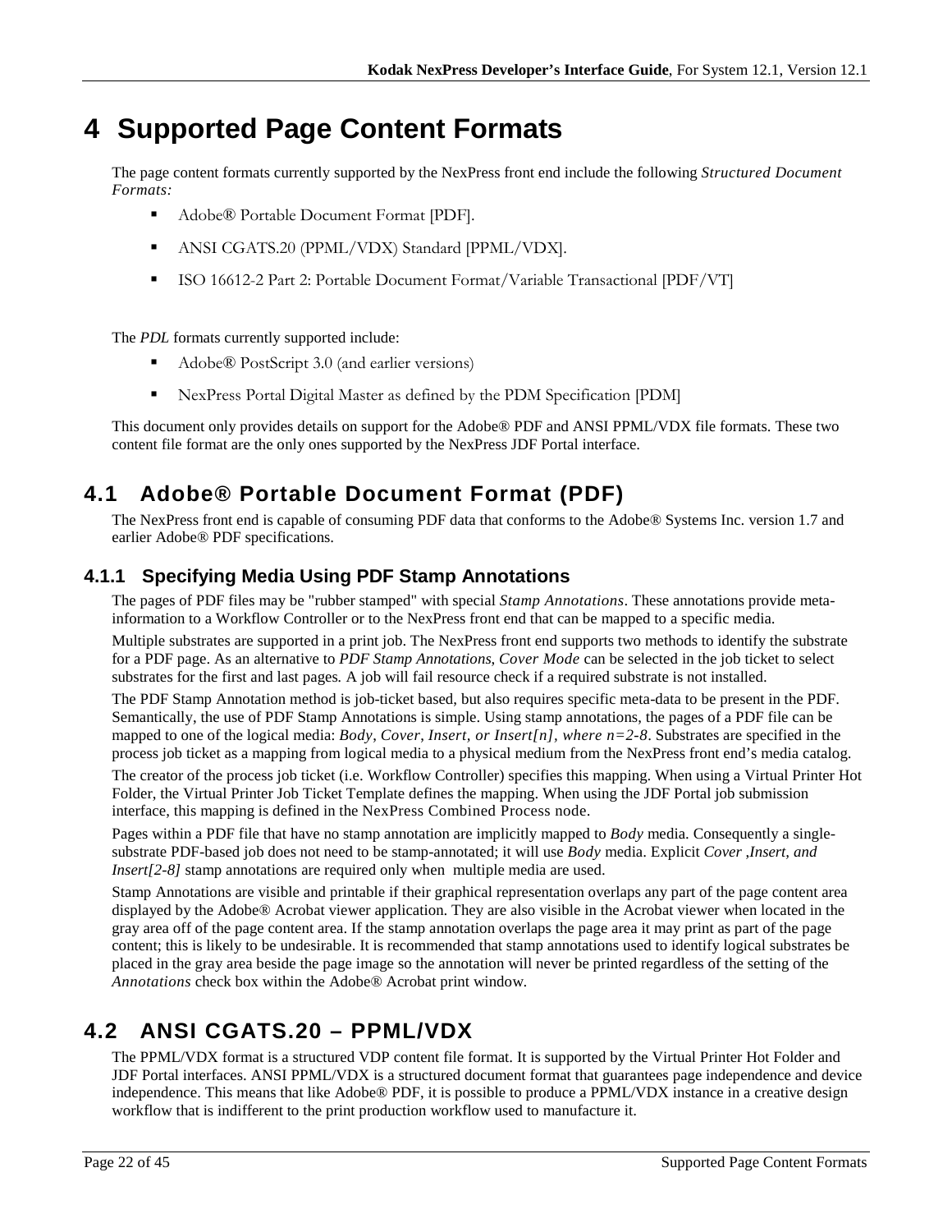# 4 Supported Page Content Formats

The page content formats currently supported by the NexPress front end include the following *Structured Document Formats:*

- Adobe® Portable Document Format [PDF].
- ANSI CGATS.20 (PPML/VDX) Standard [PPML/VDX].
- ISO 16612-2 Part 2: Portable Document Format/Variable Transactional [PDF/VT]

The *PDL* formats currently supported include:

- Adobe® PostScript 3.0 (and earlier versions)
- NexPress Portal Digital Master as defined by the PDM Specification [PDM]

This document only provides details on support for the Adobe® PDF and ANSI PPML/VDX file formats. These two content file format are the only ones supported by the NexPress JDF Portal interface.

## 4.1 Adobe® Portable Document Format (PDF)

The NexPress front end is capable of consuming PDF data that conforms to the Adobe® Systems Inc. version 1.7 and earlier Adobe® PDF specifications.

### 4.1.1 Specifying Media Using PDF Stamp Annotations

The pages of PDF files may be "rubber stamped" with special *Stamp Annotations*. These annotations provide meta-information to a Workflow Controller or to the NexPress front end that can be mapped to a specific media.

Multiple substrates are supported in a print job. The NexPress front end supports two methods to identify the substrate for a PDF page. As an alternative to *PDF Stamp Annotations, Cover Mode* can be selected in the job ticket to select substrates for the first and last pages. A job will fail resource check if a required substrate is not installed.

The PDF Stamp Annotation method is job-ticket based, but also requires specific meta-data to be present in the PDF. Semantically, the use of PDF Stamp Annotations is simple. Using stamp annotations, the pages of a PDF file can be mapped to one of the logical media: *Body*, *Cover*, *Insert, or Insert[n], where n=2-8*. Substrates are specified in the process job ticket as a mapping from logical media to a physical medium from the NexPress front end's media catalog.

The creator of the process job ticket (i.e. Workflow Controller) specifies this mapping. When using a Virtual Printer Hot Folder, the Virtual Printer Job Ticket Template defines the mapping. When using the JDF Portal job submission interface, this mapping is defined in the NexPress Combined Process node.

Pages within a PDF file that have no stamp annotation are implicitly mapped to *Body* media. Consequently a single-substrate PDF-based job does not need to be stamp-annotated; it will use *Body* media. Explicit *Cover ,Insert, and Insert[2-8]* stamp annotations are required only when multiple media are used.

Stamp Annotations are visible and printable if their graphical representation overlaps any part of the page content area displayed by the Adobe® Acrobat viewer application. They are also visible in the Acrobat viewer when located in the gray area off of the page content area. If the stamp annotation overlaps the page area it may print as part of the page content; this is likely to be undesirable. It is recommended that stamp annotations used to identify logical substrates be placed in the gray area beside the page image so the annotation will never be printed regardless of the setting of the *Annotations* check box within the Adobe® Acrobat print window.

## 4.2 ANSI CGATS.20 – PPML/VDX

The PPML/VDX format is a structured VDP content file format. It is supported by the Virtual Printer Hot Folder and JDF Portal interfaces. ANSI PPML/VDX is a structured document format that guarantees page independence and device independence. This means that like Adobe® PDF, it is possible to produce a PPML/VDX instance in a creative design workflow that is indifferent to the print production workflow used to manufacture it.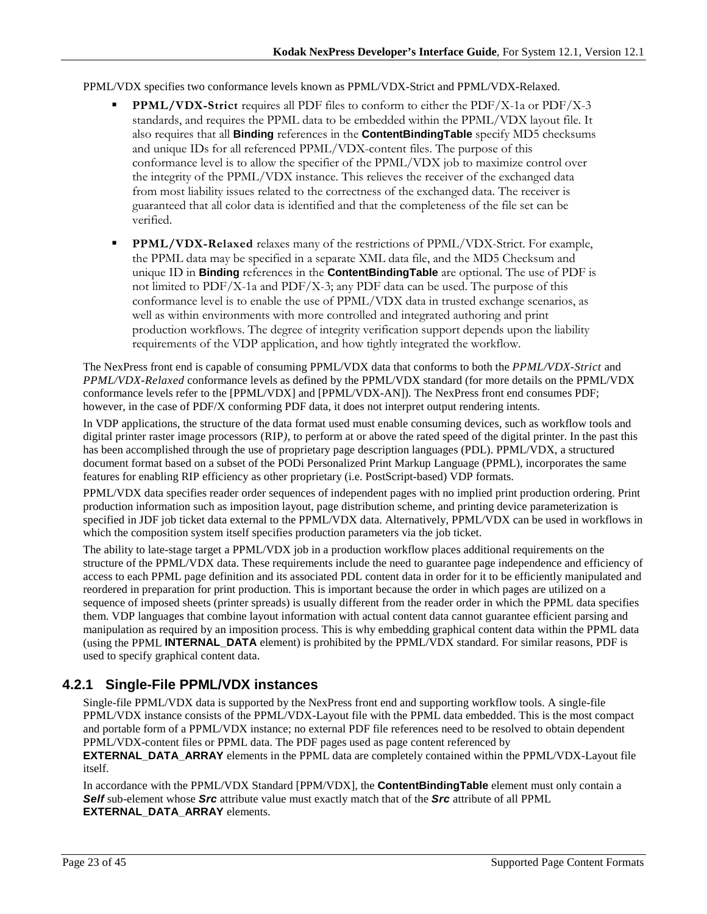PPML/VDX specifies two conformance levels known as PPML/VDX-Strict and PPML/VDX-Relaxed.

- **PPML/VDX-Strict** requires all PDF files to conform to either the PDF/X-1a or PDF/X-3 standards, and requires the PPML data to be embedded within the PPML/VDX layout file. It also requires that all **Binding** references in the **ContentBindingTable** specify MD5 checksums and unique IDs for all referenced PPML/VDX-content files. The purpose of this conformance level is to allow the specifier of the PPML/VDX job to maximize control over the integrity of the PPML/VDX instance. This relieves the receiver of the exchanged data from most liability issues related to the correctness of the exchanged data. The receiver is guaranteed that all color data is identified and that the completeness of the file set can be verified.
- **PPML/VDX-Relaxed** relaxes many of the restrictions of PPML/VDX-Strict. For example, the PPML data may be specified in a separate XML data file, and the MD5 Checksum and unique ID in **Binding** references in the **ContentBindingTable** are optional. The use of PDF is not limited to PDF/X-1a and PDF/X-3; any PDF data can be used. The purpose of this conformance level is to enable the use of PPML/VDX data in trusted exchange scenarios, as well as within environments with more controlled and integrated authoring and print production workflows. The degree of integrity verification support depends upon the liability requirements of the VDP application, and how tightly integrated the workflow.

The NexPress front end is capable of consuming PPML/VDX data that conforms to both the *PPML/VDX-Strict* and *PPML/VDX-Relaxed* conformance levels as defined by the PPML/VDX standard (for more details on the PPML/VDX conformance levels refer to the [PPML/VDX] and [PPML/VDX-AN]). The NexPress front end consumes PDF; however, in the case of PDF/X conforming PDF data, it does not interpret output rendering intents.

In VDP applications, the structure of the data format used must enable consuming devices, such as workflow tools and digital printer raster image processors (RIP*)*, to perform at or above the rated speed of the digital printer. In the past this has been accomplished through the use of proprietary page description languages (PDL). PPML/VDX, a structured document format based on a subset of the PODi Personalized Print Markup Language (PPML), incorporates the same features for enabling RIP efficiency as other proprietary (i.e. PostScript-based) VDP formats.

PPML/VDX data specifies reader order sequences of independent pages with no implied print production ordering. Print production information such as imposition layout, page distribution scheme, and printing device parameterization is specified in JDF job ticket data external to the PPML/VDX data. Alternatively, PPML/VDX can be used in workflows in which the composition system itself specifies production parameters via the job ticket.

The ability to late-stage target a PPML/VDX job in a production workflow places additional requirements on the structure of the PPML/VDX data. These requirements include the need to guarantee page independence and efficiency of access to each PPML page definition and its associated PDL content data in order for it to be efficiently manipulated and reordered in preparation for print production. This is important because the order in which pages are utilized on a sequence of imposed sheets (printer spreads) is usually different from the reader order in which the PPML data specifies them. VDP languages that combine layout information with actual content data cannot guarantee efficient parsing and manipulation as required by an imposition process. This is why embedding graphical content data within the PPML data (using the PPML **INTERNAL_DATA** element) is prohibited by the PPML/VDX standard. For similar reasons, PDF is used to specify graphical content data.

### 4.2.1 Single-File PPML/VDX instances

Single-file PPML/VDX data is supported by the NexPress front end and supporting workflow tools. A single-file PPML/VDX instance consists of the PPML/VDX-Layout file with the PPML data embedded. This is the most compact and portable form of a PPML/VDX instance; no external PDF file references need to be resolved to obtain dependent PPML/VDX-content files or PPML data. The PDF pages used as page content referenced by **EXTERNAL_DATA_ARRAY** elements in the PPML data are completely contained within the PPML/VDX-Layout file itself.

In accordance with the PPML/VDX Standard [PPM/VDX], the **ContentBindingTable** element must only contain a ***Self*** sub-element whose ***Src*** attribute value must exactly match that of the ***Src*** attribute of all PPML **EXTERNAL_DATA_ARRAY** elements.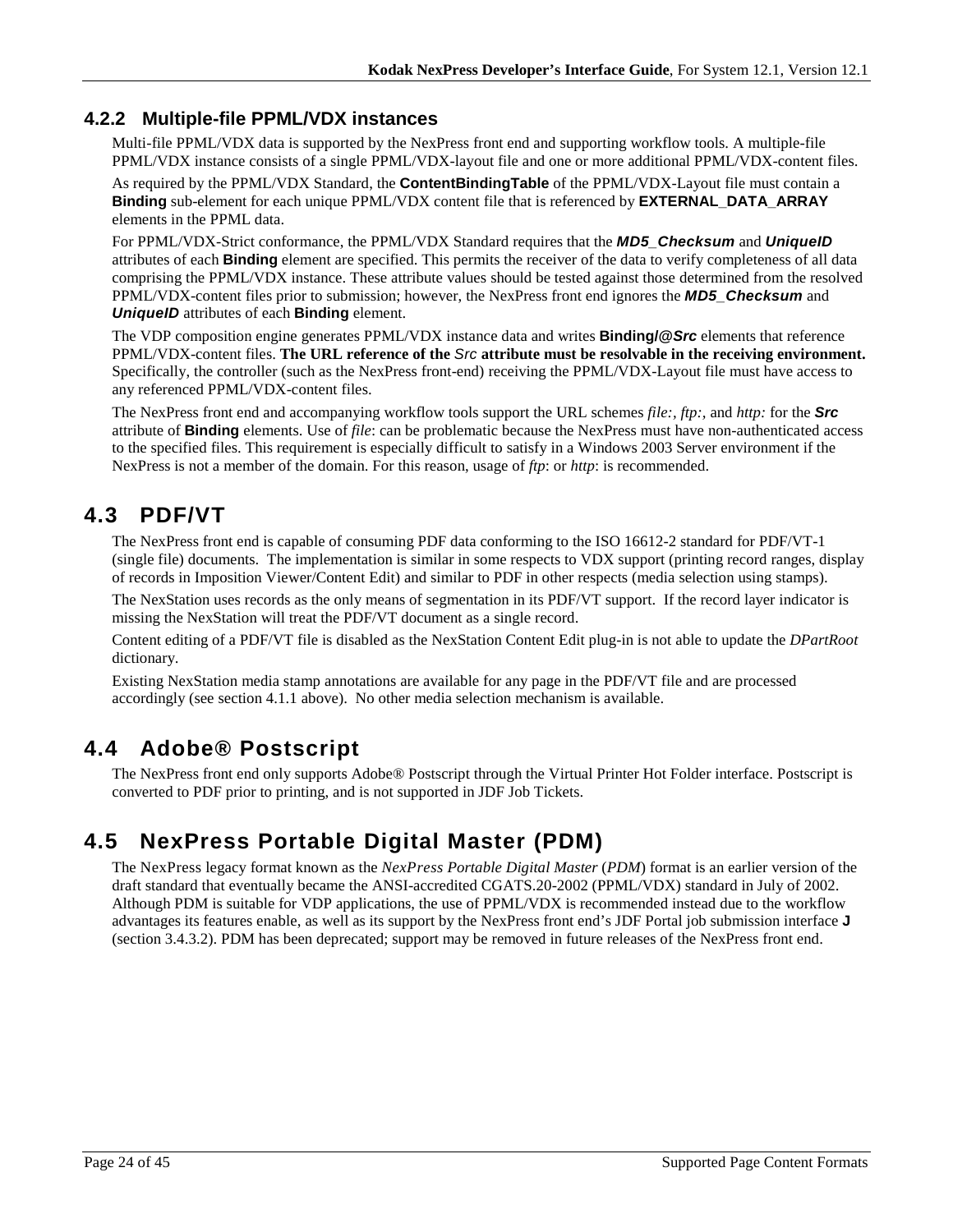### 4.2.2 Multiple-file PPML/VDX instances

Multi-file PPML/VDX data is supported by the NexPress front end and supporting workflow tools. A multiple-file PPML/VDX instance consists of a single PPML/VDX-layout file and one or more additional PPML/VDX-content files.

As required by the PPML/VDX Standard, the **ContentBindingTable** of the PPML/VDX-Layout file must contain a **Binding** sub-element for each unique PPML/VDX content file that is referenced by **EXTERNAL_DATA_ARRAY** elements in the PPML data.

For PPML/VDX-Strict conformance, the PPML/VDX Standard requires that the ***MD5_Checksum*** and ***UniqueID*** attributes of each **Binding** element are specified. This permits the receiver of the data to verify completeness of all data comprising the PPML/VDX instance. These attribute values should be tested against those determined from the resolved PPML/VDX-content files prior to submission; however, the NexPress front end ignores the ***MD5_Checksum*** and ***UniqueID*** attributes of each **Binding** element.

The VDP composition engine generates PPML/VDX instance data and writes **Binding/@*Src*** elements that reference PPML/VDX-content files. **The URL reference of the *Src* attribute must be resolvable in the receiving environment.** Specifically, the controller (such as the NexPress front-end) receiving the PPML/VDX-Layout file must have access to any referenced PPML/VDX-content files.

The NexPress front end and accompanying workflow tools support the URL schemes *file:*, *ftp:*, and *http:* for the ***Src*** attribute of **Binding** elements. Use of *file*: can be problematic because the NexPress must have non-authenticated access to the specified files. This requirement is especially difficult to satisfy in a Windows 2003 Server environment if the NexPress is not a member of the domain. For this reason, usage of *ftp*: or *http*: is recommended.

## 4.3 PDF/VT

The NexPress front end is capable of consuming PDF data conforming to the ISO 16612-2 standard for PDF/VT-1 (single file) documents. The implementation is similar in some respects to VDX support (printing record ranges, display of records in Imposition Viewer/Content Edit) and similar to PDF in other respects (media selection using stamps).

The NexStation uses records as the only means of segmentation in its PDF/VT support. If the record layer indicator is missing the NexStation will treat the PDF/VT document as a single record.

Content editing of a PDF/VT file is disabled as the NexStation Content Edit plug-in is not able to update the *DPartRoot* dictionary.

Existing NexStation media stamp annotations are available for any page in the PDF/VT file and are processed accordingly (see section 4.1.1 above). No other media selection mechanism is available.

## 4.4 Adobe® Postscript

The NexPress front end only supports Adobe® Postscript through the Virtual Printer Hot Folder interface. Postscript is converted to PDF prior to printing, and is not supported in JDF Job Tickets.

## 4.5 NexPress Portable Digital Master (PDM)

The NexPress legacy format known as the *NexPress Portable Digital Master* (*PDM*) format is an earlier version of the draft standard that eventually became the ANSI-accredited CGATS.20-2002 (PPML/VDX) standard in July of 2002. Although PDM is suitable for VDP applications, the use of PPML/VDX is recommended instead due to the workflow advantages its features enable, as well as its support by the NexPress front end's JDF Portal job submission interface **J** (section 3.4.3.2). PDM has been deprecated; support may be removed in future releases of the NexPress front end.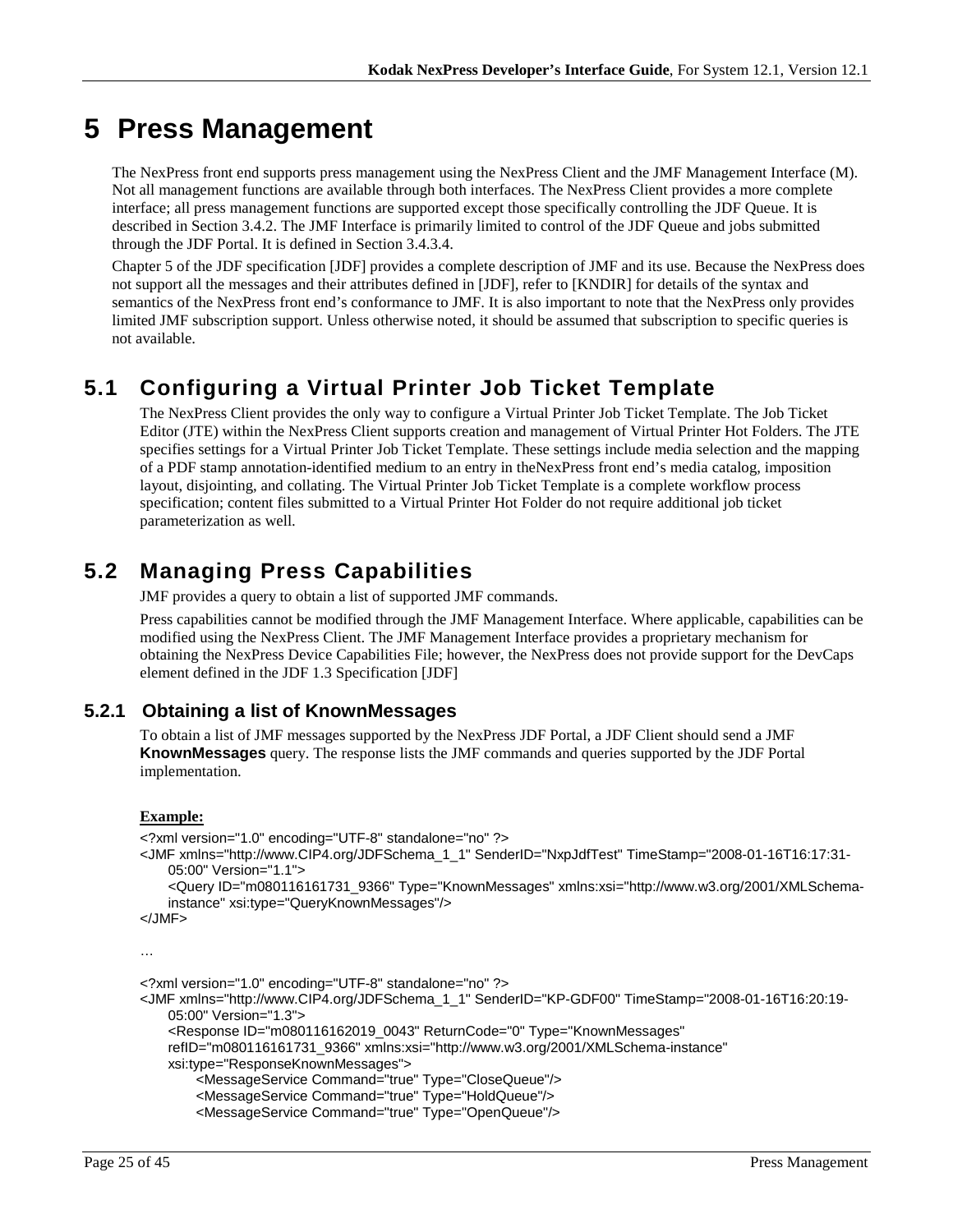# 5 Press Management

The NexPress front end supports press management using the NexPress Client and the JMF Management Interface (M). Not all management functions are available through both interfaces. The NexPress Client provides a more complete interface; all press management functions are supported except those specifically controlling the JDF Queue. It is described in Section 3.4.2. The JMF Interface is primarily limited to control of the JDF Queue and jobs submitted through the JDF Portal. It is defined in Section 3.4.3.4.

Chapter 5 of the JDF specification [JDF] provides a complete description of JMF and its use. Because the NexPress does not support all the messages and their attributes defined in [JDF], refer to [KNDIR] for details of the syntax and semantics of the NexPress front end's conformance to JMF. It is also important to note that the NexPress only provides limited JMF subscription support. Unless otherwise noted, it should be assumed that subscription to specific queries is not available.

## 5.1 Configuring a Virtual Printer Job Ticket Template

The NexPress Client provides the only way to configure a Virtual Printer Job Ticket Template. The Job Ticket Editor (JTE) within the NexPress Client supports creation and management of Virtual Printer Hot Folders. The JTE specifies settings for a Virtual Printer Job Ticket Template. These settings include media selection and the mapping of a PDF stamp annotation-identified medium to an entry in theNexPress front end's media catalog, imposition layout, disjointing, and collating. The Virtual Printer Job Ticket Template is a complete workflow process specification; content files submitted to a Virtual Printer Hot Folder do not require additional job ticket parameterization as well.

## 5.2 Managing Press Capabilities

JMF provides a query to obtain a list of supported JMF commands.

Press capabilities cannot be modified through the JMF Management Interface. Where applicable, capabilities can be modified using the NexPress Client. The JMF Management Interface provides a proprietary mechanism for obtaining the NexPress Device Capabilities File; however, the NexPress does not provide support for the DevCaps element defined in the JDF 1.3 Specification [JDF]

### 5.2.1 Obtaining a list of KnownMessages

To obtain a list of JMF messages supported by the NexPress JDF Portal, a JDF Client should send a JMF **KnownMessages** query. The response lists the JMF commands and queries supported by the JDF Portal implementation.

**Example:**

```
<?xml version="1.0" encoding="UTF-8" standalone="no" ?>
<JMF xmlns="http://www.CIP4.org/JDFSchema_1_1" SenderID="NxpJdfTest" TimeStamp="2008-01-16T16:17:31-
    05:00" Version="1.1">
    <Query ID="m080116161731_9366" Type="KnownMessages" xmlns:xsi="http://www.w3.org/2001/XMLSchema-
    instance" xsi:type="QueryKnownMessages"/>
</JMF>

…

<?xml version="1.0" encoding="UTF-8" standalone="no" ?>
<JMF xmlns="http://www.CIP4.org/JDFSchema_1_1" SenderID="KP-GDF00" TimeStamp="2008-01-16T16:20:19-
    05:00" Version="1.3">
    <Response ID="m080116162019_0043" ReturnCode="0" Type="KnownMessages"
    refID="m080116161731_9366" xmlns:xsi="http://www.w3.org/2001/XMLSchema-instance"
    xsi:type="ResponseKnownMessages">
        <MessageService Command="true" Type="CloseQueue"/>
        <MessageService Command="true" Type="HoldQueue"/>
        <MessageService Command="true" Type="OpenQueue"/>
```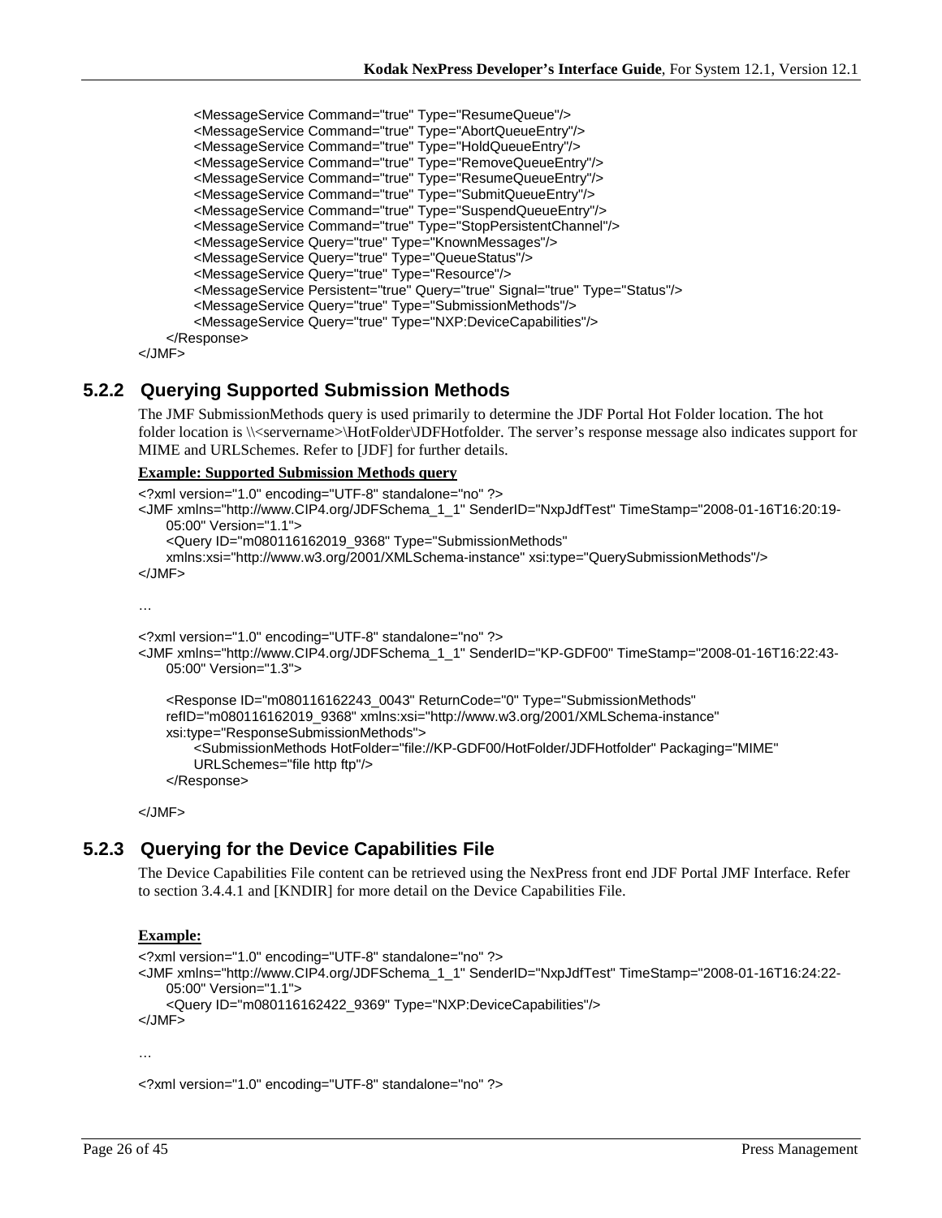```
        <MessageService Command="true" Type="ResumeQueue"/>
        <MessageService Command="true" Type="AbortQueueEntry"/>
        <MessageService Command="true" Type="HoldQueueEntry"/>
        <MessageService Command="true" Type="RemoveQueueEntry"/>
        <MessageService Command="true" Type="ResumeQueueEntry"/>
        <MessageService Command="true" Type="SubmitQueueEntry"/>
        <MessageService Command="true" Type="SuspendQueueEntry"/>
        <MessageService Command="true" Type="StopPersistentChannel"/>
        <MessageService Query="true" Type="KnownMessages"/>
        <MessageService Query="true" Type="QueueStatus"/>
        <MessageService Query="true" Type="Resource"/>
        <MessageService Persistent="true" Query="true" Signal="true" Type="Status"/>
        <MessageService Query="true" Type="SubmissionMethods"/>
        <MessageService Query="true" Type="NXP:DeviceCapabilities"/>
    </Response>
</JMF>
```

### 5.2.2 Querying Supported Submission Methods

The JMF SubmissionMethods query is used primarily to determine the JDF Portal Hot Folder location. The hot folder location is \\<servername>\HotFolder\JDFHotfolder. The server's response message also indicates support for MIME and URLSchemes. Refer to [JDF] for further details.

**Example: Supported Submission Methods query**

```
<?xml version="1.0" encoding="UTF-8" standalone="no" ?>
<JMF xmlns="http://www.CIP4.org/JDFSchema_1_1" SenderID="NxpJdfTest" TimeStamp="2008-01-16T16:20:19-
    05:00" Version="1.1">
    <Query ID="m080116162019_9368" Type="SubmissionMethods"
    xmlns:xsi="http://www.w3.org/2001/XMLSchema-instance" xsi:type="QuerySubmissionMethods"/>
</JMF>

…

<?xml version="1.0" encoding="UTF-8" standalone="no" ?>
<JMF xmlns="http://www.CIP4.org/JDFSchema_1_1" SenderID="KP-GDF00" TimeStamp="2008-01-16T16:22:43-
    05:00" Version="1.3">

    <Response ID="m080116162243_0043" ReturnCode="0" Type="SubmissionMethods"
    refID="m080116162019_9368" xmlns:xsi="http://www.w3.org/2001/XMLSchema-instance"
    xsi:type="ResponseSubmissionMethods">
        <SubmissionMethods HotFolder="file://KP-GDF00/HotFolder/JDFHotfolder" Packaging="MIME"
        URLSchemes="file http ftp"/>
    </Response>

</JMF>
```

### 5.2.3 Querying for the Device Capabilities File

The Device Capabilities File content can be retrieved using the NexPress front end JDF Portal JMF Interface. Refer to section 3.4.4.1 and [KNDIR] for more detail on the Device Capabilities File.

**Example:**

```
<?xml version="1.0" encoding="UTF-8" standalone="no" ?>
<JMF xmlns="http://www.CIP4.org/JDFSchema_1_1" SenderID="NxpJdfTest" TimeStamp="2008-01-16T16:24:22-
    05:00" Version="1.1">
    <Query ID="m080116162422_9369" Type="NXP:DeviceCapabilities"/>
</JMF>

…

<?xml version="1.0" encoding="UTF-8" standalone="no" ?>
```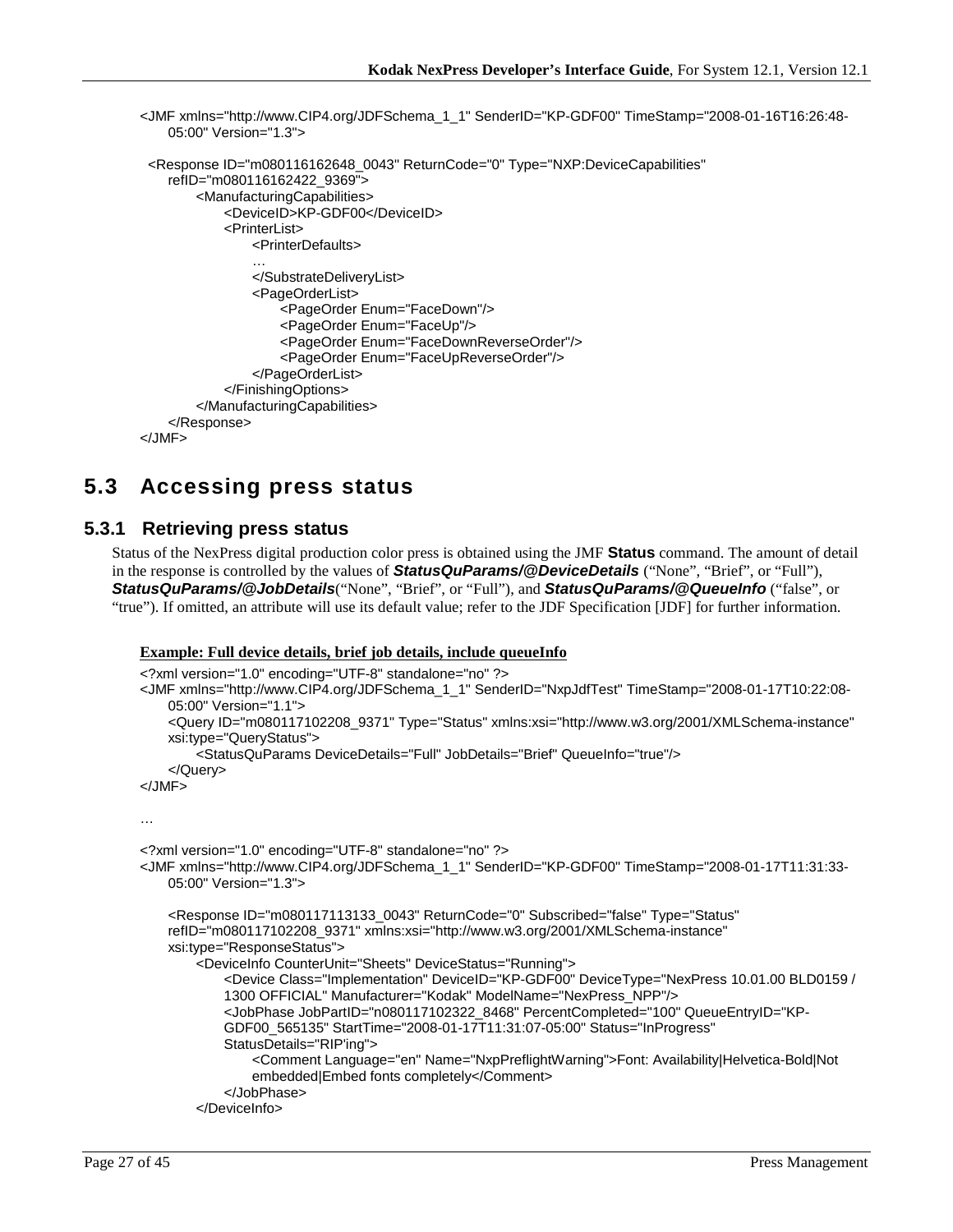```
<JMF xmlns="http://www.CIP4.org/JDFSchema_1_1" SenderID="KP-GDF00" TimeStamp="2008-01-16T16:26:48-
    05:00" Version="1.3">

  <Response ID="m080116162648_0043" ReturnCode="0" Type="NXP:DeviceCapabilities"
    refID="m080116162422_9369">
        <ManufacturingCapabilities>
            <DeviceID>KP-GDF00</DeviceID>
            <PrinterList>
                <PrinterDefaults>
                …
                </SubstrateDeliveryList>
                <PageOrderList>
                    <PageOrder Enum="FaceDown"/>
                    <PageOrder Enum="FaceUp"/>
                    <PageOrder Enum="FaceDownReverseOrder"/>
                    <PageOrder Enum="FaceUpReverseOrder"/>
                </PageOrderList>
            </FinishingOptions>
        </ManufacturingCapabilities>
    </Response>
</JMF>
```

## 5.3 Accessing press status

### 5.3.1 Retrieving press status

Status of the NexPress digital production color press is obtained using the JMF **Status** command. The amount of detail in the response is controlled by the values of ***StatusQuParams/@DeviceDetails*** ("None", "Brief", or "Full"), ***StatusQuParams/@JobDetails***("None", "Brief", or "Full"), and ***StatusQuParams/@QueueInfo*** ("false", or "true"). If omitted, an attribute will use its default value; refer to the JDF Specification [JDF] for further information.

**Example: Full device details, brief job details, include queueInfo**

```
<?xml version="1.0" encoding="UTF-8" standalone="no" ?>
<JMF xmlns="http://www.CIP4.org/JDFSchema_1_1" SenderID="NxpJdfTest" TimeStamp="2008-01-17T10:22:08-
    05:00" Version="1.1">
    <Query ID="m080117102208_9371" Type="Status" xmlns:xsi="http://www.w3.org/2001/XMLSchema-instance"
    xsi:type="QueryStatus">
        <StatusQuParams DeviceDetails="Full" JobDetails="Brief" QueueInfo="true"/>
    </Query>
</JMF>

…

<?xml version="1.0" encoding="UTF-8" standalone="no" ?>
<JMF xmlns="http://www.CIP4.org/JDFSchema_1_1" SenderID="KP-GDF00" TimeStamp="2008-01-17T11:31:33-
    05:00" Version="1.3">

    <Response ID="m080117113133_0043" ReturnCode="0" Subscribed="false" Type="Status"
    refID="m080117102208_9371" xmlns:xsi="http://www.w3.org/2001/XMLSchema-instance"
    xsi:type="ResponseStatus">
        <DeviceInfo CounterUnit="Sheets" DeviceStatus="Running">
            <Device Class="Implementation" DeviceID="KP-GDF00" DeviceType="NexPress 10.01.00 BLD0159 /
            1300 OFFICIAL" Manufacturer="Kodak" ModelName="NexPress_NPP"/>
            <JobPhase JobPartID="n080117102322_8468" PercentCompleted="100" QueueEntryID="KP-
            GDF00_565135" StartTime="2008-01-17T11:31:07-05:00" Status="InProgress"
            StatusDetails="RIP'ing">
                <Comment Language="en" Name="NxpPreflightWarning">Font: Availability|Helvetica-Bold|Not
                embedded|Embed fonts completely</Comment>
            </JobPhase>
        </DeviceInfo>
```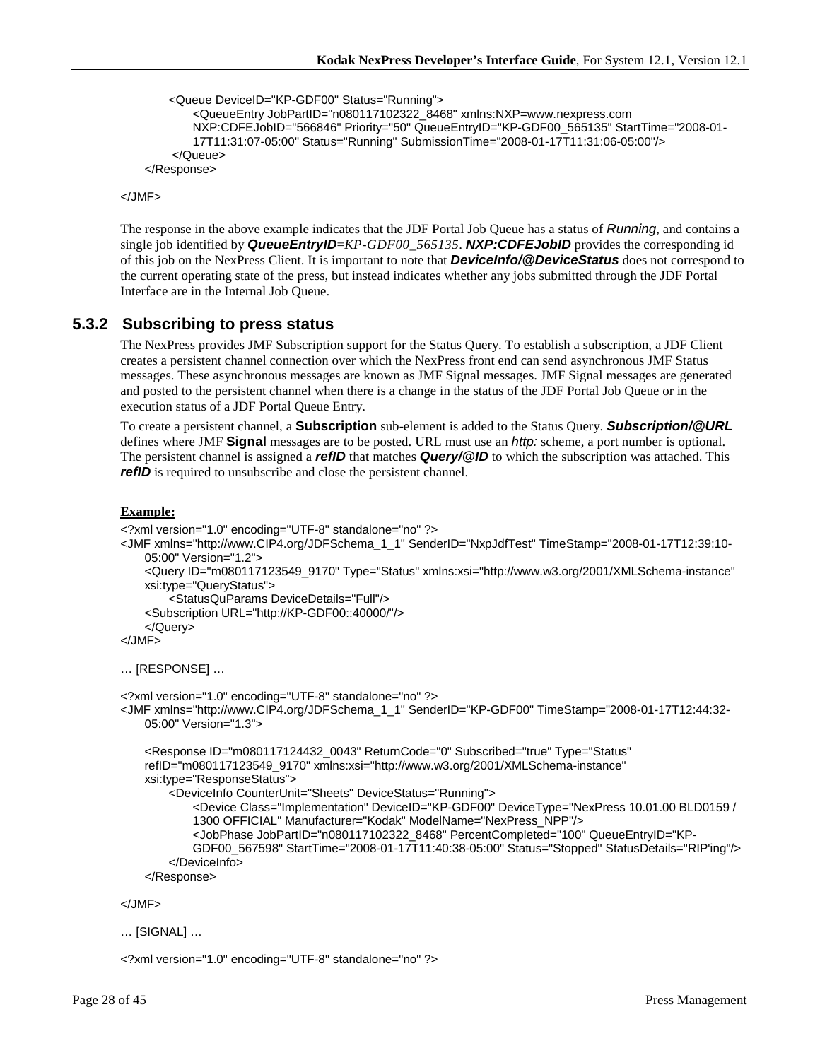```
        <Queue DeviceID="KP-GDF00" Status="Running">
            <QueueEntry JobPartID="n080117102322_8468" xmlns:NXP=www.nexpress.com
            NXP:CDFEJobID="566846" Priority="50" QueueEntryID="KP-GDF00_565135" StartTime="2008-01-
            17T11:31:07-05:00" Status="Running" SubmissionTime="2008-01-17T11:31:06-05:00"/>
        </Queue>
    </Response>

</JMF>
```

The response in the above example indicates that the JDF Portal Job Queue has a status of *Running*, and contains a single job identified by ***QueueEntryID****=KP-GDF00_565135*. ***NXP:CDFEJobID*** provides the corresponding id of this job on the NexPress Client. It is important to note that ***DeviceInfo/@DeviceStatus*** does not correspond to the current operating state of the press, but instead indicates whether any jobs submitted through the JDF Portal Interface are in the Internal Job Queue.

### 5.3.2 Subscribing to press status

The NexPress provides JMF Subscription support for the Status Query. To establish a subscription, a JDF Client creates a persistent channel connection over which the NexPress front end can send asynchronous JMF Status messages. These asynchronous messages are known as JMF Signal messages. JMF Signal messages are generated and posted to the persistent channel when there is a change in the status of the JDF Portal Job Queue or in the execution status of a JDF Portal Queue Entry.

To create a persistent channel, a **Subscription** sub-element is added to the Status Query. ***Subscription/@URL*** defines where JMF **Signal** messages are to be posted. URL must use an *http:* scheme, a port number is optional. The persistent channel is assigned a ***refID*** that matches ***Query/@ID*** to which the subscription was attached. This ***refID*** is required to unsubscribe and close the persistent channel.

**Example:**

```
<?xml version="1.0" encoding="UTF-8" standalone="no" ?>
<JMF xmlns="http://www.CIP4.org/JDFSchema_1_1" SenderID="NxpJdfTest" TimeStamp="2008-01-17T12:39:10-
    05:00" Version="1.2">
    <Query ID="m080117123549_9170" Type="Status" xmlns:xsi="http://www.w3.org/2001/XMLSchema-instance"
    xsi:type="QueryStatus">
        <StatusQuParams DeviceDetails="Full"/>
    <Subscription URL="http://KP-GDF00::40000/"/>
    </Query>
</JMF>

… [RESPONSE] …

<?xml version="1.0" encoding="UTF-8" standalone="no" ?>
<JMF xmlns="http://www.CIP4.org/JDFSchema_1_1" SenderID="KP-GDF00" TimeStamp="2008-01-17T12:44:32-
    05:00" Version="1.3">

    <Response ID="m080117124432_0043" ReturnCode="0" Subscribed="true" Type="Status"
    refID="m080117123549_9170" xmlns:xsi="http://www.w3.org/2001/XMLSchema-instance"
    xsi:type="ResponseStatus">
        <DeviceInfo CounterUnit="Sheets" DeviceStatus="Running">
            <Device Class="Implementation" DeviceID="KP-GDF00" DeviceType="NexPress 10.01.00 BLD0159 /
            1300 OFFICIAL" Manufacturer="Kodak" ModelName="NexPress_NPP"/>
            <JobPhase JobPartID="n080117102322_8468" PercentCompleted="100" QueueEntryID="KP-
            GDF00_567598" StartTime="2008-01-17T11:40:38-05:00" Status="Stopped" StatusDetails="RIP'ing"/>
        </DeviceInfo>
    </Response>

</JMF>

… [SIGNAL] …

<?xml version="1.0" encoding="UTF-8" standalone="no" ?>
```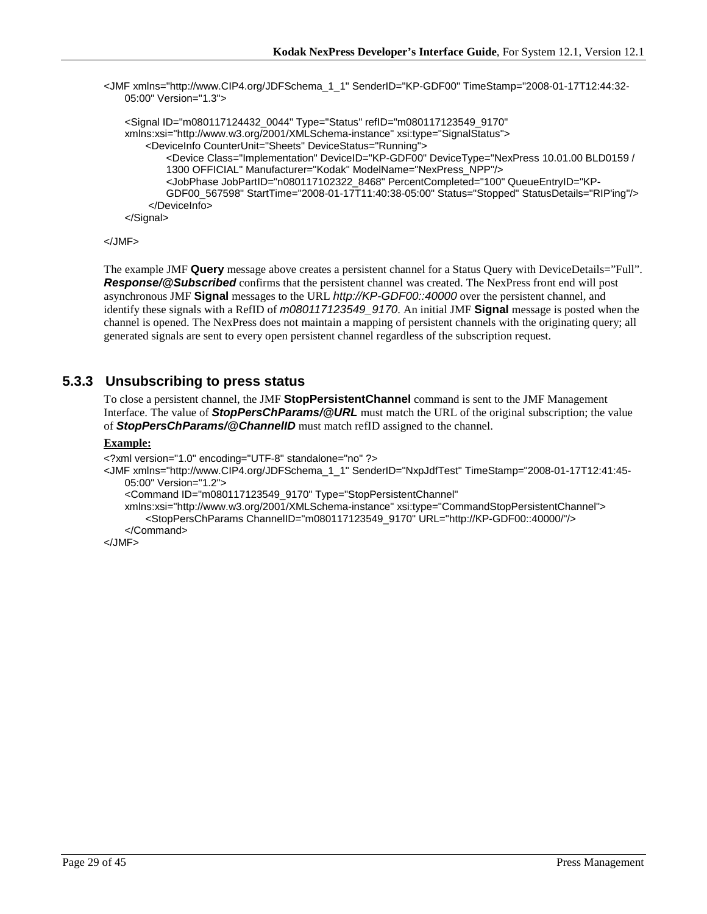```
<JMF xmlns="http://www.CIP4.org/JDFSchema_1_1" SenderID="KP-GDF00" TimeStamp="2008-01-17T12:44:32-05:00" Version="1.3">

    <Signal ID="m080117124432_0044" Type="Status" refID="m080117123549_9170"
    xmlns:xsi="http://www.w3.org/2001/XMLSchema-instance" xsi:type="SignalStatus">
        <DeviceInfo CounterUnit="Sheets" DeviceStatus="Running">
            <Device Class="Implementation" DeviceID="KP-GDF00" DeviceType="NexPress 10.01.00 BLD0159 / 1300 OFFICIAL" Manufacturer="Kodak" ModelName="NexPress_NPP"/>
            <JobPhase JobPartID="n080117102322_8468" PercentCompleted="100" QueueEntryID="KP-GDF00_567598" StartTime="2008-01-17T11:40:38-05:00" Status="Stopped" StatusDetails="RIP'ing"/>
        </DeviceInfo>
    </Signal>

</JMF>
```

The example JMF **Query** message above creates a persistent channel for a Status Query with DeviceDetails="Full". ***Response/@Subscribed*** confirms that the persistent channel was created. The NexPress front end will post asynchronous JMF **Signal** messages to the URL *http://KP-GDF00::40000* over the persistent channel, and identify these signals with a RefID of *m080117123549_9170*. An initial JMF **Signal** message is posted when the channel is opened. The NexPress does not maintain a mapping of persistent channels with the originating query; all generated signals are sent to every open persistent channel regardless of the subscription request.

### 5.3.3 Unsubscribing to press status

To close a persistent channel, the JMF **StopPersistentChannel** command is sent to the JMF Management Interface. The value of ***StopPersChParams/@URL*** must match the URL of the original subscription; the value of ***StopPersChParams/@ChannelID*** must match refID assigned to the channel.

**Example:**

```
<?xml version="1.0" encoding="UTF-8" standalone="no" ?>
<JMF xmlns="http://www.CIP4.org/JDFSchema_1_1" SenderID="NxpJdfTest" TimeStamp="2008-01-17T12:41:45-05:00" Version="1.2">
    <Command ID="m080117123549_9170" Type="StopPersistentChannel"
    xmlns:xsi="http://www.w3.org/2001/XMLSchema-instance" xsi:type="CommandStopPersistentChannel">
        <StopPersChParams ChannelID="m080117123549_9170" URL="http://KP-GDF00::40000/"/>
    </Command>
</JMF>
```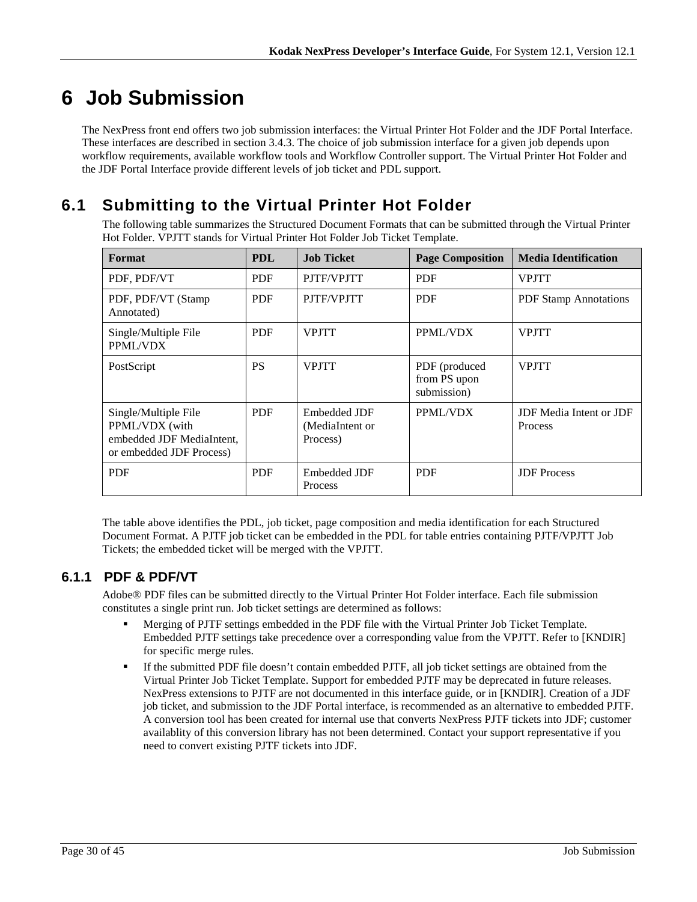# 6 Job Submission

The NexPress front end offers two job submission interfaces: the Virtual Printer Hot Folder and the JDF Portal Interface. These interfaces are described in section 3.4.3. The choice of job submission interface for a given job depends upon workflow requirements, available workflow tools and Workflow Controller support. The Virtual Printer Hot Folder and the JDF Portal Interface provide different levels of job ticket and PDL support.

## 6.1 Submitting to the Virtual Printer Hot Folder

The following table summarizes the Structured Document Formats that can be submitted through the Virtual Printer Hot Folder. VPJTT stands for Virtual Printer Hot Folder Job Ticket Template.

| Format | PDL | Job Ticket | Page Composition | Media Identification |
|---|---|---|---|---|
| PDF, PDF/VT | PDF | PJTF/VPJTT | PDF | VPJTT |
| PDF, PDF/VT (Stamp Annotated) | PDF | PJTF/VPJTT | PDF | PDF Stamp Annotations |
| Single/Multiple File PPML/VDX | PDF | VPJTT | PPML/VDX | VPJTT |
| PostScript | PS | VPJTT | PDF (produced from PS upon submission) | VPJTT |
| Single/Multiple File PPML/VDX (with embedded JDF MediaIntent, or embedded JDF Process) | PDF | Embedded JDF (MediaIntent or Process) | PPML/VDX | JDF Media Intent or JDF Process |
| PDF | PDF | Embedded JDF Process | PDF | JDF Process |

The table above identifies the PDL, job ticket, page composition and media identification for each Structured Document Format. A PJTF job ticket can be embedded in the PDL for table entries containing PJTF/VPJTT Job Tickets; the embedded ticket will be merged with the VPJTT.

### 6.1.1 PDF & PDF/VT

Adobe® PDF files can be submitted directly to the Virtual Printer Hot Folder interface. Each file submission constitutes a single print run. Job ticket settings are determined as follows:

- Merging of PJTF settings embedded in the PDF file with the Virtual Printer Job Ticket Template. Embedded PJTF settings take precedence over a corresponding value from the VPJTT. Refer to [KNDIR] for specific merge rules.
- If the submitted PDF file doesn't contain embedded PJTF, all job ticket settings are obtained from the Virtual Printer Job Ticket Template. Support for embedded PJTF may be deprecated in future releases. NexPress extensions to PJTF are not documented in this interface guide, or in [KNDIR]. Creation of a JDF job ticket, and submission to the JDF Portal interface, is recommended as an alternative to embedded PJTF. A conversion tool has been created for internal use that converts NexPress PJTF tickets into JDF; customer availablity of this conversion library has not been determined. Contact your support representative if you need to convert existing PJTF tickets into JDF.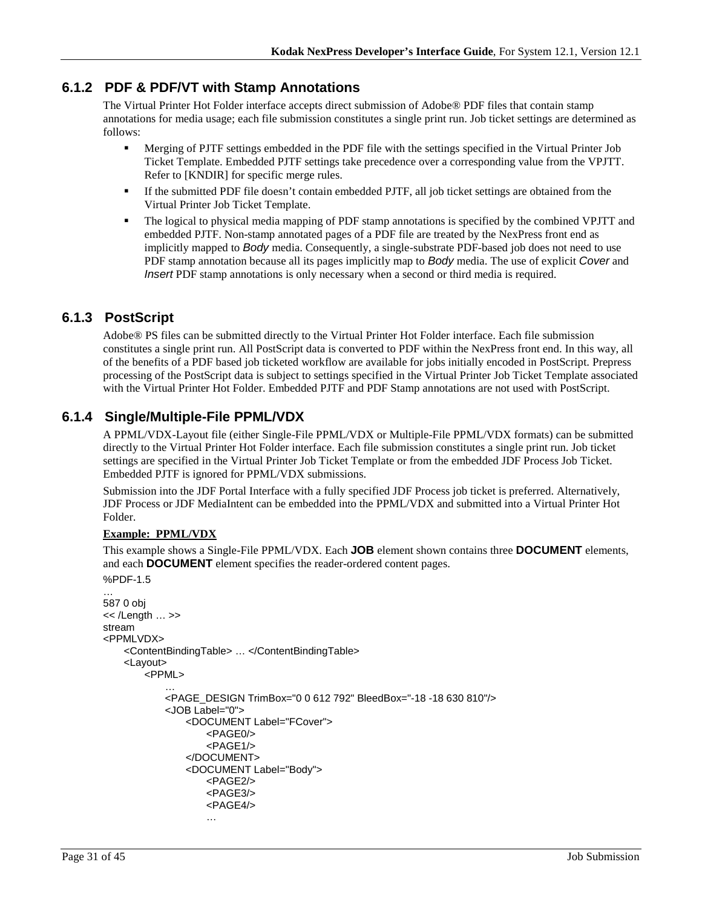### 6.1.2 PDF & PDF/VT with Stamp Annotations

The Virtual Printer Hot Folder interface accepts direct submission of Adobe® PDF files that contain stamp annotations for media usage; each file submission constitutes a single print run. Job ticket settings are determined as follows:

- Merging of PJTF settings embedded in the PDF file with the settings specified in the Virtual Printer Job Ticket Template. Embedded PJTF settings take precedence over a corresponding value from the VPJTT. Refer to [KNDIR] for specific merge rules.
- If the submitted PDF file doesn't contain embedded PJTF, all job ticket settings are obtained from the Virtual Printer Job Ticket Template.
- The logical to physical media mapping of PDF stamp annotations is specified by the combined VPJTT and embedded PJTF. Non-stamp annotated pages of a PDF file are treated by the NexPress front end as implicitly mapped to *Body* media. Consequently, a single-substrate PDF-based job does not need to use PDF stamp annotation because all its pages implicitly map to *Body* media. The use of explicit *Cover* and *Insert* PDF stamp annotations is only necessary when a second or third media is required.

### 6.1.3 PostScript

Adobe® PS files can be submitted directly to the Virtual Printer Hot Folder interface. Each file submission constitutes a single print run. All PostScript data is converted to PDF within the NexPress front end. In this way, all of the benefits of a PDF based job ticketed workflow are available for jobs initially encoded in PostScript. Prepress processing of the PostScript data is subject to settings specified in the Virtual Printer Job Ticket Template associated with the Virtual Printer Hot Folder. Embedded PJTF and PDF Stamp annotations are not used with PostScript.

### 6.1.4 Single/Multiple-File PPML/VDX

A PPML/VDX-Layout file (either Single-File PPML/VDX or Multiple-File PPML/VDX formats) can be submitted directly to the Virtual Printer Hot Folder interface. Each file submission constitutes a single print run. Job ticket settings are specified in the Virtual Printer Job Ticket Template or from the embedded JDF Process Job Ticket. Embedded PJTF is ignored for PPML/VDX submissions.

Submission into the JDF Portal Interface with a fully specified JDF Process job ticket is preferred. Alternatively, JDF Process or JDF MediaIntent can be embedded into the PPML/VDX and submitted into a Virtual Printer Hot Folder.

**Example: PPML/VDX**

This example shows a Single-File PPML/VDX. Each **JOB** element shown contains three **DOCUMENT** elements, and each **DOCUMENT** element specifies the reader-ordered content pages.

```
%PDF-1.5
…
587 0 obj
<< /Length … >>
stream
<PPMLVDX>
    <ContentBindingTable> … </ContentBindingTable>
    <Layout>
        <PPML>
            …
            <PAGE_DESIGN TrimBox="0 0 612 792" BleedBox="-18 -18 630 810"/>
            <JOB Label="0">
                <DOCUMENT Label="FCover">
                    <PAGE0/>
                    <PAGE1/>
                </DOCUMENT>
                <DOCUMENT Label="Body">
                    <PAGE2/>
                    <PAGE3/>
                    <PAGE4/>
                    …
```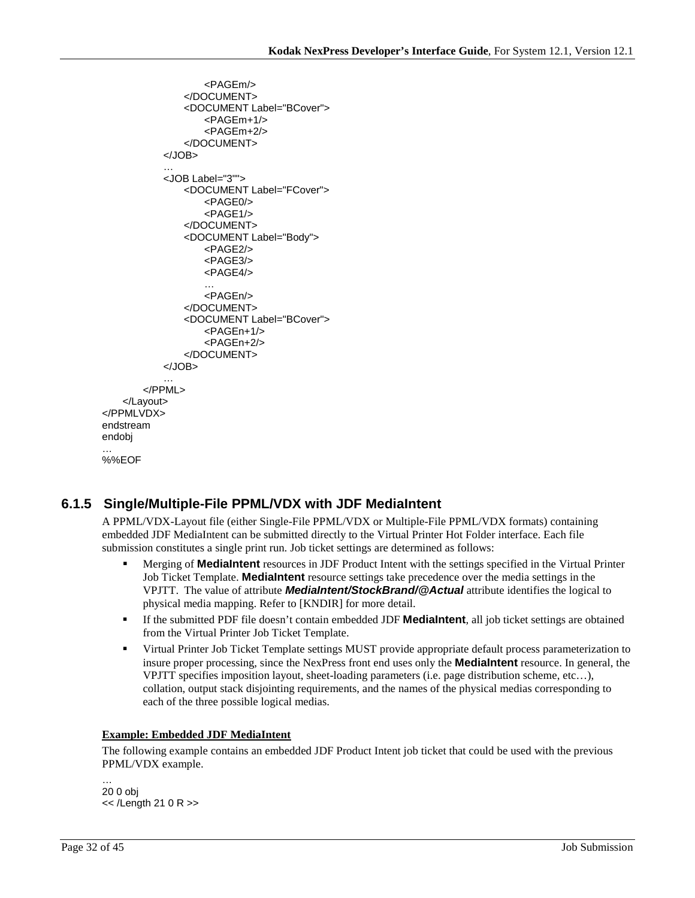```
                <PAGEm/>
            </DOCUMENT>
            <DOCUMENT Label="BCover">
                <PAGEm+1/>
                <PAGEm+2/>
            </DOCUMENT>
        </JOB>
        …
        <JOB Label="3"">
            <DOCUMENT Label="FCover">
                <PAGE0/>
                <PAGE1/>
            </DOCUMENT>
            <DOCUMENT Label="Body">
                <PAGE2/>
                <PAGE3/>
                <PAGE4/>
                …
                <PAGEn/>
            </DOCUMENT>
            <DOCUMENT Label="BCover">
                <PAGEn+1/>
                <PAGEn+2/>
            </DOCUMENT>
        </JOB>
        …
    </PPML>
  </Layout>
</PPMLVDX>
endstream
endobj
…
%%EOF
```

### 6.1.5 Single/Multiple-File PPML/VDX with JDF MediaIntent

A PPML/VDX-Layout file (either Single-File PPML/VDX or Multiple-File PPML/VDX formats) containing embedded JDF MediaIntent can be submitted directly to the Virtual Printer Hot Folder interface. Each file submission constitutes a single print run. Job ticket settings are determined as follows:

- Merging of **MediaIntent** resources in JDF Product Intent with the settings specified in the Virtual Printer Job Ticket Template. **MediaIntent** resource settings take precedence over the media settings in the VPJTT. The value of attribute ***MediaIntent/StockBrand/@Actual*** attribute identifies the logical to physical media mapping. Refer to [KNDIR] for more detail.
- If the submitted PDF file doesn't contain embedded JDF **MediaIntent**, all job ticket settings are obtained from the Virtual Printer Job Ticket Template.
- Virtual Printer Job Ticket Template settings MUST provide appropriate default process parameterization to insure proper processing, since the NexPress front end uses only the **MediaIntent** resource. In general, the VPJTT specifies imposition layout, sheet-loading parameters (i.e. page distribution scheme, etc…), collation, output stack disjointing requirements, and the names of the physical medias corresponding to each of the three possible logical medias.

**Example: Embedded JDF MediaIntent**

The following example contains an embedded JDF Product Intent job ticket that could be used with the previous PPML/VDX example.

```
…
20 0 obj
<< /Length 21 0 R >>
```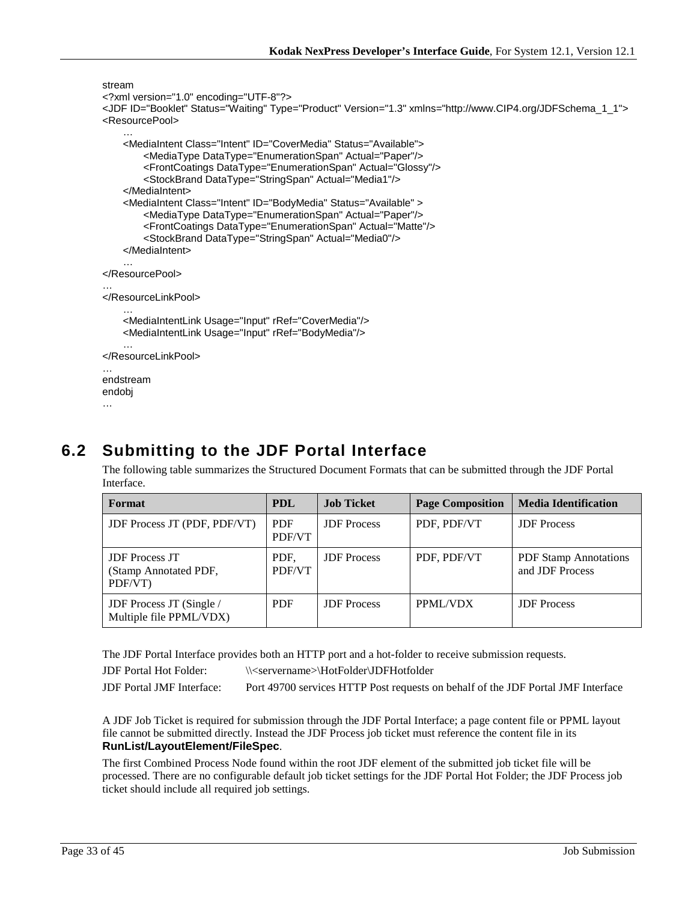```
stream
<?xml version="1.0" encoding="UTF-8"?>
<JDF ID="Booklet" Status="Waiting" Type="Product" Version="1.3" xmlns="http://www.CIP4.org/JDFSchema_1_1">
<ResourcePool>
    …
    <MediaIntent Class="Intent" ID="CoverMedia" Status="Available">
        <MediaType DataType="EnumerationSpan" Actual="Paper"/>
        <FrontCoatings DataType="EnumerationSpan" Actual="Glossy"/>
        <StockBrand DataType="StringSpan" Actual="Media1"/>
    </MediaIntent>
    <MediaIntent Class="Intent" ID="BodyMedia" Status="Available" >
        <MediaType DataType="EnumerationSpan" Actual="Paper"/>
        <FrontCoatings DataType="EnumerationSpan" Actual="Matte"/>
        <StockBrand DataType="StringSpan" Actual="Media0"/>
    </MediaIntent>
    …
</ResourcePool>
…
</ResourceLinkPool>
    …
    <MediaIntentLink Usage="Input" rRef="CoverMedia"/>
    <MediaIntentLink Usage="Input" rRef="BodyMedia"/>
    …
</ResourceLinkPool>
…
endstream
endobj
…
```

## 6.2 Submitting to the JDF Portal Interface

The following table summarizes the Structured Document Formats that can be submitted through the JDF Portal Interface.

| Format | PDL | Job Ticket | Page Composition | Media Identification |
|---|---|---|---|---|
| JDF Process JT (PDF, PDF/VT) | PDF PDF/VT | JDF Process | PDF, PDF/VT | JDF Process |
| JDF Process JT (Stamp Annotated PDF, PDF/VT) | PDF, PDF/VT | JDF Process | PDF, PDF/VT | PDF Stamp Annotations and JDF Process |
| JDF Process JT (Single / Multiple file PPML/VDX) | PDF | JDF Process | PPML/VDX | JDF Process |

The JDF Portal Interface provides both an HTTP port and a hot-folder to receive submission requests.

JDF Portal Hot Folder: \\<servername>\HotFolder\JDFHotfolder

JDF Portal JMF Interface: Port 49700 services HTTP Post requests on behalf of the JDF Portal JMF Interface

A JDF Job Ticket is required for submission through the JDF Portal Interface; a page content file or PPML layout file cannot be submitted directly. Instead the JDF Process job ticket must reference the content file in its **RunList/LayoutElement/FileSpec**.

The first Combined Process Node found within the root JDF element of the submitted job ticket file will be processed. There are no configurable default job ticket settings for the JDF Portal Hot Folder; the JDF Process job ticket should include all required job settings.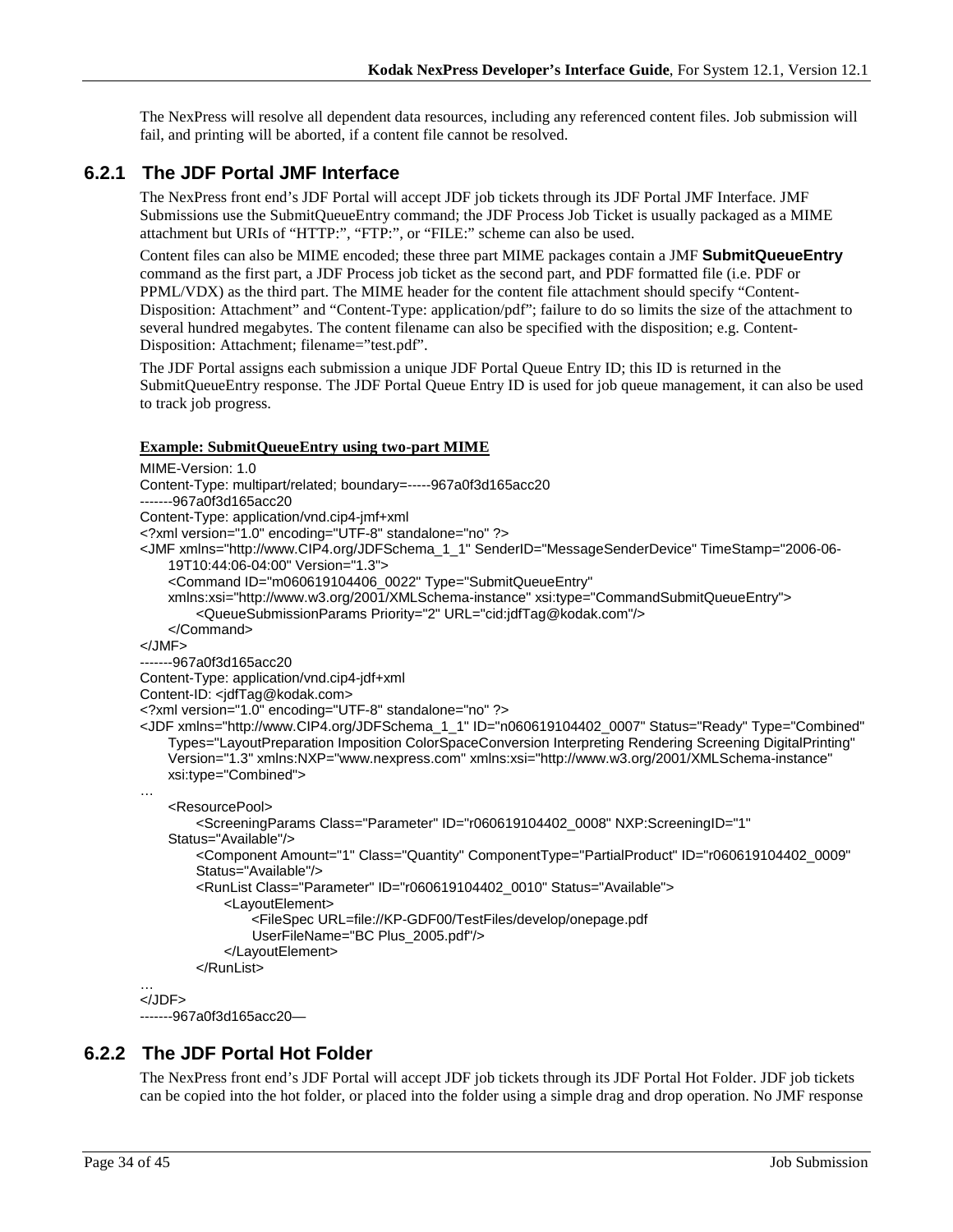The NexPress will resolve all dependent data resources, including any referenced content files. Job submission will fail, and printing will be aborted, if a content file cannot be resolved.

### 6.2.1 The JDF Portal JMF Interface

The NexPress front end's JDF Portal will accept JDF job tickets through its JDF Portal JMF Interface. JMF Submissions use the SubmitQueueEntry command; the JDF Process Job Ticket is usually packaged as a MIME attachment but URIs of "HTTP:", "FTP:", or "FILE:" scheme can also be used.

Content files can also be MIME encoded; these three part MIME packages contain a JMF **SubmitQueueEntry** command as the first part, a JDF Process job ticket as the second part, and PDF formatted file (i.e. PDF or PPML/VDX) as the third part. The MIME header for the content file attachment should specify "Content-Disposition: Attachment" and "Content-Type: application/pdf"; failure to do so limits the size of the attachment to several hundred megabytes. The content filename can also be specified with the disposition; e.g. Content-Disposition: Attachment; filename="test.pdf".

The JDF Portal assigns each submission a unique JDF Portal Queue Entry ID; this ID is returned in the SubmitQueueEntry response. The JDF Portal Queue Entry ID is used for job queue management, it can also be used to track job progress.

**Example: SubmitQueueEntry using two-part MIME**

```
MIME-Version: 1.0
Content-Type: multipart/related; boundary=-----967a0f3d165acc20
-------967a0f3d165acc20
Content-Type: application/vnd.cip4-jmf+xml
<?xml version="1.0" encoding="UTF-8" standalone="no" ?>
<JMF xmlns="http://www.CIP4.org/JDFSchema_1_1" SenderID="MessageSenderDevice" TimeStamp="2006-06-
    19T10:44:06-04:00" Version="1.3">
    <Command ID="m060619104406_0022" Type="SubmitQueueEntry"
    xmlns:xsi="http://www.w3.org/2001/XMLSchema-instance" xsi:type="CommandSubmitQueueEntry">
        <QueueSubmissionParams Priority="2" URL="cid:jdfTag@kodak.com"/>
    </Command>
</JMF>
-------967a0f3d165acc20
Content-Type: application/vnd.cip4-jdf+xml
Content-ID: <jdfTag@kodak.com>
<?xml version="1.0" encoding="UTF-8" standalone="no" ?>
<JDF xmlns="http://www.CIP4.org/JDFSchema_1_1" ID="n060619104402_0007" Status="Ready" Type="Combined"
    Types="LayoutPreparation Imposition ColorSpaceConversion Interpreting Rendering Screening DigitalPrinting"
    Version="1.3" xmlns:NXP="www.nexpress.com" xmlns:xsi="http://www.w3.org/2001/XMLSchema-instance"
    xsi:type="Combined">
…
    <ResourcePool>
        <ScreeningParams Class="Parameter" ID="r060619104402_0008" NXP:ScreeningID="1"
    Status="Available"/>
        <Component Amount="1" Class="Quantity" ComponentType="PartialProduct" ID="r060619104402_0009"
        Status="Available"/>
        <RunList Class="Parameter" ID="r060619104402_0010" Status="Available">
            <LayoutElement>
                <FileSpec URL=file://KP-GDF00/TestFiles/develop/onepage.pdf
                UserFileName="BC Plus_2005.pdf"/>
            </LayoutElement>
        </RunList>
…
</JDF>
-------967a0f3d165acc20—
```

### 6.2.2 The JDF Portal Hot Folder

The NexPress front end's JDF Portal will accept JDF job tickets through its JDF Portal Hot Folder. JDF job tickets can be copied into the hot folder, or placed into the folder using a simple drag and drop operation. No JMF response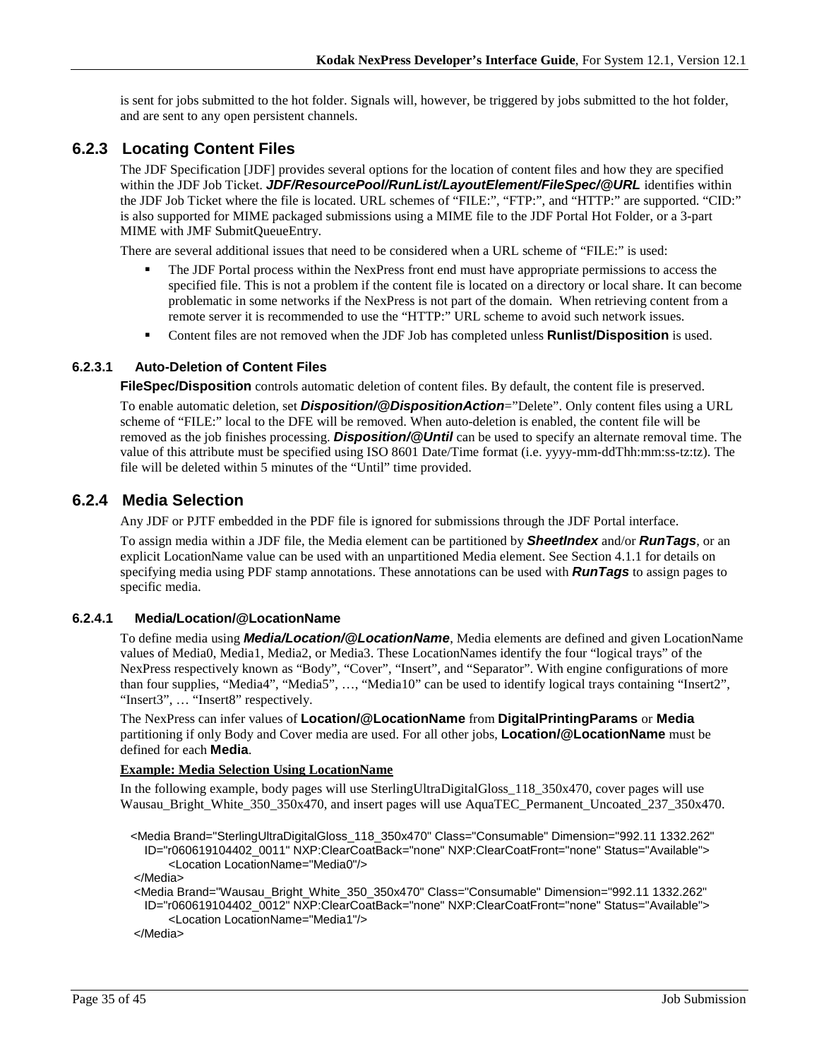is sent for jobs submitted to the hot folder. Signals will, however, be triggered by jobs submitted to the hot folder, and are sent to any open persistent channels.

## 6.2.3 Locating Content Files

The JDF Specification [JDF] provides several options for the location of content files and how they are specified within the JDF Job Ticket. ***JDF/ResourcePool/RunList/LayoutElement/FileSpec/@URL*** identifies within the JDF Job Ticket where the file is located. URL schemes of “FILE:”, “FTP:”, and “HTTP:” are supported. “CID:” is also supported for MIME packaged submissions using a MIME file to the JDF Portal Hot Folder, or a 3-part MIME with JMF SubmitQueueEntry.

There are several additional issues that need to be considered when a URL scheme of “FILE:” is used:

- The JDF Portal process within the NexPress front end must have appropriate permissions to access the specified file. This is not a problem if the content file is located on a directory or local share. It can become problematic in some networks if the NexPress is not part of the domain. When retrieving content from a remote server it is recommended to use the “HTTP:” URL scheme to avoid such network issues.
- Content files are not removed when the JDF Job has completed unless **Runlist/Disposition** is used.

### 6.2.3.1 Auto-Deletion of Content Files

**FileSpec/Disposition** controls automatic deletion of content files. By default, the content file is preserved.

To enable automatic deletion, set ***Disposition/@DispositionAction***=”Delete”. Only content files using a URL scheme of “FILE:” local to the DFE will be removed. When auto-deletion is enabled, the content file will be removed as the job finishes processing. ***Disposition/@Until*** can be used to specify an alternate removal time. The value of this attribute must be specified using ISO 8601 Date/Time format (i.e. yyyy-mm-ddThh:mm:ss-tz:tz). The file will be deleted within 5 minutes of the “Until” time provided.

## 6.2.4 Media Selection

Any JDF or PJTF embedded in the PDF file is ignored for submissions through the JDF Portal interface.

To assign media within a JDF file, the Media element can be partitioned by ***SheetIndex*** and/or ***RunTags***, or an explicit LocationName value can be used with an unpartitioned Media element. See Section 4.1.1 for details on specifying media using PDF stamp annotations. These annotations can be used with ***RunTags*** to assign pages to specific media.

### 6.2.4.1 Media/Location/@LocationName

To define media using ***Media/Location/@LocationName***, Media elements are defined and given LocationName values of Media0, Media1, Media2, or Media3. These LocationNames identify the four “logical trays” of the NexPress respectively known as “Body”, “Cover”, “Insert”, and “Separator”. With engine configurations of more than four supplies, “Media4”, “Media5”, …, “Media10” can be used to identify logical trays containing “Insert2”, “Insert3”, … “Insert8” respectively.

The NexPress can infer values of **Location/@LocationName** from **DigitalPrintingParams** or **Media** partitioning if only Body and Cover media are used. For all other jobs, **Location/@LocationName** must be defined for each **Media**.

**Example: Media Selection Using LocationName**

In the following example, body pages will use SterlingUltraDigitalGloss_118_350x470, cover pages will use Wausau_Bright_White_350_350x470, and insert pages will use AquaTEC_Permanent_Uncoated_237_350x470.

```
<Media Brand="SterlingUltraDigitalGloss_118_350x470" Class="Consumable" Dimension="992.11 1332.262"
   ID="r060619104402_0011" NXP:ClearCoatBack="none" NXP:ClearCoatFront="none" Status="Available">
      <Location LocationName="Media0"/>
</Media>
<Media Brand="Wausau_Bright_White_350_350x470" Class="Consumable" Dimension="992.11 1332.262"
   ID="r060619104402_0012" NXP:ClearCoatBack="none" NXP:ClearCoatFront="none" Status="Available">
      <Location LocationName="Media1"/>
</Media>
```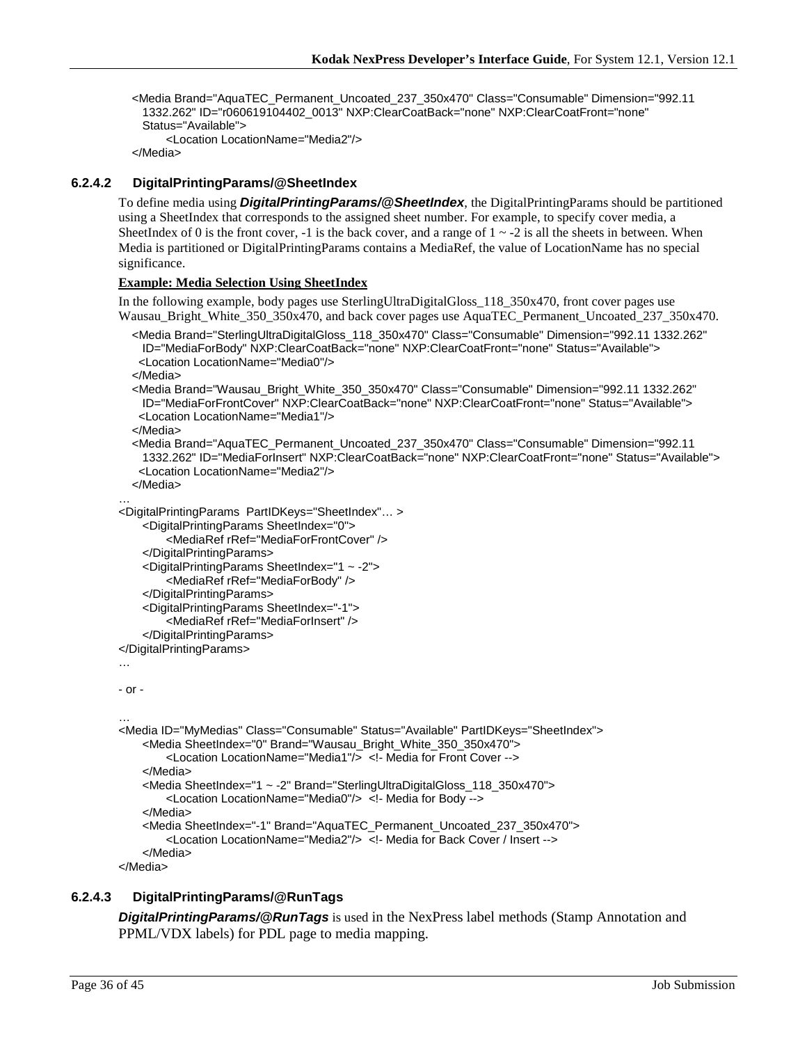```
<Media Brand="AquaTEC_Permanent_Uncoated_237_350x470" Class="Consumable" Dimension="992.11
  1332.262" ID="r060619104402_0013" NXP:ClearCoatBack="none" NXP:ClearCoatFront="none"
  Status="Available">
      <Location LocationName="Media2"/>
</Media>
```

#### 6.2.4.2 DigitalPrintingParams/@SheetIndex

To define media using ***DigitalPrintingParams/@SheetIndex***, the DigitalPrintingParams should be partitioned using a SheetIndex that corresponds to the assigned sheet number. For example, to specify cover media, a SheetIndex of 0 is the front cover, -1 is the back cover, and a range of 1 ~ -2 is all the sheets in between. When Media is partitioned or DigitalPrintingParams contains a MediaRef, the value of LocationName has no special significance.

**Example: Media Selection Using SheetIndex**

In the following example, body pages use SterlingUltraDigitalGloss_118_350x470, front cover pages use Wausau_Bright_White_350_350x470, and back cover pages use AquaTEC_Permanent_Uncoated_237_350x470.

```
  <Media Brand="SterlingUltraDigitalGloss_118_350x470" Class="Consumable" Dimension="992.11 1332.262"
    ID="MediaForBody" NXP:ClearCoatBack="none" NXP:ClearCoatFront="none" Status="Available">
   <Location LocationName="Media0"/>
  </Media>
  <Media Brand="Wausau_Bright_White_350_350x470" Class="Consumable" Dimension="992.11 1332.262"
    ID="MediaForFrontCover" NXP:ClearCoatBack="none" NXP:ClearCoatFront="none" Status="Available">
   <Location LocationName="Media1"/>
  </Media>
  <Media Brand="AquaTEC_Permanent_Uncoated_237_350x470" Class="Consumable" Dimension="992.11
    1332.262" ID="MediaForInsert" NXP:ClearCoatBack="none" NXP:ClearCoatFront="none" Status="Available">
   <Location LocationName="Media2"/>
  </Media>
…
<DigitalPrintingParams  PartIDKeys="SheetIndex"… >
    <DigitalPrintingParams SheetIndex="0">
        <MediaRef rRef="MediaForFrontCover" />
    </DigitalPrintingParams>
    <DigitalPrintingParams SheetIndex="1 ~ -2">
        <MediaRef rRef="MediaForBody" />
    </DigitalPrintingParams>
    <DigitalPrintingParams SheetIndex="-1">
        <MediaRef rRef="MediaForInsert" />
    </DigitalPrintingParams>
</DigitalPrintingParams>
…
```

\- or -

```
…
<Media ID="MyMedias" Class="Consumable" Status="Available" PartIDKeys="SheetIndex">
    <Media SheetIndex="0" Brand="Wausau_Bright_White_350_350x470">
        <Location LocationName="Media1"/>  <!- Media for Front Cover -->
    </Media>
    <Media SheetIndex="1 ~ -2" Brand="SterlingUltraDigitalGloss_118_350x470">
        <Location LocationName="Media0"/>  <!- Media for Body -->
    </Media>
    <Media SheetIndex="-1" Brand="AquaTEC_Permanent_Uncoated_237_350x470">
        <Location LocationName="Media2"/>  <!- Media for Back Cover / Insert -->
    </Media>
</Media>
```

#### 6.2.4.3 DigitalPrintingParams/@RunTags

***DigitalPrintingParams/@RunTags*** is used in the NexPress label methods (Stamp Annotation and PPML/VDX labels) for PDL page to media mapping.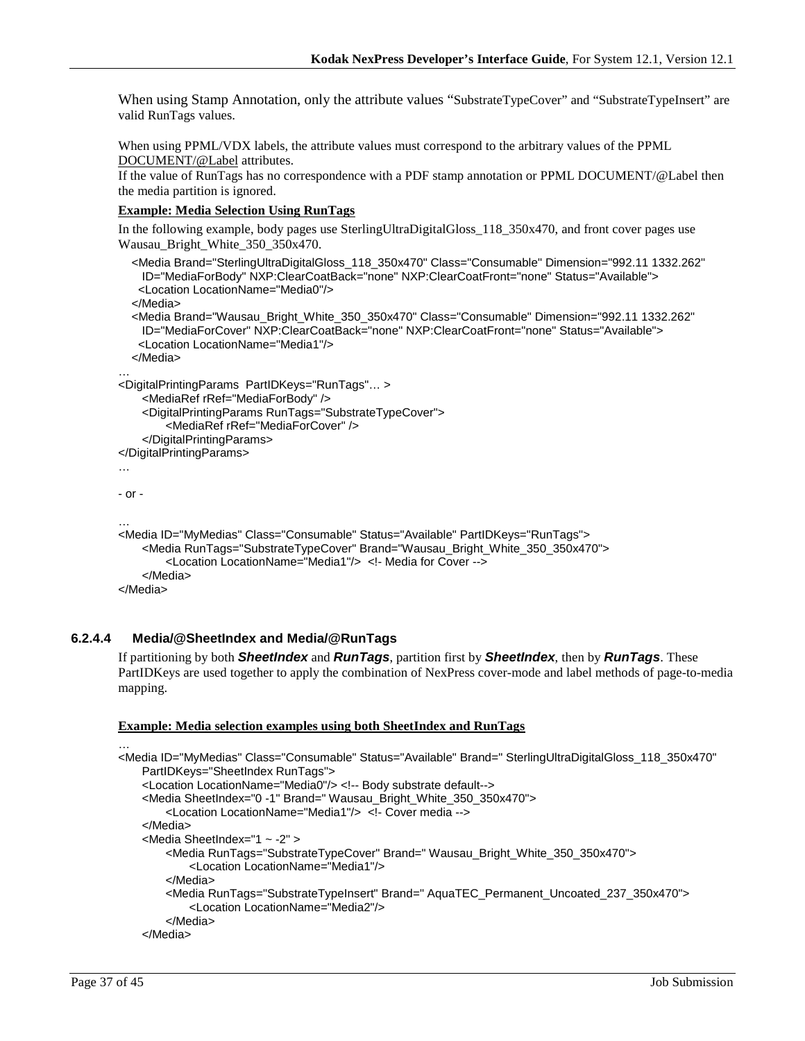When using Stamp Annotation, only the attribute values "SubstrateTypeCover" and "SubstrateTypeInsert" are valid RunTags values.

When using PPML/VDX labels, the attribute values must correspond to the arbitrary values of the PPML DOCUMENT/@Label attributes.
If the value of RunTags has no correspondence with a PDF stamp annotation or PPML DOCUMENT/@Label then the media partition is ignored.

**Example: Media Selection Using RunTags**

In the following example, body pages use SterlingUltraDigitalGloss_118_350x470, and front cover pages use Wausau_Bright_White_350_350x470.

```
   <Media Brand="SterlingUltraDigitalGloss_118_350x470" Class="Consumable" Dimension="992.11 1332.262"
     ID="MediaForBody" NXP:ClearCoatBack="none" NXP:ClearCoatFront="none" Status="Available">
    <Location LocationName="Media0"/>
   </Media>
   <Media Brand="Wausau_Bright_White_350_350x470" Class="Consumable" Dimension="992.11 1332.262"
     ID="MediaForCover" NXP:ClearCoatBack="none" NXP:ClearCoatFront="none" Status="Available">
    <Location LocationName="Media1"/>
   </Media>
…
<DigitalPrintingParams  PartIDKeys="RunTags"… >
      <MediaRef rRef="MediaForBody" />
      <DigitalPrintingParams RunTags="SubstrateTypeCover">
           <MediaRef rRef="MediaForCover" />
      </DigitalPrintingParams>
</DigitalPrintingParams>
…

- or -

…
<Media ID="MyMedias" Class="Consumable" Status="Available" PartIDKeys="RunTags">
      <Media RunTags="SubstrateTypeCover" Brand="Wausau_Bright_White_350_350x470">
           <Location LocationName="Media1"/>  <!- Media for Cover -->
      </Media>
</Media>
```

#### 6.2.4.4 Media/@SheetIndex and Media/@RunTags

If partitioning by both ***SheetIndex*** and ***RunTags***, partition first by ***SheetIndex***, then by ***RunTags***. These PartIDKeys are used together to apply the combination of NexPress cover-mode and label methods of page-to-media mapping.

**Example: Media selection examples using both SheetIndex and RunTags**

```
…
<Media ID="MyMedias" Class="Consumable" Status="Available" Brand=" SterlingUltraDigitalGloss_118_350x470"
      PartIDKeys="SheetIndex RunTags">
      <Location LocationName="Media0"/> <!-- Body substrate default-->
      <Media SheetIndex="0 -1" Brand=" Wausau_Bright_White_350_350x470">
           <Location LocationName="Media1"/>  <!- Cover media -->
      </Media>
      <Media SheetIndex="1 ~ -2" >
           <Media RunTags="SubstrateTypeCover" Brand=" Wausau_Bright_White_350_350x470">
                <Location LocationName="Media1"/>
           </Media>
           <Media RunTags="SubstrateTypeInsert" Brand=" AquaTEC_Permanent_Uncoated_237_350x470">
                <Location LocationName="Media2"/>
           </Media>
      </Media>
```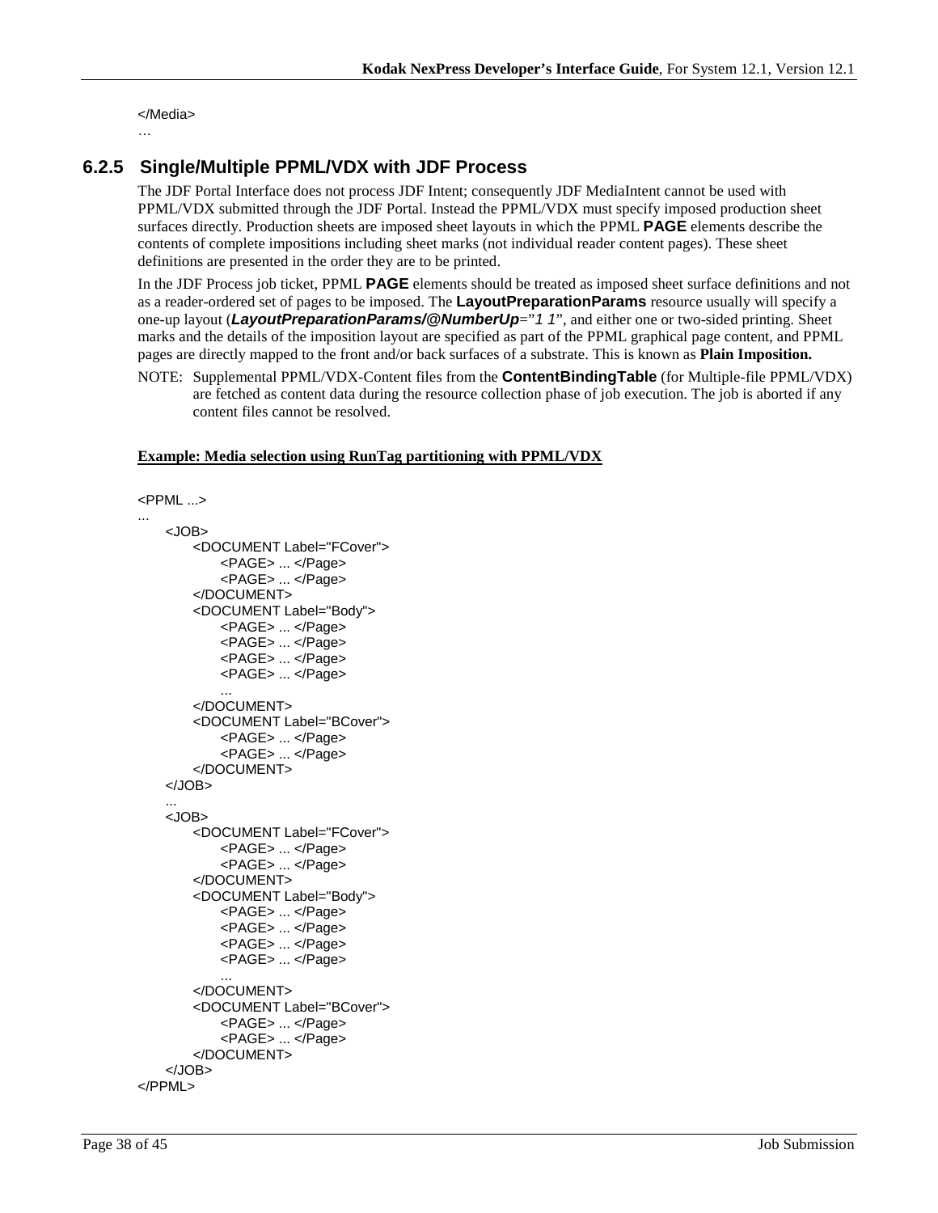```
</Media>
…
```

### 6.2.5 Single/Multiple PPML/VDX with JDF Process

The JDF Portal Interface does not process JDF Intent; consequently JDF MediaIntent cannot be used with PPML/VDX submitted through the JDF Portal. Instead the PPML/VDX must specify imposed production sheet surfaces directly. Production sheets are imposed sheet layouts in which the PPML **PAGE** elements describe the contents of complete impositions including sheet marks (not individual reader content pages). These sheet definitions are presented in the order they are to be printed.

In the JDF Process job ticket, PPML **PAGE** elements should be treated as imposed sheet surface definitions and not as a reader-ordered set of pages to be imposed. The **LayoutPreparationParams** resource usually will specify a one-up layout (***LayoutPreparationParams/@NumberUp***="*1 1*", and either one or two-sided printing. Sheet marks and the details of the imposition layout are specified as part of the PPML graphical page content, and PPML pages are directly mapped to the front and/or back surfaces of a substrate. This is known as **Plain Imposition.**

NOTE: Supplemental PPML/VDX-Content files from the **ContentBindingTable** (for Multiple-file PPML/VDX) are fetched as content data during the resource collection phase of job execution. The job is aborted if any content files cannot be resolved.

**Example: Media selection using RunTag partitioning with PPML/VDX**

```
<PPML ...>
...
    <JOB>
        <DOCUMENT Label="FCover">
            <PAGE> ... </Page>
            <PAGE> ... </Page>
        </DOCUMENT>
        <DOCUMENT Label="Body">
            <PAGE> ... </Page>
            <PAGE> ... </Page>
            <PAGE> ... </Page>
            <PAGE> ... </Page>
            ...
        </DOCUMENT>
        <DOCUMENT Label="BCover">
            <PAGE> ... </Page>
            <PAGE> ... </Page>
        </DOCUMENT>
    </JOB>
    ...
    <JOB>
        <DOCUMENT Label="FCover">
            <PAGE> ... </Page>
            <PAGE> ... </Page>
        </DOCUMENT>
        <DOCUMENT Label="Body">
            <PAGE> ... </Page>
            <PAGE> ... </Page>
            <PAGE> ... </Page>
            <PAGE> ... </Page>
            ...
        </DOCUMENT>
        <DOCUMENT Label="BCover">
            <PAGE> ... </Page>
            <PAGE> ... </Page>
        </DOCUMENT>
    </JOB>
</PPML>
```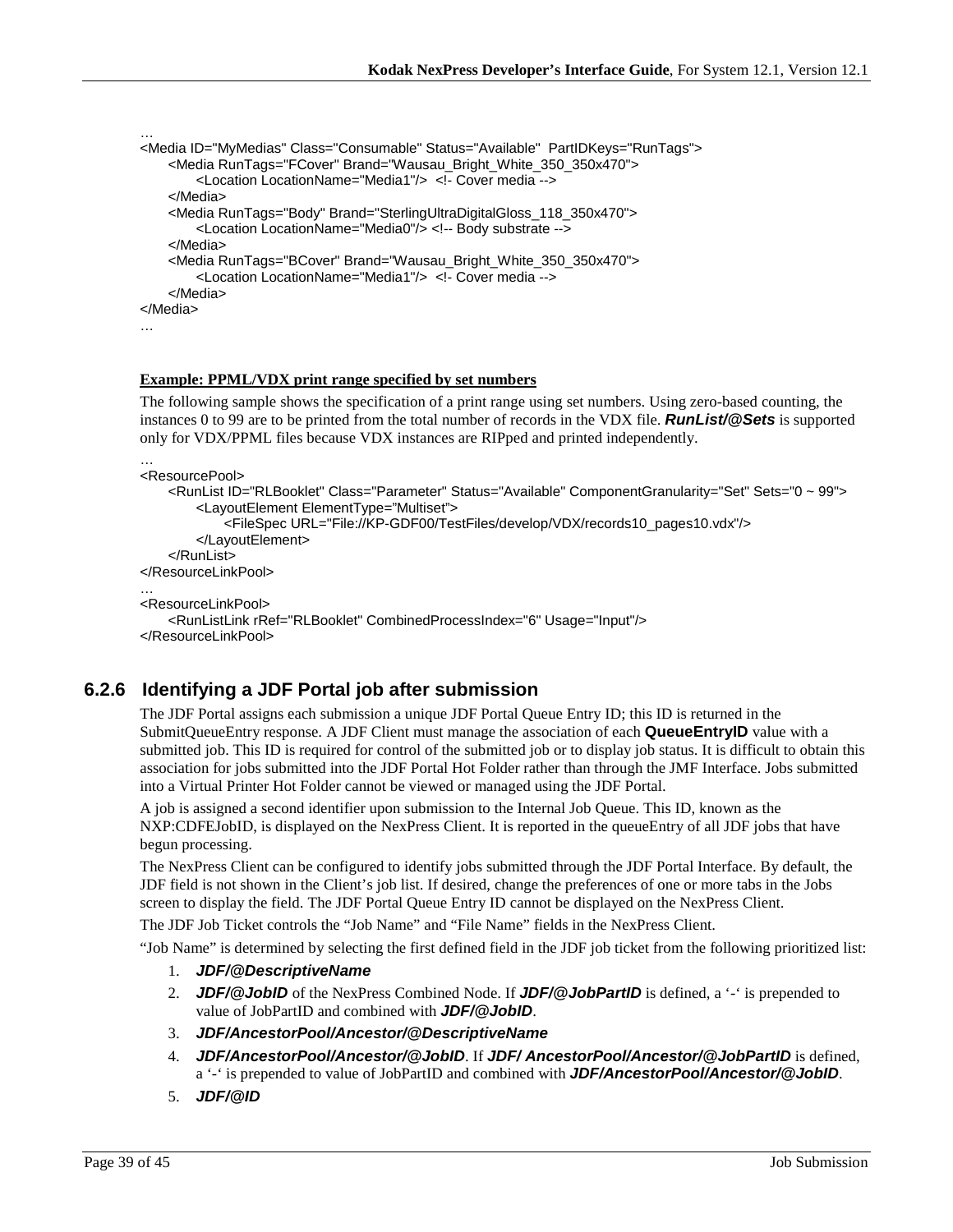```
…
<Media ID="MyMedias" Class="Consumable" Status="Available"  PartIDKeys="RunTags">
     <Media RunTags="FCover" Brand="Wausau_Bright_White_350_350x470">
          <Location LocationName="Media1"/>  <!- Cover media -->
     </Media>
     <Media RunTags="Body" Brand="SterlingUltraDigitalGloss_118_350x470">
          <Location LocationName="Media0"/> <!-- Body substrate -->
     </Media>
     <Media RunTags="BCover" Brand="Wausau_Bright_White_350_350x470">
          <Location LocationName="Media1"/>  <!- Cover media -->
     </Media>
</Media>
…
```

**Example: PPML/VDX print range specified by set numbers**

The following sample shows the specification of a print range using set numbers. Using zero-based counting, the instances 0 to 99 are to be printed from the total number of records in the VDX file. ***RunList/@Sets*** is supported only for VDX/PPML files because VDX instances are RIPped and printed independently.

```
…
<ResourcePool>
     <RunList ID="RLBooklet" Class="Parameter" Status="Available" ComponentGranularity="Set" Sets="0 ~ 99">
          <LayoutElement ElementType="Multiset">
               <FileSpec URL="File://KP-GDF00/TestFiles/develop/VDX/records10_pages10.vdx"/>
          </LayoutElement>
     </RunList>
</ResourceLinkPool>
…
<ResourceLinkPool>
     <RunListLink rRef="RLBooklet" CombinedProcessIndex="6" Usage="Input"/>
</ResourceLinkPool>
```

### 6.2.6 Identifying a JDF Portal job after submission

The JDF Portal assigns each submission a unique JDF Portal Queue Entry ID; this ID is returned in the SubmitQueueEntry response. A JDF Client must manage the association of each **QueueEntryID** value with a submitted job. This ID is required for control of the submitted job or to display job status. It is difficult to obtain this association for jobs submitted into the JDF Portal Hot Folder rather than through the JMF Interface. Jobs submitted into a Virtual Printer Hot Folder cannot be viewed or managed using the JDF Portal.

A job is assigned a second identifier upon submission to the Internal Job Queue. This ID, known as the NXP:CDFEJobID, is displayed on the NexPress Client. It is reported in the queueEntry of all JDF jobs that have begun processing.

The NexPress Client can be configured to identify jobs submitted through the JDF Portal Interface. By default, the JDF field is not shown in the Client's job list. If desired, change the preferences of one or more tabs in the Jobs screen to display the field. The JDF Portal Queue Entry ID cannot be displayed on the NexPress Client.

The JDF Job Ticket controls the "Job Name" and "File Name" fields in the NexPress Client.

"Job Name" is determined by selecting the first defined field in the JDF job ticket from the following prioritized list:

1. ***JDF/@DescriptiveName***
2. ***JDF/@JobID*** of the NexPress Combined Node. If ***JDF/@JobPartID*** is defined, a '-' is prepended to value of JobPartID and combined with ***JDF/@JobID***.
3. ***JDF/AncestorPool/Ancestor/@DescriptiveName***
4. ***JDF/AncestorPool/Ancestor/@JobID***. If ***JDF/ AncestorPool/Ancestor/@JobPartID*** is defined, a '-' is prepended to value of JobPartID and combined with ***JDF/AncestorPool/Ancestor/@JobID***.
5. ***JDF/@ID***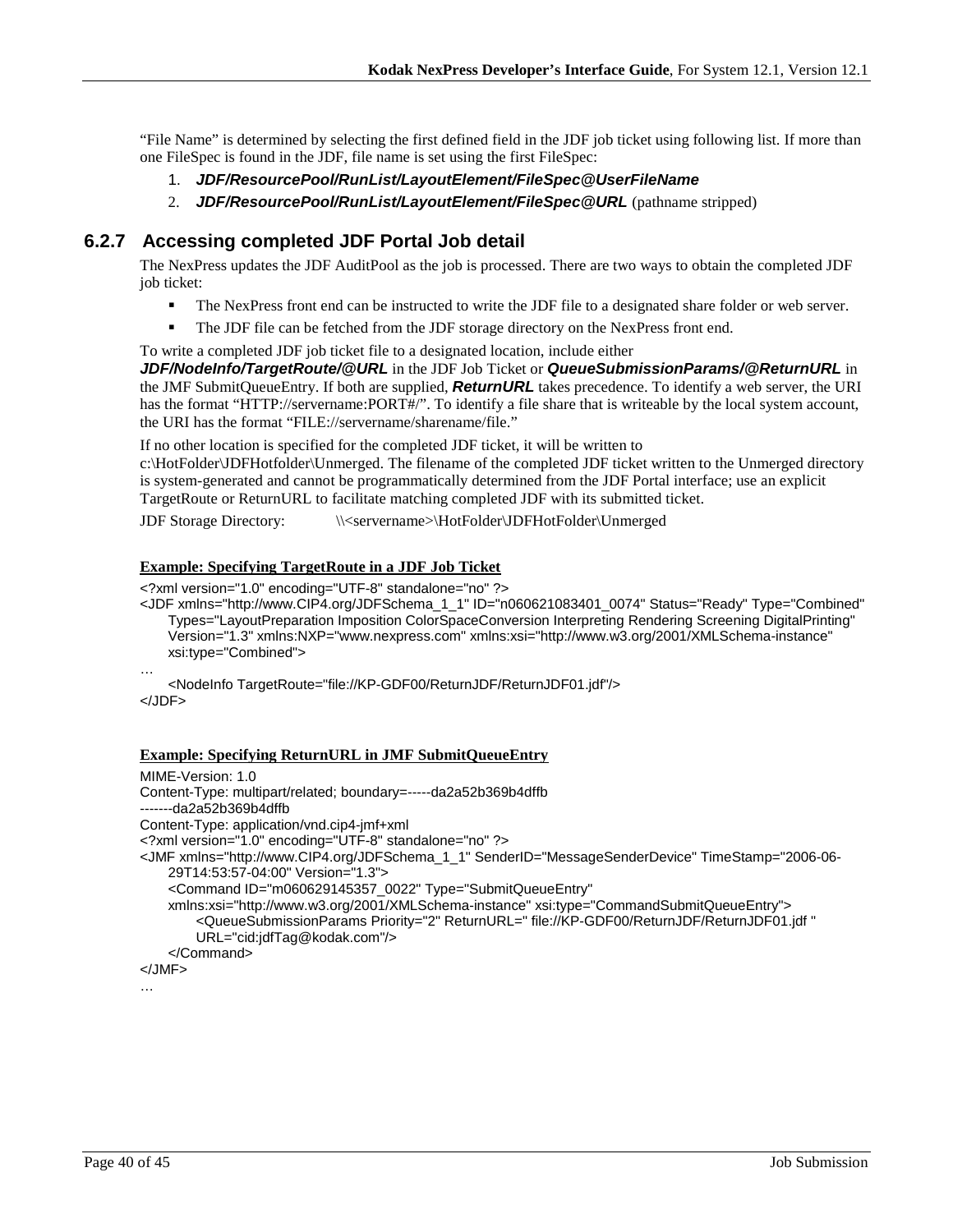"File Name" is determined by selecting the first defined field in the JDF job ticket using following list. If more than one FileSpec is found in the JDF, file name is set using the first FileSpec:

1. ***JDF/ResourcePool/RunList/LayoutElement/FileSpec@UserFileName***
2. ***JDF/ResourcePool/RunList/LayoutElement/FileSpec@URL*** (pathname stripped)

### 6.2.7 Accessing completed JDF Portal Job detail

The NexPress updates the JDF AuditPool as the job is processed. There are two ways to obtain the completed JDF job ticket:

- The NexPress front end can be instructed to write the JDF file to a designated share folder or web server.
- The JDF file can be fetched from the JDF storage directory on the NexPress front end.

To write a completed JDF job ticket file to a designated location, include either ***JDF/NodeInfo/TargetRoute/@URL*** in the JDF Job Ticket or ***QueueSubmissionParams/@ReturnURL*** in the JMF SubmitQueueEntry. If both are supplied, ***ReturnURL*** takes precedence. To identify a web server, the URI has the format "HTTP://servername:PORT#/". To identify a file share that is writeable by the local system account, the URI has the format "FILE://servername/sharename/file."

If no other location is specified for the completed JDF ticket, it will be written to c:\HotFolder\JDFHotfolder\Unmerged. The filename of the completed JDF ticket written to the Unmerged directory is system-generated and cannot be programmatically determined from the JDF Portal interface; use an explicit TargetRoute or ReturnURL to facilitate matching completed JDF with its submitted ticket.

JDF Storage Directory: \\<servername>\HotFolder\JDFHotFolder\Unmerged

**Example: Specifying TargetRoute in a JDF Job Ticket**

```
<?xml version="1.0" encoding="UTF-8" standalone="no" ?>
<JDF xmlns="http://www.CIP4.org/JDFSchema_1_1" ID="n060621083401_0074" Status="Ready" Type="Combined"
    Types="LayoutPreparation Imposition ColorSpaceConversion Interpreting Rendering Screening DigitalPrinting"
    Version="1.3" xmlns:NXP="www.nexpress.com" xmlns:xsi="http://www.w3.org/2001/XMLSchema-instance"
    xsi:type="Combined">
…
    <NodeInfo TargetRoute="file://KP-GDF00/ReturnJDF/ReturnJDF01.jdf"/>
</JDF>
```

**Example: Specifying ReturnURL in JMF SubmitQueueEntry**

```
MIME-Version: 1.0
Content-Type: multipart/related; boundary=-----da2a52b369b4dffb
-------da2a52b369b4dffb
Content-Type: application/vnd.cip4-jmf+xml
<?xml version="1.0" encoding="UTF-8" standalone="no" ?>
<JMF xmlns="http://www.CIP4.org/JDFSchema_1_1" SenderID="MessageSenderDevice" TimeStamp="2006-06-
    29T14:53:57-04:00" Version="1.3">
    <Command ID="m060629145357_0022" Type="SubmitQueueEntry"
    xmlns:xsi="http://www.w3.org/2001/XMLSchema-instance" xsi:type="CommandSubmitQueueEntry">
        <QueueSubmissionParams Priority="2" ReturnURL=" file://KP-GDF00/ReturnJDF/ReturnJDF01.jdf "
        URL="cid:jdfTag@kodak.com"/>
    </Command>
</JMF>
…
```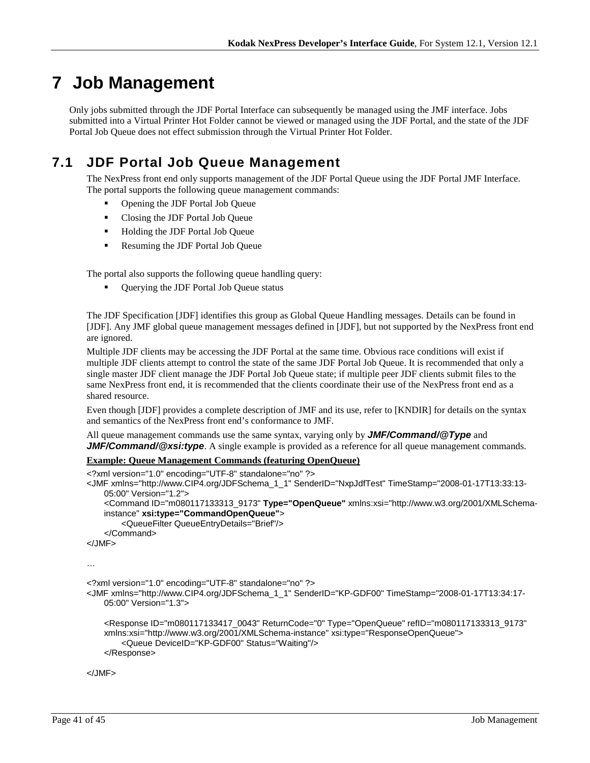# 7 Job Management

Only jobs submitted through the JDF Portal Interface can subsequently be managed using the JMF interface. Jobs submitted into a Virtual Printer Hot Folder cannot be viewed or managed using the JDF Portal, and the state of the JDF Portal Job Queue does not effect submission through the Virtual Printer Hot Folder.

## 7.1 JDF Portal Job Queue Management

The NexPress front end only supports management of the JDF Portal Queue using the JDF Portal JMF Interface. The portal supports the following queue management commands:

- Opening the JDF Portal Job Queue
- Closing the JDF Portal Job Queue
- Holding the JDF Portal Job Queue
- Resuming the JDF Portal Job Queue

The portal also supports the following queue handling query:

- Querying the JDF Portal Job Queue status

The JDF Specification [JDF] identifies this group as Global Queue Handling messages. Details can be found in [JDF]. Any JMF global queue management messages defined in [JDF], but not supported by the NexPress front end are ignored.

Multiple JDF clients may be accessing the JDF Portal at the same time. Obvious race conditions will exist if multiple JDF clients attempt to control the state of the same JDF Portal Job Queue. It is recommended that only a single master JDF client manage the JDF Portal Job Queue state; if multiple peer JDF clients submit files to the same NexPress front end, it is recommended that the clients coordinate their use of the NexPress front end as a shared resource.

Even though [JDF] provides a complete description of JMF and its use, refer to [KNDIR] for details on the syntax and semantics of the NexPress front end's conformance to JMF.

All queue management commands use the same syntax, varying only by ***JMF/Command/@Type*** and ***JMF/Command/@xsi:type***. A single example is provided as a reference for all queue management commands.

**Example: Queue Management Commands (featuring OpenQueue)**

```
<?xml version="1.0" encoding="UTF-8" standalone="no" ?>
<JMF xmlns="http://www.CIP4.org/JDFSchema_1_1" SenderID="NxpJdfTest" TimeStamp="2008-01-17T13:33:13-
    05:00" Version="1.2">
    <Command ID="m080117133313_9173" Type="OpenQueue" xmlns:xsi="http://www.w3.org/2001/XMLSchema-
    instance" xsi:type="CommandOpenQueue">
        <QueueFilter QueueEntryDetails="Brief"/>
    </Command>
</JMF>

…

<?xml version="1.0" encoding="UTF-8" standalone="no" ?>
<JMF xmlns="http://www.CIP4.org/JDFSchema_1_1" SenderID="KP-GDF00" TimeStamp="2008-01-17T13:34:17-
    05:00" Version="1.3">

    <Response ID="m080117133417_0043" ReturnCode="0" Type="OpenQueue" refID="m080117133313_9173"
    xmlns:xsi="http://www.w3.org/2001/XMLSchema-instance" xsi:type="ResponseOpenQueue">
        <Queue DeviceID="KP-GDF00" Status="Waiting"/>
    </Response>

</JMF>
```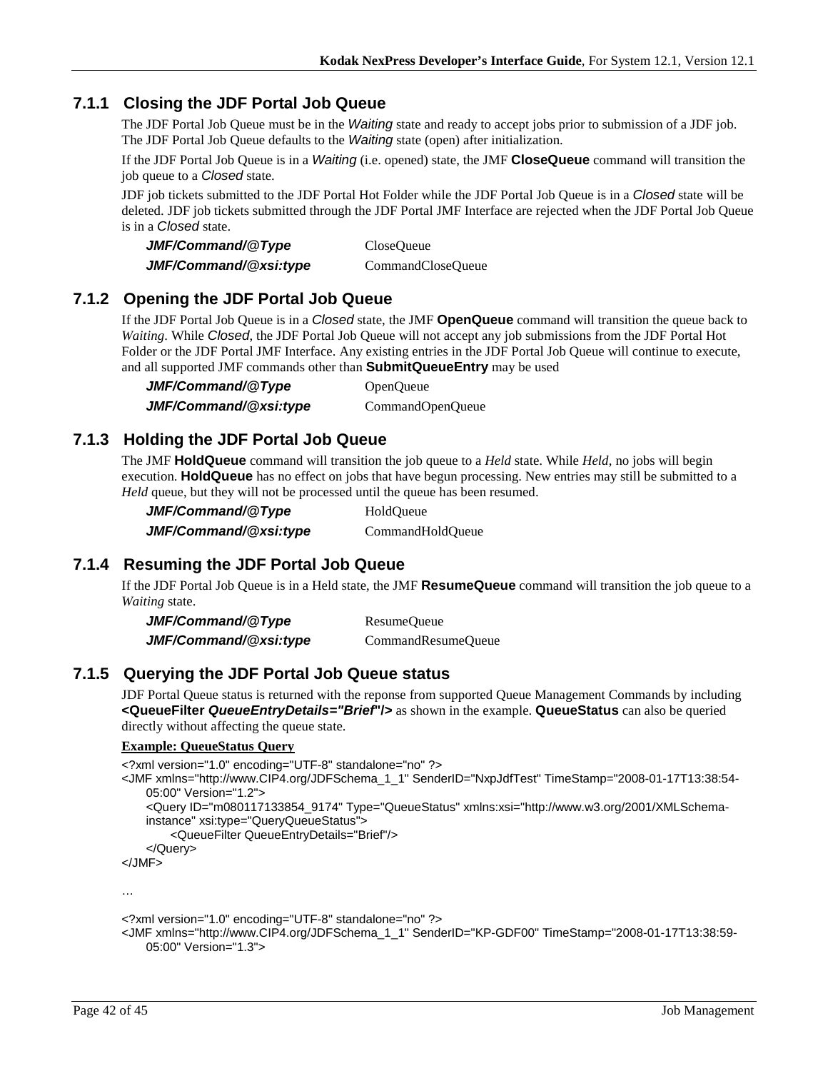### 7.1.1 Closing the JDF Portal Job Queue

The JDF Portal Job Queue must be in the *Waiting* state and ready to accept jobs prior to submission of a JDF job. The JDF Portal Job Queue defaults to the *Waiting* state (open) after initialization.

If the JDF Portal Job Queue is in a *Waiting* (i.e. opened) state, the JMF **CloseQueue** command will transition the job queue to a *Closed* state.

JDF job tickets submitted to the JDF Portal Hot Folder while the JDF Portal Job Queue is in a *Closed* state will be deleted. JDF job tickets submitted through the JDF Portal JMF Interface are rejected when the JDF Portal Job Queue is in a *Closed* state.

| | |
|---|---|
| ***JMF/Command/@Type*** | CloseQueue |
| ***JMF/Command/@xsi:type*** | CommandCloseQueue |

### 7.1.2 Opening the JDF Portal Job Queue

If the JDF Portal Job Queue is in a *Closed* state, the JMF **OpenQueue** command will transition the queue back to *Waiting*. While *Closed*, the JDF Portal Job Queue will not accept any job submissions from the JDF Portal Hot Folder or the JDF Portal JMF Interface. Any existing entries in the JDF Portal Job Queue will continue to execute, and all supported JMF commands other than **SubmitQueueEntry** may be used

| | |
|---|---|
| ***JMF/Command/@Type*** | OpenQueue |
| ***JMF/Command/@xsi:type*** | CommandOpenQueue |

### 7.1.3 Holding the JDF Portal Job Queue

The JMF **HoldQueue** command will transition the job queue to a *Held* state. While *Held*, no jobs will begin execution. **HoldQueue** has no effect on jobs that have begun processing. New entries may still be submitted to a *Held* queue, but they will not be processed until the queue has been resumed.

| | |
|---|---|
| ***JMF/Command/@Type*** | HoldQueue |
| ***JMF/Command/@xsi:type*** | CommandHoldQueue |

### 7.1.4 Resuming the JDF Portal Job Queue

If the JDF Portal Job Queue is in a Held state, the JMF **ResumeQueue** command will transition the job queue to a *Waiting* state.

| | |
|---|---|
| ***JMF/Command/@Type*** | ResumeQueue |
| ***JMF/Command/@xsi:type*** | CommandResumeQueue |

### 7.1.5 Querying the JDF Portal Job Queue status

JDF Portal Queue status is returned with the reponse from supported Queue Management Commands by including **<QueueFilter *QueueEntryDetails="Brief"*/>** as shown in the example. **QueueStatus** can also be queried directly without affecting the queue state.

**Example: QueueStatus Query**

```
<?xml version="1.0" encoding="UTF-8" standalone="no" ?>
<JMF xmlns="http://www.CIP4.org/JDFSchema_1_1" SenderID="NxpJdfTest" TimeStamp="2008-01-17T13:38:54-
    05:00" Version="1.2">
    <Query ID="m080117133854_9174" Type="QueueStatus" xmlns:xsi="http://www.w3.org/2001/XMLSchema-
    instance" xsi:type="QueryQueueStatus">
        <QueueFilter QueueEntryDetails="Brief"/>
    </Query>
</JMF>

…

<?xml version="1.0" encoding="UTF-8" standalone="no" ?>
<JMF xmlns="http://www.CIP4.org/JDFSchema_1_1" SenderID="KP-GDF00" TimeStamp="2008-01-17T13:38:59-
    05:00" Version="1.3">
```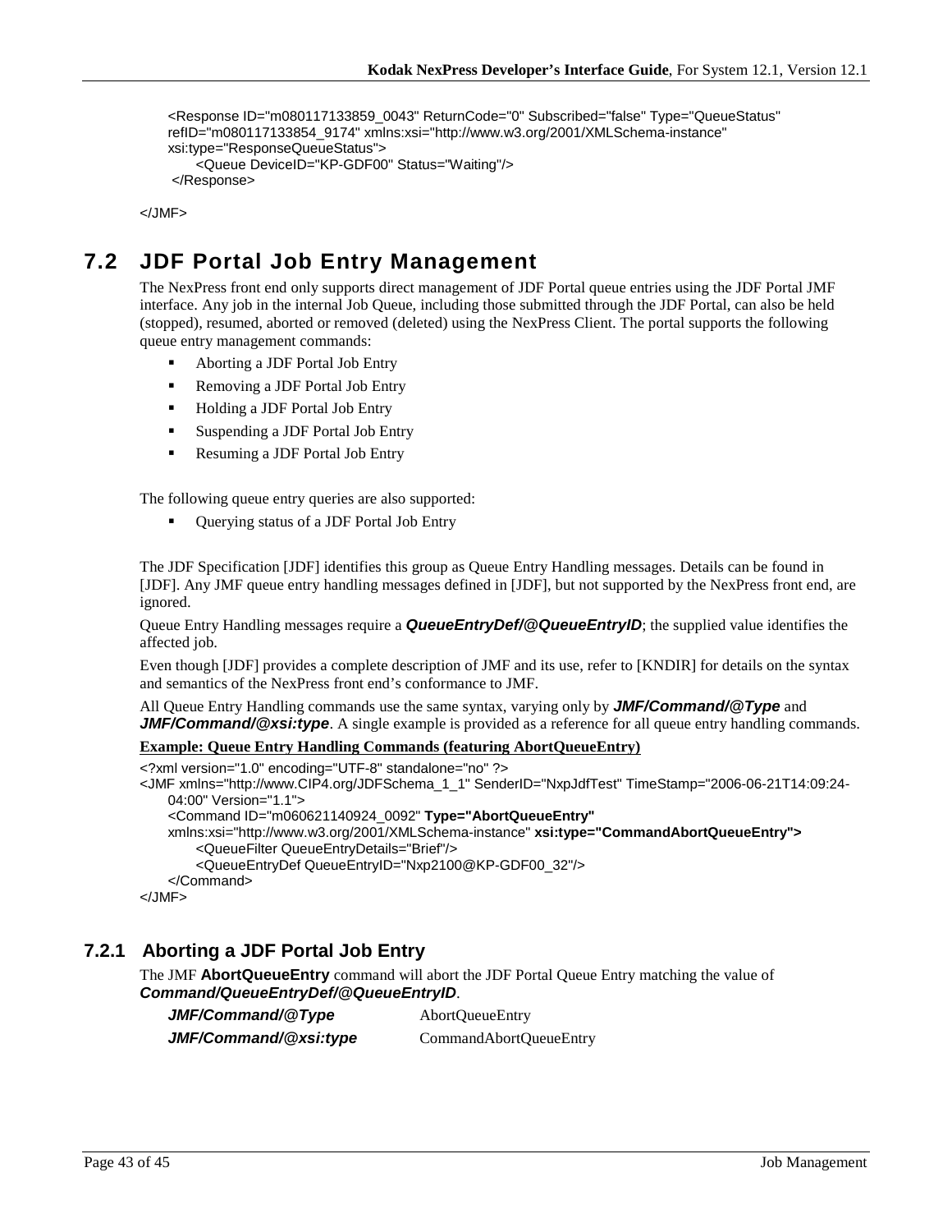```
<Response ID="m080117133859_0043" ReturnCode="0" Subscribed="false" Type="QueueStatus"
refID="m080117133854_9174" xmlns:xsi="http://www.w3.org/2001/XMLSchema-instance"
xsi:type="ResponseQueueStatus">
    <Queue DeviceID="KP-GDF00" Status="Waiting"/>
</Response>

</JMF>
```

## 7.2 JDF Portal Job Entry Management

The NexPress front end only supports direct management of JDF Portal queue entries using the JDF Portal JMF interface. Any job in the internal Job Queue, including those submitted through the JDF Portal, can also be held (stopped), resumed, aborted or removed (deleted) using the NexPress Client. The portal supports the following queue entry management commands:

- Aborting a JDF Portal Job Entry
- Removing a JDF Portal Job Entry
- Holding a JDF Portal Job Entry
- Suspending a JDF Portal Job Entry
- Resuming a JDF Portal Job Entry

The following queue entry queries are also supported:

- Querying status of a JDF Portal Job Entry

The JDF Specification [JDF] identifies this group as Queue Entry Handling messages. Details can be found in [JDF]. Any JMF queue entry handling messages defined in [JDF], but not supported by the NexPress front end, are ignored.

Queue Entry Handling messages require a ***QueueEntryDef/@QueueEntryID***; the supplied value identifies the affected job.

Even though [JDF] provides a complete description of JMF and its use, refer to [KNDIR] for details on the syntax and semantics of the NexPress front end's conformance to JMF.

All Queue Entry Handling commands use the same syntax, varying only by ***JMF/Command/@Type*** and ***JMF/Command/@xsi:type***. A single example is provided as a reference for all queue entry handling commands.

**Example: Queue Entry Handling Commands (featuring AbortQueueEntry)**

```
<?xml version="1.0" encoding="UTF-8" standalone="no" ?>
<JMF xmlns="http://www.CIP4.org/JDFSchema_1_1" SenderID="NxpJdfTest" TimeStamp="2006-06-21T14:09:24-
    04:00" Version="1.1">
    <Command ID="m060621140924_0092" Type="AbortQueueEntry"
    xmlns:xsi="http://www.w3.org/2001/XMLSchema-instance" xsi:type="CommandAbortQueueEntry">
        <QueueFilter QueueEntryDetails="Brief"/>
        <QueueEntryDef QueueEntryID="Nxp2100@KP-GDF00_32"/>
    </Command>
</JMF>
```

### 7.2.1 Aborting a JDF Portal Job Entry

The JMF **AbortQueueEntry** command will abort the JDF Portal Queue Entry matching the value of ***Command/QueueEntryDef/@QueueEntryID***.

| | |
|---|---|
| ***JMF/Command/@Type*** | AbortQueueEntry |
| ***JMF/Command/@xsi:type*** | CommandAbortQueueEntry |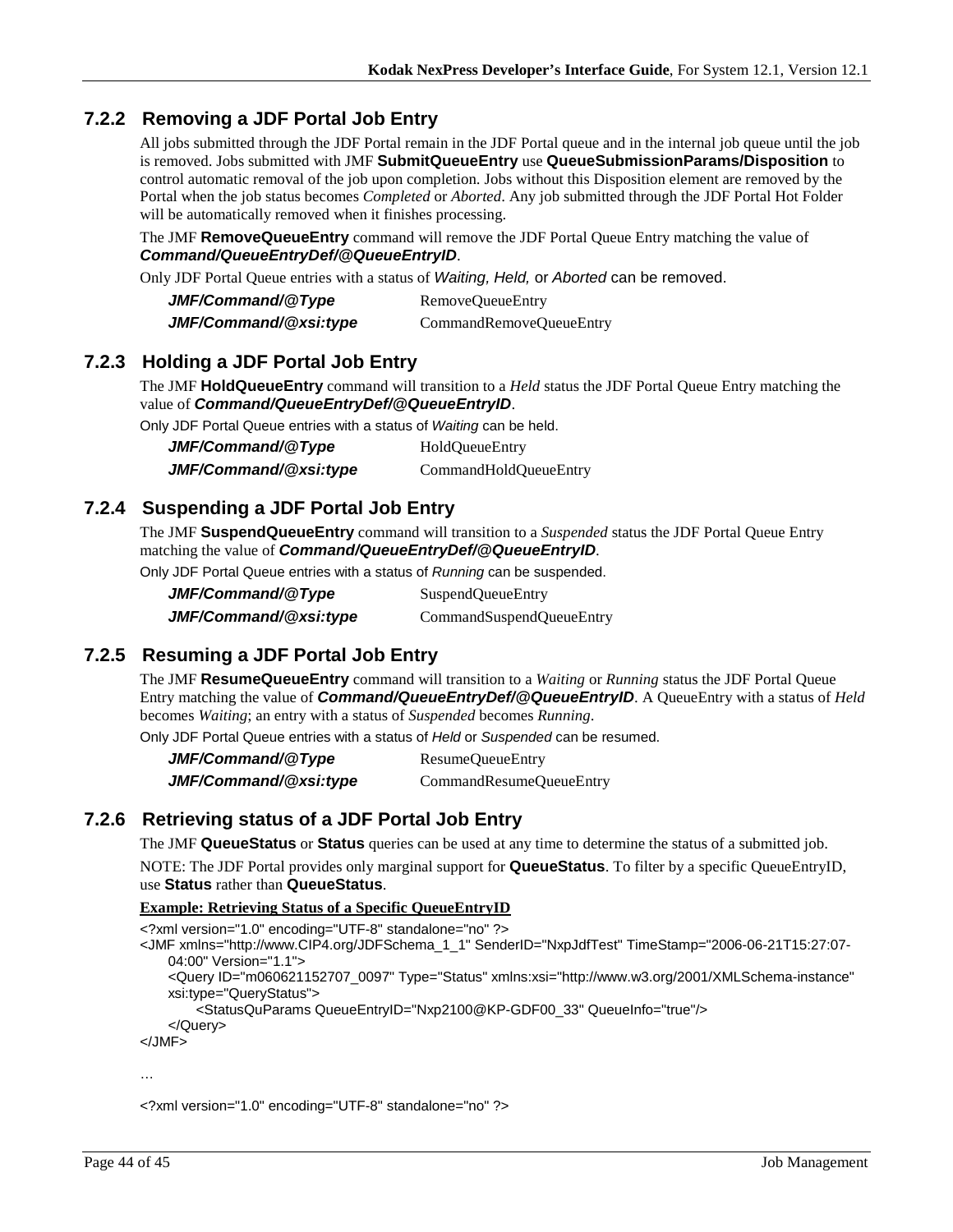### 7.2.2 Removing a JDF Portal Job Entry

All jobs submitted through the JDF Portal remain in the JDF Portal queue and in the internal job queue until the job is removed. Jobs submitted with JMF **SubmitQueueEntry** use **QueueSubmissionParams/Disposition** to control automatic removal of the job upon completion. Jobs without this Disposition element are removed by the Portal when the job status becomes *Completed* or *Aborted*. Any job submitted through the JDF Portal Hot Folder will be automatically removed when it finishes processing.

The JMF **RemoveQueueEntry** command will remove the JDF Portal Queue Entry matching the value of ***Command/QueueEntryDef/@QueueEntryID***.

Only JDF Portal Queue entries with a status of *Waiting, Held,* or *Aborted* can be removed.

| | |
|---|---|
| ***JMF/Command/@Type*** | RemoveQueueEntry |
| ***JMF/Command/@xsi:type*** | CommandRemoveQueueEntry |

### 7.2.3 Holding a JDF Portal Job Entry

The JMF **HoldQueueEntry** command will transition to a *Held* status the JDF Portal Queue Entry matching the value of ***Command/QueueEntryDef/@QueueEntryID***.

Only JDF Portal Queue entries with a status of *Waiting* can be held.

| | |
|---|---|
| ***JMF/Command/@Type*** | HoldQueueEntry |
| ***JMF/Command/@xsi:type*** | CommandHoldQueueEntry |

### 7.2.4 Suspending a JDF Portal Job Entry

The JMF **SuspendQueueEntry** command will transition to a *Suspended* status the JDF Portal Queue Entry matching the value of ***Command/QueueEntryDef/@QueueEntryID***.

Only JDF Portal Queue entries with a status of *Running* can be suspended.

| | |
|---|---|
| ***JMF/Command/@Type*** | SuspendQueueEntry |
| ***JMF/Command/@xsi:type*** | CommandSuspendQueueEntry |

### 7.2.5 Resuming a JDF Portal Job Entry

The JMF **ResumeQueueEntry** command will transition to a *Waiting* or *Running* status the JDF Portal Queue Entry matching the value of ***Command/QueueEntryDef/@QueueEntryID***. A QueueEntry with a status of *Held* becomes *Waiting*; an entry with a status of *Suspended* becomes *Running*.

Only JDF Portal Queue entries with a status of *Held* or *Suspended* can be resumed.

| | |
|---|---|
| ***JMF/Command/@Type*** | ResumeQueueEntry |
| ***JMF/Command/@xsi:type*** | CommandResumeQueueEntry |

### 7.2.6 Retrieving status of a JDF Portal Job Entry

The JMF **QueueStatus** or **Status** queries can be used at any time to determine the status of a submitted job.

NOTE: The JDF Portal provides only marginal support for **QueueStatus**. To filter by a specific QueueEntryID, use **Status** rather than **QueueStatus**.

**Example: Retrieving Status of a Specific QueueEntryID**

```
<?xml version="1.0" encoding="UTF-8" standalone="no" ?>
<JMF xmlns="http://www.CIP4.org/JDFSchema_1_1" SenderID="NxpJdfTest" TimeStamp="2006-06-21T15:27:07-
    04:00" Version="1.1">
    <Query ID="m060621152707_0097" Type="Status" xmlns:xsi="http://www.w3.org/2001/XMLSchema-instance"
    xsi:type="QueryStatus">
        <StatusQuParams QueueEntryID="Nxp2100@KP-GDF00_33" QueueInfo="true"/>
    </Query>
</JMF>

…

<?xml version="1.0" encoding="UTF-8" standalone="no" ?>
```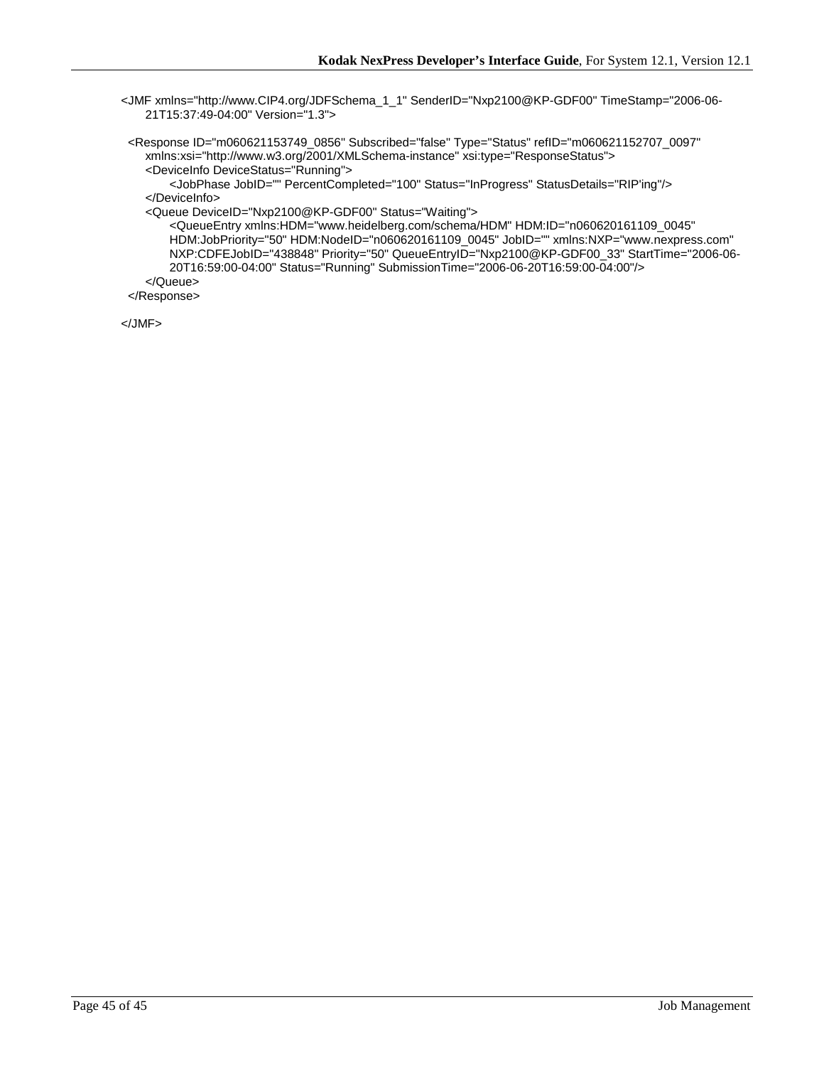```
<JMF xmlns="http://www.CIP4.org/JDFSchema_1_1" SenderID="Nxp2100@KP-GDF00" TimeStamp="2006-06-
    21T15:37:49-04:00" Version="1.3">

  <Response ID="m060621153749_0856" Subscribed="false" Type="Status" refID="m060621152707_0097"
     xmlns:xsi="http://www.w3.org/2001/XMLSchema-instance" xsi:type="ResponseStatus">
     <DeviceInfo DeviceStatus="Running">
         <JobPhase JobID="" PercentCompleted="100" Status="InProgress" StatusDetails="RIP'ing"/>
     </DeviceInfo>
     <Queue DeviceID="Nxp2100@KP-GDF00" Status="Waiting">
         <QueueEntry xmlns:HDM="www.heidelberg.com/schema/HDM" HDM:ID="n060620161109_0045"
         HDM:JobPriority="50" HDM:NodeID="n060620161109_0045" JobID="" xmlns:NXP="www.nexpress.com"
         NXP:CDFEJobID="438848" Priority="50" QueueEntryID="Nxp2100@KP-GDF00_33" StartTime="2006-06-
         20T16:59:00-04:00" Status="Running" SubmissionTime="2006-06-20T16:59:00-04:00"/>
     </Queue>
  </Response>

</JMF>
```